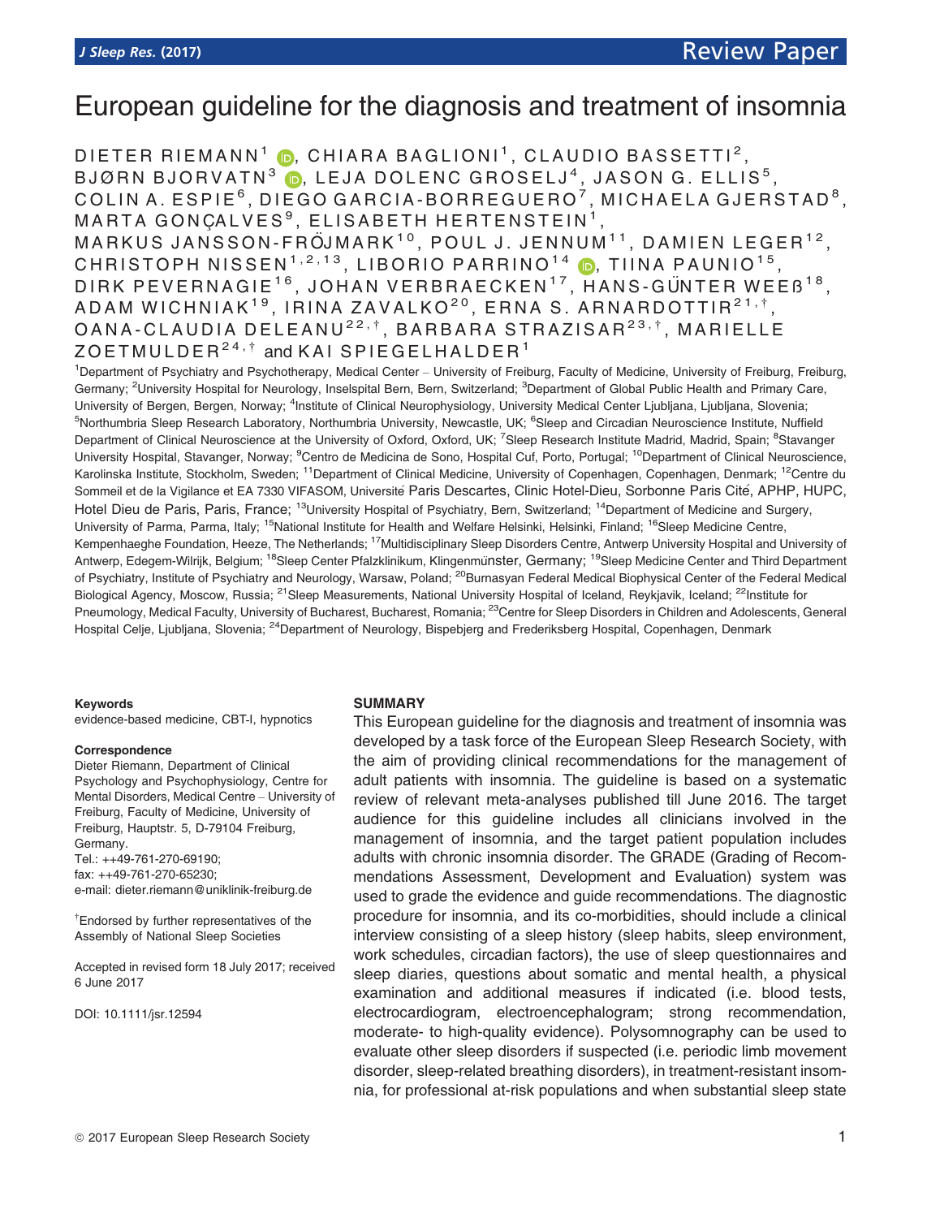# European guideline for the diagnosis and treatment of insomnia

DIETER RIEMANN[1], CHIARA BAGLIONI[1], CLAUDIO BASSETTI[2], BJØRN BJORVATN[3], LEJA DOLENC GROSELJ[4], JASON G. ELLIS[5], COLIN A. ESPIE[6], DIEGO GARCIA-BORREGUERO[7], MICHAELA GJERSTAD[8], MARTA GONÇALVES[9], ELISABETH HERTENSTEIN[1], MARKUS JANSSON-FRÖJMARK[10], POUL J. JENNUM[11], DAMIEN LEGER[12], CHRISTOPH NISSEN[1,2,13], LIBORIO PARRINO[14], TIINA PAUNIO[15], DIRK PEVERNAGIE[16], JOHAN VERBRAECKEN[17], HANS-GÜNTER WEEß[18], ADAM WICHNIAK[19], IRINA ZAVALKO[20], ERNA S. ARNARDOTTIR[21,†], OANA-CLAUDIA DELEANU[22,†], BARBARA STRAZISAR[23,†], MARIELLE ZOETMULDER[24,†] and KAI SPIEGELHALDER[1]

[1]Department of Psychiatry and Psychotherapy, Medical Center – University of Freiburg, Faculty of Medicine, University of Freiburg, Freiburg, Germany; [2]University Hospital for Neurology, Inselspital Bern, Bern, Switzerland; [3]Department of Global Public Health and Primary Care, University of Bergen, Bergen, Norway; [4]Institute of Clinical Neurophysiology, University Medical Center Ljubljana, Ljubljana, Slovenia; [5]Northumbria Sleep Research Laboratory, Northumbria University, Newcastle, UK; [6]Sleep and Circadian Neuroscience Institute, Nuffield Department of Clinical Neuroscience at the University of Oxford, Oxford, UK; [7]Sleep Research Institute Madrid, Madrid, Spain; [8]Stavanger University Hospital, Stavanger, Norway; [9]Centro de Medicina de Sono, Hospital Cuf, Porto, Portugal; [10]Department of Clinical Neuroscience, Karolinska Institute, Stockholm, Sweden; [11]Department of Clinical Medicine, University of Copenhagen, Copenhagen, Denmark; [12]Centre du Sommeil et de la Vigilance et EA 7330 VIFASOM, Université Paris Descartes, Clinic Hotel-Dieu, Sorbonne Paris Cité, APHP, HUPC, Hotel Dieu de Paris, Paris, France; [13]University Hospital of Psychiatry, Bern, Switzerland; [14]Department of Medicine and Surgery, University of Parma, Parma, Italy; [15]National Institute for Health and Welfare Helsinki, Helsinki, Finland; [16]Sleep Medicine Centre, Kempenhaeghe Foundation, Heeze, The Netherlands; [17]Multidisciplinary Sleep Disorders Centre, Antwerp University Hospital and University of Antwerp, Edegem-Wilrijk, Belgium; [18]Sleep Center Pfalzklinikum, Klingenmünster, Germany; [19]Sleep Medicine Center and Third Department of Psychiatry, Institute of Psychiatry and Neurology, Warsaw, Poland; [20]Burnasyan Federal Medical Biophysical Center of the Federal Medical Biological Agency, Moscow, Russia; [21]Sleep Measurements, National University Hospital of Iceland, Reykjavik, Iceland; [22]Institute for Pneumology, Medical Faculty, University of Bucharest, Bucharest, Romania; [23]Centre for Sleep Disorders in Children and Adolescents, General Hospital Celje, Ljubljana, Slovenia; [24]Department of Neurology, Bispebjerg and Frederiksberg Hospital, Copenhagen, Denmark

**Keywords**

evidence-based medicine, CBT-I, hypnotics

**Correspondence**

Dieter Riemann, Department of Clinical Psychology and Psychophysiology, Centre for Mental Disorders, Medical Centre – University of Freiburg, Faculty of Medicine, University of Freiburg, Hauptstr. 5, D-79104 Freiburg, Germany.
Tel.: ++49-761-270-69190;
fax: ++49-761-270-65230;
e-mail: dieter.riemann@uniklinik-freiburg.de

[†]Endorsed by further representatives of the Assembly of National Sleep Societies

Accepted in revised form 18 July 2017; received 6 June 2017

DOI: 10.1111/jsr.12594

## SUMMARY

This European guideline for the diagnosis and treatment of insomnia was developed by a task force of the European Sleep Research Society, with the aim of providing clinical recommendations for the management of adult patients with insomnia. The guideline is based on a systematic review of relevant meta-analyses published till June 2016. The target audience for this guideline includes all clinicians involved in the management of insomnia, and the target patient population includes adults with chronic insomnia disorder. The GRADE (Grading of Recommendations Assessment, Development and Evaluation) system was used to grade the evidence and guide recommendations. The diagnostic procedure for insomnia, and its co-morbidities, should include a clinical interview consisting of a sleep history (sleep habits, sleep environment, work schedules, circadian factors), the use of sleep questionnaires and sleep diaries, questions about somatic and mental health, a physical examination and additional measures if indicated (i.e. blood tests, electrocardiogram, electroencephalogram; strong recommendation, moderate- to high-quality evidence). Polysomnography can be used to evaluate other sleep disorders if suspected (i.e. periodic limb movement disorder, sleep-related breathing disorders), in treatment-resistant insomnia, for professional at-risk populations and when substantial sleep state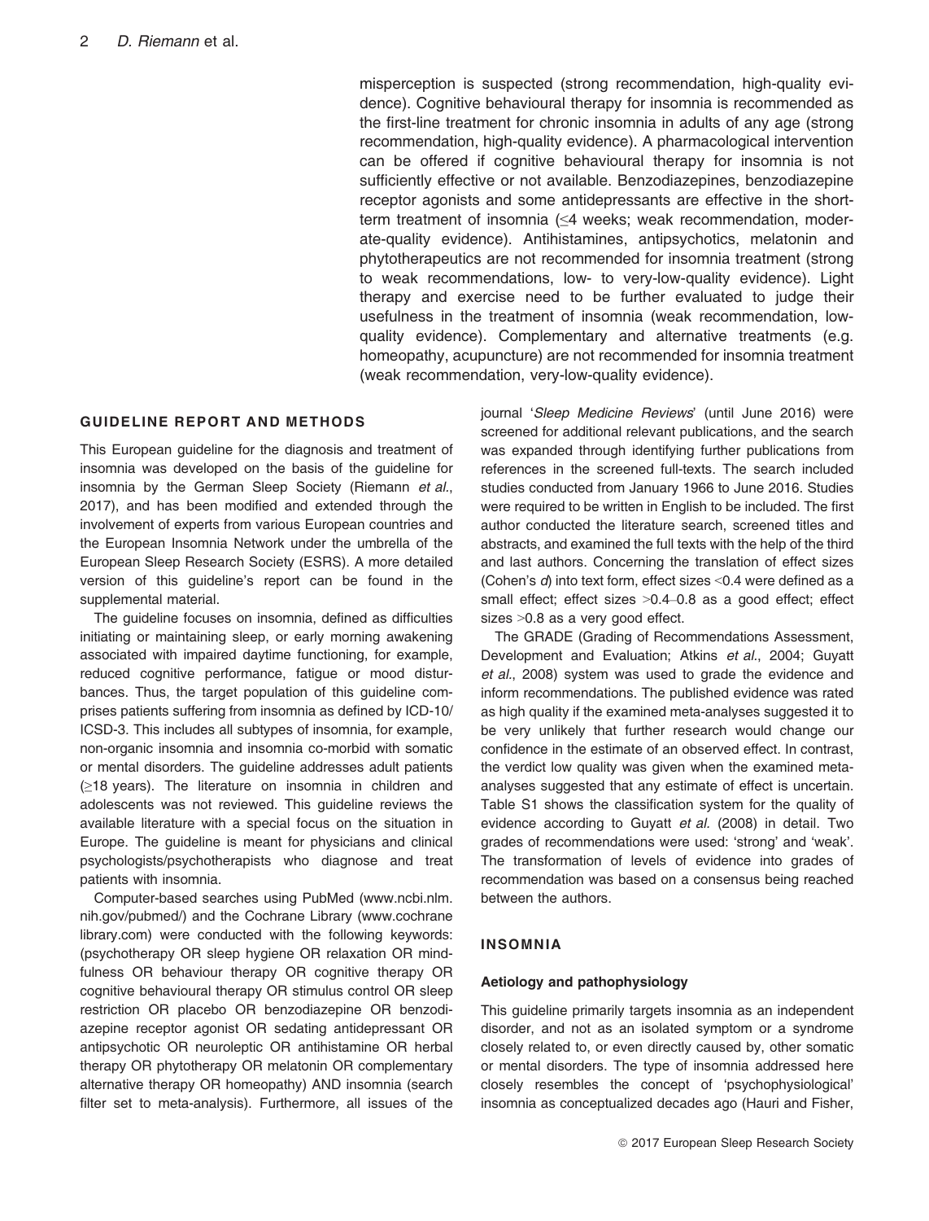misperception is suspected (strong recommendation, high-quality evidence). Cognitive behavioural therapy for insomnia is recommended as the first-line treatment for chronic insomnia in adults of any age (strong recommendation, high-quality evidence). A pharmacological intervention can be offered if cognitive behavioural therapy for insomnia is not sufficiently effective or not available. Benzodiazepines, benzodiazepine receptor agonists and some antidepressants are effective in the short-term treatment of insomnia (≤4 weeks; weak recommendation, moderate-quality evidence). Antihistamines, antipsychotics, melatonin and phytotherapeutics are not recommended for insomnia treatment (strong to weak recommendations, low- to very-low-quality evidence). Light therapy and exercise need to be further evaluated to judge their usefulness in the treatment of insomnia (weak recommendation, low-quality evidence). Complementary and alternative treatments (e.g. homeopathy, acupuncture) are not recommended for insomnia treatment (weak recommendation, very-low-quality evidence).

## GUIDELINE REPORT AND METHODS

This European guideline for the diagnosis and treatment of insomnia was developed on the basis of the guideline for insomnia by the German Sleep Society (Riemann *et al*., 2017), and has been modified and extended through the involvement of experts from various European countries and the European Insomnia Network under the umbrella of the European Sleep Research Society (ESRS). A more detailed version of this guideline's report can be found in the supplemental material.

The guideline focuses on insomnia, defined as difficulties initiating or maintaining sleep, or early morning awakening associated with impaired daytime functioning, for example, reduced cognitive performance, fatigue or mood disturbances. Thus, the target population of this guideline comprises patients suffering from insomnia as defined by ICD-10/ICSD-3. This includes all subtypes of insomnia, for example, non-organic insomnia and insomnia co-morbid with somatic or mental disorders. The guideline addresses adult patients (≥18 years). The literature on insomnia in children and adolescents was not reviewed. This guideline reviews the available literature with a special focus on the situation in Europe. The guideline is meant for physicians and clinical psychologists/psychotherapists who diagnose and treat patients with insomnia.

Computer-based searches using PubMed (www.ncbi.nlm.nih.gov/pubmed/) and the Cochrane Library (www.cochranelibrary.com) were conducted with the following keywords: (psychotherapy OR sleep hygiene OR relaxation OR mindfulness OR behaviour therapy OR cognitive therapy OR cognitive behavioural therapy OR stimulus control OR sleep restriction OR placebo OR benzodiazepine OR benzodiazepine receptor agonist OR sedating antidepressant OR antipsychotic OR neuroleptic OR antihistamine OR herbal therapy OR phytotherapy OR melatonin OR complementary alternative therapy OR homeopathy) AND insomnia (search filter set to meta-analysis). Furthermore, all issues of the journal '*Sleep Medicine Reviews*' (until June 2016) were screened for additional relevant publications, and the search was expanded through identifying further publications from references in the screened full-texts. The search included studies conducted from January 1966 to June 2016. Studies were required to be written in English to be included. The first author conducted the literature search, screened titles and abstracts, and examined the full texts with the help of the third and last authors. Concerning the translation of effect sizes (Cohen's *d*) into text form, effect sizes <0.4 were defined as a small effect; effect sizes >0.4–0.8 as a good effect; effect sizes >0.8 as a very good effect.

The GRADE (Grading of Recommendations Assessment, Development and Evaluation; Atkins *et al*., 2004; Guyatt *et al*., 2008) system was used to grade the evidence and inform recommendations. The published evidence was rated as high quality if the examined meta-analyses suggested it to be very unlikely that further research would change our confidence in the estimate of an observed effect. In contrast, the verdict low quality was given when the examined meta-analyses suggested that any estimate of effect is uncertain. Table S1 shows the classification system for the quality of evidence according to Guyatt *et al.* (2008) in detail. Two grades of recommendations were used: 'strong' and 'weak'. The transformation of levels of evidence into grades of recommendation was based on a consensus being reached between the authors.

## INSOMNIA

### Aetiology and pathophysiology

This guideline primarily targets insomnia as an independent disorder, and not as an isolated symptom or a syndrome closely related to, or even directly caused by, other somatic or mental disorders. The type of insomnia addressed here closely resembles the concept of 'psychophysiological' insomnia as conceptualized decades ago (Hauri and Fisher,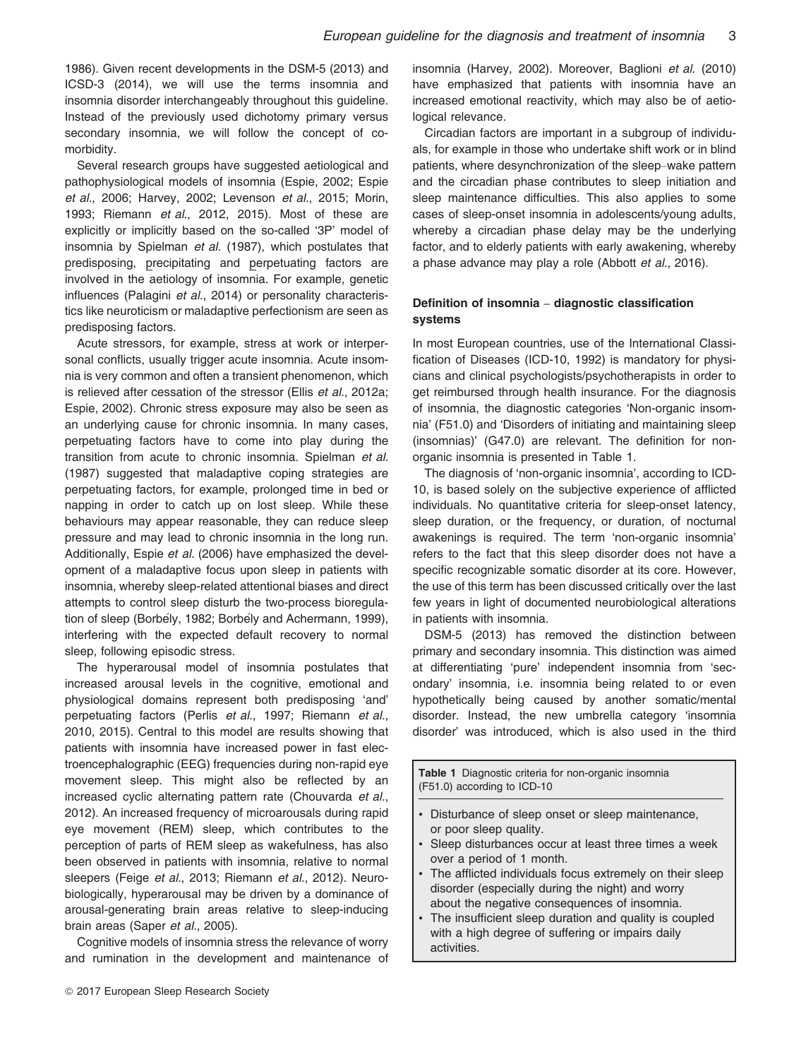1986). Given recent developments in the DSM-5 (2013) and ICSD-3 (2014), we will use the terms insomnia and insomnia disorder interchangeably throughout this guideline. Instead of the previously used dichotomy primary versus secondary insomnia, we will follow the concept of co-morbidity.

Several research groups have suggested aetiological and pathophysiological models of insomnia (Espie, 2002; Espie *et al*., 2006; Harvey, 2002; Levenson *et al*., 2015; Morin, 1993; Riemann *et al*., 2012, 2015). Most of these are explicitly or implicitly based on the so-called '3P' model of insomnia by Spielman *et al.* (1987), which postulates that predisposing, precipitating and perpetuating factors are involved in the aetiology of insomnia. For example, genetic influences (Palagini *et al*., 2014) or personality characteristics like neuroticism or maladaptive perfectionism are seen as predisposing factors.

Acute stressors, for example, stress at work or interpersonal conflicts, usually trigger acute insomnia. Acute insomnia is very common and often a transient phenomenon, which is relieved after cessation of the stressor (Ellis *et al*., 2012a; Espie, 2002). Chronic stress exposure may also be seen as an underlying cause for chronic insomnia. In many cases, perpetuating factors have to come into play during the transition from acute to chronic insomnia. Spielman *et al.* (1987) suggested that maladaptive coping strategies are perpetuating factors, for example, prolonged time in bed or napping in order to catch up on lost sleep. While these behaviours may appear reasonable, they can reduce sleep pressure and may lead to chronic insomnia in the long run. Additionally, Espie *et al.* (2006) have emphasized the development of a maladaptive focus upon sleep in patients with insomnia, whereby sleep-related attentional biases and direct attempts to control sleep disturb the two-process bioregulation of sleep (Borbély, 1982; Borbély and Achermann, 1999), interfering with the expected default recovery to normal sleep, following episodic stress.

The hyperarousal model of insomnia postulates that increased arousal levels in the cognitive, emotional and physiological domains represent both predisposing 'and' perpetuating factors (Perlis *et al*., 1997; Riemann *et al*., 2010, 2015). Central to this model are results showing that patients with insomnia have increased power in fast electroencephalographic (EEG) frequencies during non-rapid eye movement sleep. This might also be reflected by an increased cyclic alternating pattern rate (Chouvarda *et al*., 2012). An increased frequency of microarousals during rapid eye movement (REM) sleep, which contributes to the perception of parts of REM sleep as wakefulness, has also been observed in patients with insomnia, relative to normal sleepers (Feige *et al*., 2013; Riemann *et al*., 2012). Neurobiologically, hyperarousal may be driven by a dominance of arousal-generating brain areas relative to sleep-inducing brain areas (Saper *et al*., 2005).

Cognitive models of insomnia stress the relevance of worry and rumination in the development and maintenance of insomnia (Harvey, 2002). Moreover, Baglioni *et al.* (2010) have emphasized that patients with insomnia have an increased emotional reactivity, which may also be of aetiological relevance.

Circadian factors are important in a subgroup of individuals, for example in those who undertake shift work or in blind patients, where desynchronization of the sleep–wake pattern and the circadian phase contributes to sleep initiation and sleep maintenance difficulties. This also applies to some cases of sleep-onset insomnia in adolescents/young adults, whereby a circadian phase delay may be the underlying factor, and to elderly patients with early awakening, whereby a phase advance may play a role (Abbott *et al*., 2016).

## Definition of insomnia – diagnostic classification systems

In most European countries, use of the International Classification of Diseases (ICD-10, 1992) is mandatory for physicians and clinical psychologists/psychotherapists in order to get reimbursed through health insurance. For the diagnosis of insomnia, the diagnostic categories 'Non-organic insomnia' (F51.0) and 'Disorders of initiating and maintaining sleep (insomnias)' (G47.0) are relevant. The definition for non-organic insomnia is presented in Table 1.

The diagnosis of 'non-organic insomnia', according to ICD-10, is based solely on the subjective experience of afflicted individuals. No quantitative criteria for sleep-onset latency, sleep duration, or the frequency, or duration, of nocturnal awakenings is required. The term 'non-organic insomnia' refers to the fact that this sleep disorder does not have a specific recognizable somatic disorder at its core. However, the use of this term has been discussed critically over the last few years in light of documented neurobiological alterations in patients with insomnia.

DSM-5 (2013) has removed the distinction between primary and secondary insomnia. This distinction was aimed at differentiating 'pure' independent insomnia from 'secondary' insomnia, i.e. insomnia being related to or even hypothetically being caused by another somatic/mental disorder. Instead, the new umbrella category 'insomnia disorder' was introduced, which is also used in the third

**Table 1** Diagnostic criteria for non-organic insomnia (F51.0) according to ICD-10

- Disturbance of sleep onset or sleep maintenance, or poor sleep quality.
- Sleep disturbances occur at least three times a week over a period of 1 month.
- The afflicted individuals focus extremely on their sleep disorder (especially during the night) and worry about the negative consequences of insomnia.
- The insufficient sleep duration and quality is coupled with a high degree of suffering or impairs daily activities.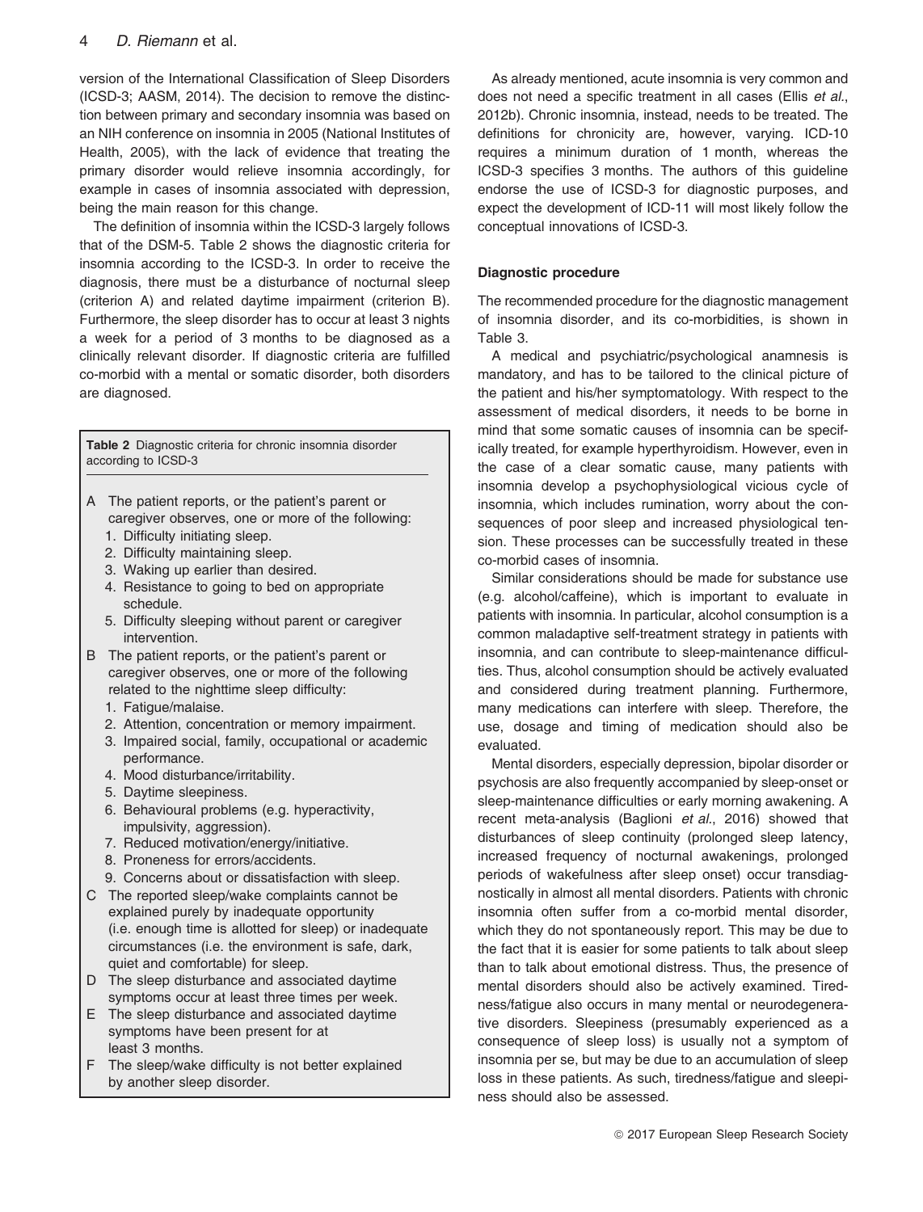version of the International Classification of Sleep Disorders (ICSD-3; AASM, 2014). The decision to remove the distinction between primary and secondary insomnia was based on an NIH conference on insomnia in 2005 (National Institutes of Health, 2005), with the lack of evidence that treating the primary disorder would relieve insomnia accordingly, for example in cases of insomnia associated with depression, being the main reason for this change.

The definition of insomnia within the ICSD-3 largely follows that of the DSM-5. Table 2 shows the diagnostic criteria for insomnia according to the ICSD-3. In order to receive the diagnosis, there must be a disturbance of nocturnal sleep (criterion A) and related daytime impairment (criterion B). Furthermore, the sleep disorder has to occur at least 3 nights a week for a period of 3 months to be diagnosed as a clinically relevant disorder. If diagnostic criteria are fulfilled co-morbid with a mental or somatic disorder, both disorders are diagnosed.

**Table 2** Diagnostic criteria for chronic insomnia disorder according to ICSD-3

- A The patient reports, or the patient's parent or caregiver observes, one or more of the following:
  1. Difficulty initiating sleep.
  2. Difficulty maintaining sleep.
  3. Waking up earlier than desired.
  4. Resistance to going to bed on appropriate schedule.
  5. Difficulty sleeping without parent or caregiver intervention.
- B The patient reports, or the patient's parent or caregiver observes, one or more of the following related to the nighttime sleep difficulty:
  1. Fatigue/malaise.
  2. Attention, concentration or memory impairment.
  3. Impaired social, family, occupational or academic performance.
  4. Mood disturbance/irritability.
  5. Daytime sleepiness.
  6. Behavioural problems (e.g. hyperactivity, impulsivity, aggression).
  7. Reduced motivation/energy/initiative.
  8. Proneness for errors/accidents.
  9. Concerns about or dissatisfaction with sleep.
- C The reported sleep/wake complaints cannot be explained purely by inadequate opportunity (i.e. enough time is allotted for sleep) or inadequate circumstances (i.e. the environment is safe, dark, quiet and comfortable) for sleep.
- D The sleep disturbance and associated daytime symptoms occur at least three times per week.
- E The sleep disturbance and associated daytime symptoms have been present for at least 3 months.
- F The sleep/wake difficulty is not better explained by another sleep disorder.

As already mentioned, acute insomnia is very common and does not need a specific treatment in all cases (Ellis *et al.*, 2012b). Chronic insomnia, instead, needs to be treated. The definitions for chronicity are, however, varying. ICD-10 requires a minimum duration of 1 month, whereas the ICSD-3 specifies 3 months. The authors of this guideline endorse the use of ICSD-3 for diagnostic purposes, and expect the development of ICD-11 will most likely follow the conceptual innovations of ICSD-3.

### Diagnostic procedure

The recommended procedure for the diagnostic management of insomnia disorder, and its co-morbidities, is shown in Table 3.

A medical and psychiatric/psychological anamnesis is mandatory, and has to be tailored to the clinical picture of the patient and his/her symptomatology. With respect to the assessment of medical disorders, it needs to be borne in mind that some somatic causes of insomnia can be specifically treated, for example hyperthyroidism. However, even in the case of a clear somatic cause, many patients with insomnia develop a psychophysiological vicious cycle of insomnia, which includes rumination, worry about the consequences of poor sleep and increased physiological tension. These processes can be successfully treated in these co-morbid cases of insomnia.

Similar considerations should be made for substance use (e.g. alcohol/caffeine), which is important to evaluate in patients with insomnia. In particular, alcohol consumption is a common maladaptive self-treatment strategy in patients with insomnia, and can contribute to sleep-maintenance difficulties. Thus, alcohol consumption should be actively evaluated and considered during treatment planning. Furthermore, many medications can interfere with sleep. Therefore, the use, dosage and timing of medication should also be evaluated.

Mental disorders, especially depression, bipolar disorder or psychosis are also frequently accompanied by sleep-onset or sleep-maintenance difficulties or early morning awakening. A recent meta-analysis (Baglioni *et al.*, 2016) showed that disturbances of sleep continuity (prolonged sleep latency, increased frequency of nocturnal awakenings, prolonged periods of wakefulness after sleep onset) occur transdiagnostically in almost all mental disorders. Patients with chronic insomnia often suffer from a co-morbid mental disorder, which they do not spontaneously report. This may be due to the fact that it is easier for some patients to talk about sleep than to talk about emotional distress. Thus, the presence of mental disorders should also be actively examined. Tiredness/fatigue also occurs in many mental or neurodegenerative disorders. Sleepiness (presumably experienced as a consequence of sleep loss) is usually not a symptom of insomnia per se, but may be due to an accumulation of sleep loss in these patients. As such, tiredness/fatigue and sleepiness should also be assessed.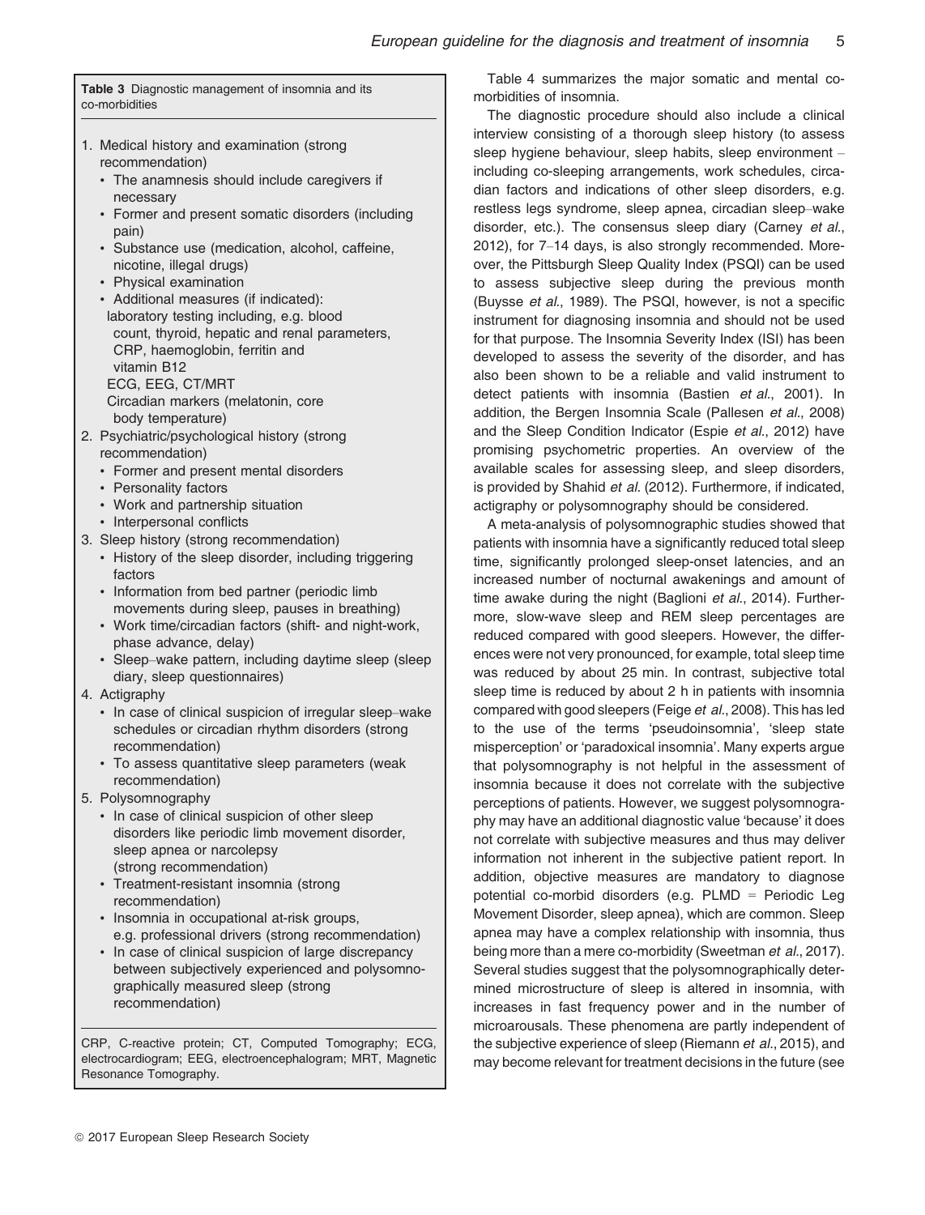**Table 3** Diagnostic management of insomnia and its co-morbidities

1. Medical history and examination (strong recommendation)
   - The anamnesis should include caregivers if necessary
   - Former and present somatic disorders (including pain)
   - Substance use (medication, alcohol, caffeine, nicotine, illegal drugs)
   - Physical examination
   - Additional measures (if indicated):
     laboratory testing including, e.g. blood count, thyroid, hepatic and renal parameters, CRP, haemoglobin, ferritin and vitamin B12
     ECG, EEG, CT/MRT
     Circadian markers (melatonin, core body temperature)
2. Psychiatric/psychological history (strong recommendation)
   - Former and present mental disorders
   - Personality factors
   - Work and partnership situation
   - Interpersonal conflicts
3. Sleep history (strong recommendation)
   - History of the sleep disorder, including triggering factors
   - Information from bed partner (periodic limb movements during sleep, pauses in breathing)
   - Work time/circadian factors (shift- and night-work, phase advance, delay)
   - Sleep–wake pattern, including daytime sleep (sleep diary, sleep questionnaires)
4. Actigraphy
   - In case of clinical suspicion of irregular sleep–wake schedules or circadian rhythm disorders (strong recommendation)
   - To assess quantitative sleep parameters (weak recommendation)
5. Polysomnography
   - In case of clinical suspicion of other sleep disorders like periodic limb movement disorder, sleep apnea or narcolepsy (strong recommendation)
   - Treatment-resistant insomnia (strong recommendation)
   - Insomnia in occupational at-risk groups, e.g. professional drivers (strong recommendation)
   - In case of clinical suspicion of large discrepancy between subjectively experienced and polysomnographically measured sleep (strong recommendation)

CRP, C-reactive protein; CT, Computed Tomography; ECG, electrocardiogram; EEG, electroencephalogram; MRT, Magnetic Resonance Tomography.

Table 4 summarizes the major somatic and mental co-morbidities of insomnia.

The diagnostic procedure should also include a clinical interview consisting of a thorough sleep history (to assess sleep hygiene behaviour, sleep habits, sleep environment – including co-sleeping arrangements, work schedules, circadian factors and indications of other sleep disorders, e.g. restless legs syndrome, sleep apnea, circadian sleep–wake disorder, etc.). The consensus sleep diary (Carney *et al.*, 2012), for 7–14 days, is also strongly recommended. Moreover, the Pittsburgh Sleep Quality Index (PSQI) can be used to assess subjective sleep during the previous month (Buysse *et al.*, 1989). The PSQI, however, is not a specific instrument for diagnosing insomnia and should not be used for that purpose. The Insomnia Severity Index (ISI) has been developed to assess the severity of the disorder, and has also been shown to be a reliable and valid instrument to detect patients with insomnia (Bastien *et al.*, 2001). In addition, the Bergen Insomnia Scale (Pallesen *et al.*, 2008) and the Sleep Condition Indicator (Espie *et al.*, 2012) have promising psychometric properties. An overview of the available scales for assessing sleep, and sleep disorders, is provided by Shahid *et al.* (2012). Furthermore, if indicated, actigraphy or polysomnography should be considered.

A meta-analysis of polysomnographic studies showed that patients with insomnia have a significantly reduced total sleep time, significantly prolonged sleep-onset latencies, and an increased number of nocturnal awakenings and amount of time awake during the night (Baglioni *et al.*, 2014). Furthermore, slow-wave sleep and REM sleep percentages are reduced compared with good sleepers. However, the differences were not very pronounced, for example, total sleep time was reduced by about 25 min. In contrast, subjective total sleep time is reduced by about 2 h in patients with insomnia compared with good sleepers (Feige *et al.*, 2008). This has led to the use of the terms 'pseudoinsomnia', 'sleep state misperception' or 'paradoxical insomnia'. Many experts argue that polysomnography is not helpful in the assessment of insomnia because it does not correlate with the subjective perceptions of patients. However, we suggest polysomnography may have an additional diagnostic value 'because' it does not correlate with subjective measures and thus may deliver information not inherent in the subjective patient report. In addition, objective measures are mandatory to diagnose potential co-morbid disorders (e.g. PLMD = Periodic Leg Movement Disorder, sleep apnea), which are common. Sleep apnea may have a complex relationship with insomnia, thus being more than a mere co-morbidity (Sweetman *et al.*, 2017). Several studies suggest that the polysomnographically determined microstructure of sleep is altered in insomnia, with increases in fast frequency power and in the number of microarousals. These phenomena are partly independent of the subjective experience of sleep (Riemann *et al.*, 2015), and may become relevant for treatment decisions in the future (see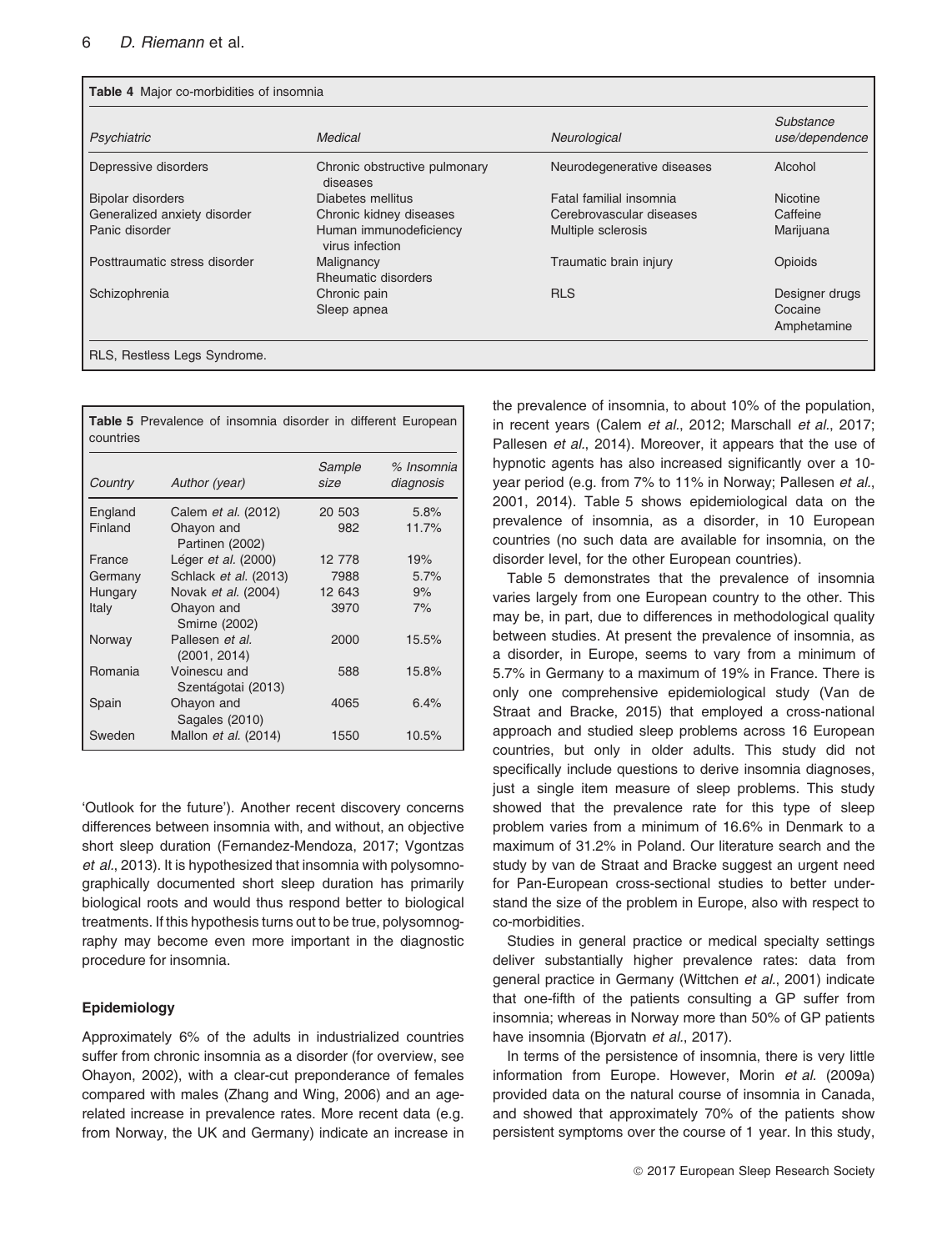**Table 4** Major co-morbidities of insomnia

| *Psychiatric* | *Medical* | *Neurological* | *Substance use/dependence* |
|---|---|---|---|
| Depressive disorders | Chronic obstructive pulmonary diseases | Neurodegenerative diseases | Alcohol |
| Bipolar disorders | Diabetes mellitus | Fatal familial insomnia | Nicotine |
| Generalized anxiety disorder | Chronic kidney diseases | Cerebrovascular diseases | Caffeine |
| Panic disorder | Human immunodeficiency virus infection | Multiple sclerosis | Marijuana |
| Posttraumatic stress disorder | Malignancy<br>Rheumatic disorders | Traumatic brain injury | Opioids |
| Schizophrenia | Chronic pain<br>Sleep apnea | RLS | Designer drugs<br>Cocaine<br>Amphetamine |

RLS, Restless Legs Syndrome.

**Table 5** Prevalence of insomnia disorder in different European countries

| *Country* | *Author (year)* | *Sample size* | *% Insomnia diagnosis* |
|---|---|---|---|
| England | Calem *et al.* (2012) | 20 503 | 5.8% |
| Finland | Ohayon and Partinen (2002) | 982 | 11.7% |
| France | Léger *et al.* (2000) | 12 778 | 19% |
| Germany | Schlack *et al.* (2013) | 7988 | 5.7% |
| Hungary | Novak *et al.* (2004) | 12 643 | 9% |
| Italy | Ohayon and Smirne (2002) | 3970 | 7% |
| Norway | Pallesen *et al.* (2001, 2014) | 2000 | 15.5% |
| Romania | Voinescu and Szentágotai (2013) | 588 | 15.8% |
| Spain | Ohayon and Sagales (2010) | 4065 | 6.4% |
| Sweden | Mallon *et al.* (2014) | 1550 | 10.5% |

'Outlook for the future'). Another recent discovery concerns differences between insomnia with, and without, an objective short sleep duration (Fernandez-Mendoza, 2017; Vgontzas *et al.*, 2013). It is hypothesized that insomnia with polysomnographically documented short sleep duration has primarily biological roots and would thus respond better to biological treatments. If this hypothesis turns out to be true, polysomnography may become even more important in the diagnostic procedure for insomnia.

### Epidemiology

Approximately 6% of the adults in industrialized countries suffer from chronic insomnia as a disorder (for overview, see Ohayon, 2002), with a clear-cut preponderance of females compared with males (Zhang and Wing, 2006) and an age-related increase in prevalence rates. More recent data (e.g. from Norway, the UK and Germany) indicate an increase in the prevalence of insomnia, to about 10% of the population, in recent years (Calem *et al.*, 2012; Marschall *et al.*, 2017; Pallesen *et al.*, 2014). Moreover, it appears that the use of hypnotic agents has also increased significantly over a 10-year period (e.g. from 7% to 11% in Norway; Pallesen *et al.*, 2001, 2014). Table 5 shows epidemiological data on the prevalence of insomnia, as a disorder, in 10 European countries (no such data are available for insomnia, on the disorder level, for the other European countries).

Table 5 demonstrates that the prevalence of insomnia varies largely from one European country to the other. This may be, in part, due to differences in methodological quality between studies. At present the prevalence of insomnia, as a disorder, in Europe, seems to vary from a minimum of 5.7% in Germany to a maximum of 19% in France. There is only one comprehensive epidemiological study (Van de Straat and Bracke, 2015) that employed a cross-national approach and studied sleep problems across 16 European countries, but only in older adults. This study did not specifically include questions to derive insomnia diagnoses, just a single item measure of sleep problems. This study showed that the prevalence rate for this type of sleep problem varies from a minimum of 16.6% in Denmark to a maximum of 31.2% in Poland. Our literature search and the study by van de Straat and Bracke suggest an urgent need for Pan-European cross-sectional studies to better understand the size of the problem in Europe, also with respect to co-morbidities.

Studies in general practice or medical specialty settings deliver substantially higher prevalence rates: data from general practice in Germany (Wittchen *et al.*, 2001) indicate that one-fifth of the patients consulting a GP suffer from insomnia; whereas in Norway more than 50% of GP patients have insomnia (Bjorvatn *et al.*, 2017).

In terms of the persistence of insomnia, there is very little information from Europe. However, Morin *et al.* (2009a) provided data on the natural course of insomnia in Canada, and showed that approximately 70% of the patients show persistent symptoms over the course of 1 year. In this study,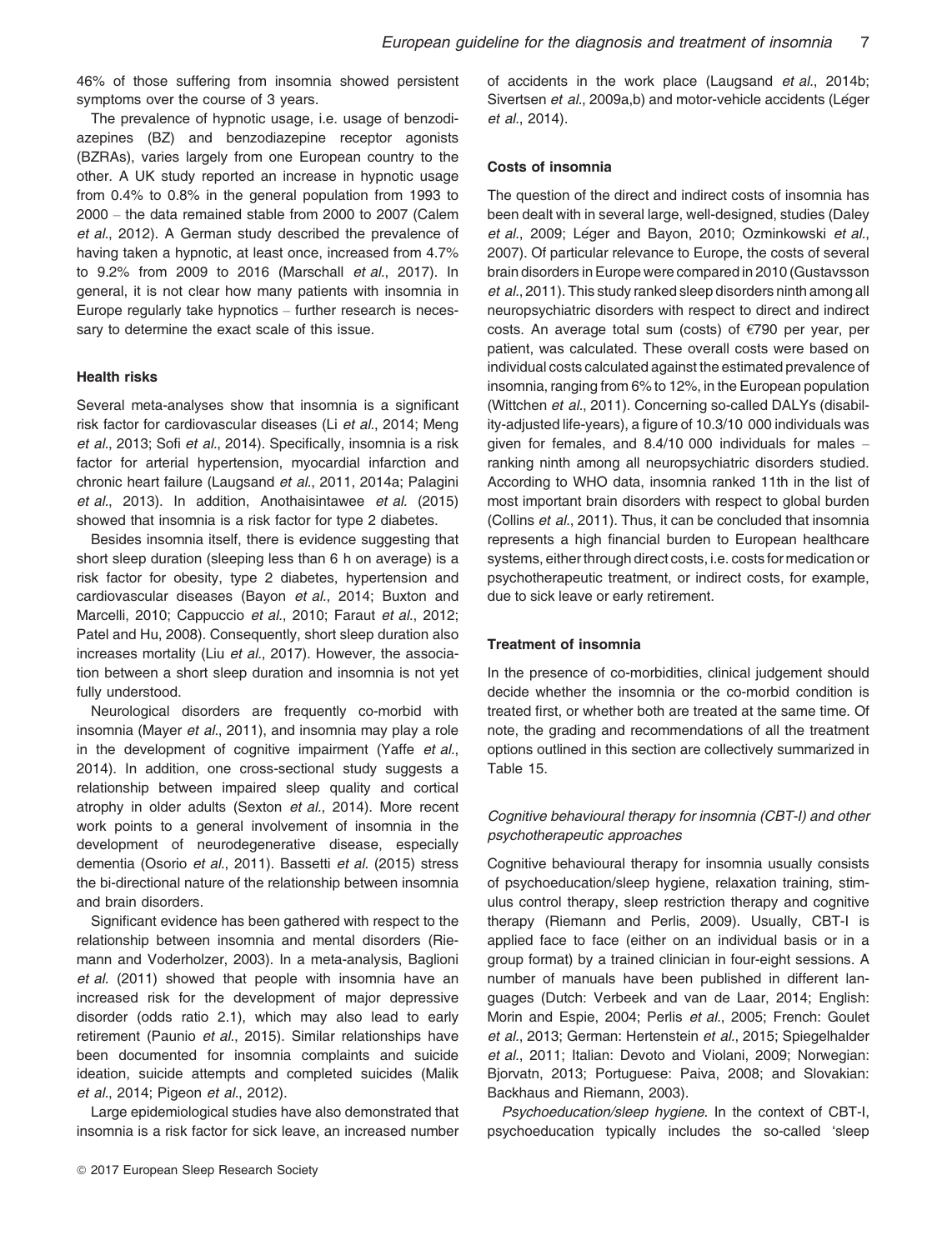46% of those suffering from insomnia showed persistent symptoms over the course of 3 years.

The prevalence of hypnotic usage, i.e. usage of benzodiazepines (BZ) and benzodiazepine receptor agonists (BZRAs), varies largely from one European country to the other. A UK study reported an increase in hypnotic usage from 0.4% to 0.8% in the general population from 1993 to 2000 – the data remained stable from 2000 to 2007 (Calem *et al*., 2012). A German study described the prevalence of having taken a hypnotic, at least once, increased from 4.7% to 9.2% from 2009 to 2016 (Marschall *et al.*, 2017). In general, it is not clear how many patients with insomnia in Europe regularly take hypnotics – further research is necessary to determine the exact scale of this issue.

#### Health risks

Several meta-analyses show that insomnia is a significant risk factor for cardiovascular diseases (Li *et al*., 2014; Meng *et al*., 2013; Sofi *et al*., 2014). Specifically, insomnia is a risk factor for arterial hypertension, myocardial infarction and chronic heart failure (Laugsand *et al*., 2011, 2014a; Palagini *et al*., 2013). In addition, Anothaisintawee *et al.* (2015) showed that insomnia is a risk factor for type 2 diabetes.

Besides insomnia itself, there is evidence suggesting that short sleep duration (sleeping less than 6 h on average) is a risk factor for obesity, type 2 diabetes, hypertension and cardiovascular diseases (Bayon *et al*., 2014; Buxton and Marcelli, 2010; Cappuccio *et al*., 2010; Faraut *et al*., 2012; Patel and Hu, 2008). Consequently, short sleep duration also increases mortality (Liu *et al*., 2017). However, the association between a short sleep duration and insomnia is not yet fully understood.

Neurological disorders are frequently co-morbid with insomnia (Mayer *et al*., 2011), and insomnia may play a role in the development of cognitive impairment (Yaffe *et al*., 2014). In addition, one cross-sectional study suggests a relationship between impaired sleep quality and cortical atrophy in older adults (Sexton *et al*., 2014). More recent work points to a general involvement of insomnia in the development of neurodegenerative disease, especially dementia (Osorio *et al*., 2011). Bassetti *et al.* (2015) stress the bi-directional nature of the relationship between insomnia and brain disorders.

Significant evidence has been gathered with respect to the relationship between insomnia and mental disorders (Riemann and Voderholzer, 2003). In a meta-analysis, Baglioni *et al.* (2011) showed that people with insomnia have an increased risk for the development of major depressive disorder (odds ratio 2.1), which may also lead to early retirement (Paunio *et al*., 2015). Similar relationships have been documented for insomnia complaints and suicide ideation, suicide attempts and completed suicides (Malik *et al*., 2014; Pigeon *et al*., 2012).

Large epidemiological studies have also demonstrated that insomnia is a risk factor for sick leave, an increased number of accidents in the work place (Laugsand *et al*., 2014b; Sivertsen *et al*., 2009a,b) and motor-vehicle accidents (Léger *et al*., 2014).

#### Costs of insomnia

The question of the direct and indirect costs of insomnia has been dealt with in several large, well-designed, studies (Daley *et al*., 2009; Léger and Bayon, 2010; Ozminkowski *et al*., 2007). Of particular relevance to Europe, the costs of several brain disorders in Europe were compared in 2010 (Gustavsson *et al*., 2011). This study ranked sleep disorders ninth among all neuropsychiatric disorders with respect to direct and indirect costs. An average total sum (costs) of €790 per year, per patient, was calculated. These overall costs were based on individual costs calculated against the estimated prevalence of insomnia, ranging from 6% to 12%, in the European population (Wittchen *et al*., 2011). Concerning so-called DALYs (disability-adjusted life-years), a figure of 10.3/10 000 individuals was given for females, and 8.4/10 000 individuals for males – ranking ninth among all neuropsychiatric disorders studied. According to WHO data, insomnia ranked 11th in the list of most important brain disorders with respect to global burden (Collins *et al*., 2011). Thus, it can be concluded that insomnia represents a high financial burden to European healthcare systems, either through direct costs, i.e. costs for medication or psychotherapeutic treatment, or indirect costs, for example, due to sick leave or early retirement.

#### Treatment of insomnia

In the presence of co-morbidities, clinical judgement should decide whether the insomnia or the co-morbid condition is treated first, or whether both are treated at the same time. Of note, the grading and recommendations of all the treatment options outlined in this section are collectively summarized in Table 15.

##### *Cognitive behavioural therapy for insomnia (CBT-I) and other psychotherapeutic approaches*

Cognitive behavioural therapy for insomnia usually consists of psychoeducation/sleep hygiene, relaxation training, stimulus control therapy, sleep restriction therapy and cognitive therapy (Riemann and Perlis, 2009). Usually, CBT-I is applied face to face (either on an individual basis or in a group format) by a trained clinician in four-eight sessions. A number of manuals have been published in different languages (Dutch: Verbeek and van de Laar, 2014; English: Morin and Espie, 2004; Perlis *et al*., 2005; French: Goulet *et al*., 2013; German: Hertenstein *et al*., 2015; Spiegelhalder *et al*., 2011; Italian: Devoto and Violani, 2009; Norwegian: Bjorvatn, 2013; Portuguese: Paiva, 2008; and Slovakian: Backhaus and Riemann, 2003).

*Psychoeducation/sleep hygiene*. In the context of CBT-I, psychoeducation typically includes the so-called 'sleep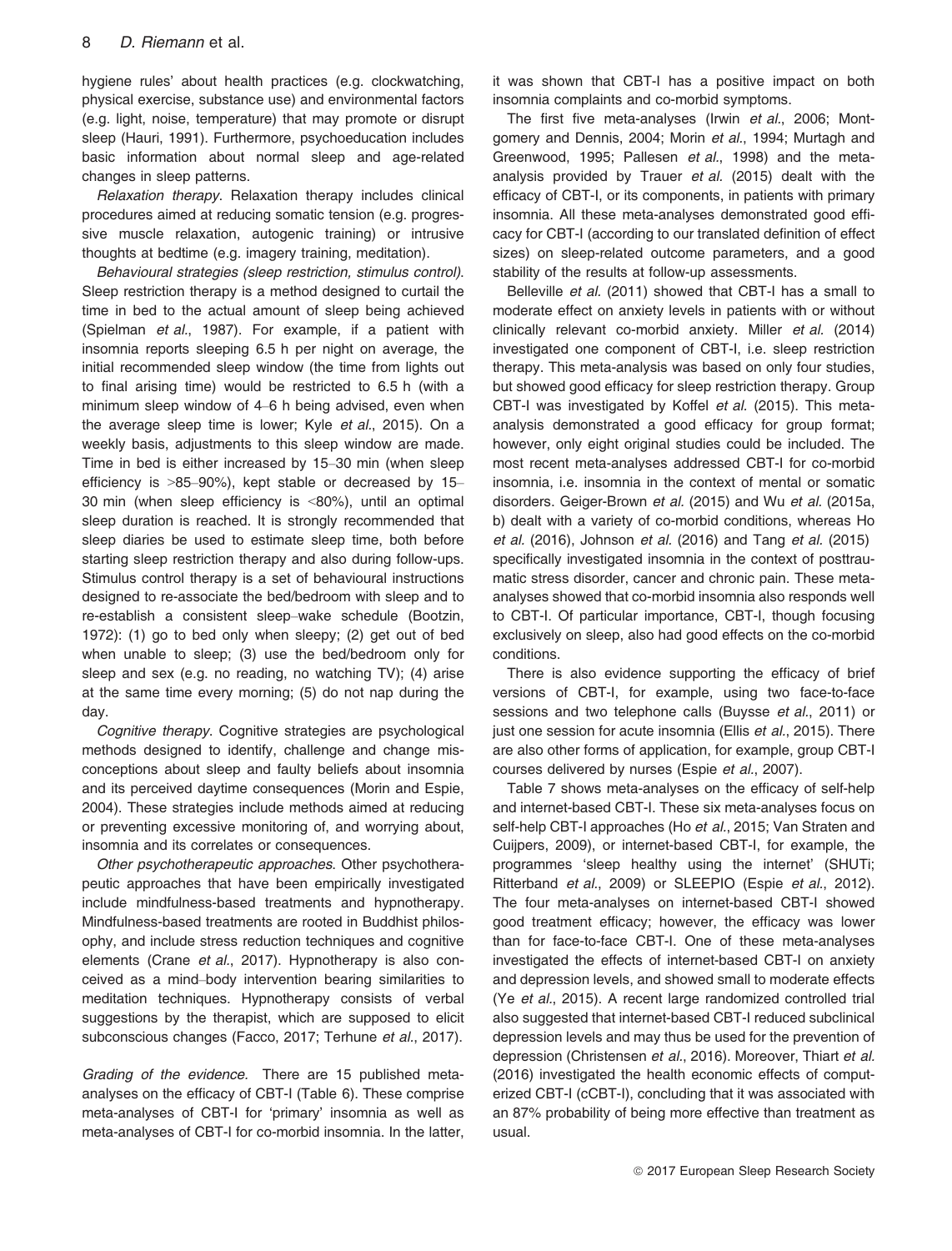hygiene rules' about health practices (e.g. clockwatching, physical exercise, substance use) and environmental factors (e.g. light, noise, temperature) that may promote or disrupt sleep (Hauri, 1991). Furthermore, psychoeducation includes basic information about normal sleep and age-related changes in sleep patterns.

*Relaxation therapy*. Relaxation therapy includes clinical procedures aimed at reducing somatic tension (e.g. progressive muscle relaxation, autogenic training) or intrusive thoughts at bedtime (e.g. imagery training, meditation).

*Behavioural strategies (sleep restriction, stimulus control)*. Sleep restriction therapy is a method designed to curtail the time in bed to the actual amount of sleep being achieved (Spielman *et al*., 1987). For example, if a patient with insomnia reports sleeping 6.5 h per night on average, the initial recommended sleep window (the time from lights out to final arising time) would be restricted to 6.5 h (with a minimum sleep window of 4–6 h being advised, even when the average sleep time is lower; Kyle *et al*., 2015). On a weekly basis, adjustments to this sleep window are made. Time in bed is either increased by 15–30 min (when sleep efficiency is >85–90%), kept stable or decreased by 15–30 min (when sleep efficiency is <80%), until an optimal sleep duration is reached. It is strongly recommended that sleep diaries be used to estimate sleep time, both before starting sleep restriction therapy and also during follow-ups. Stimulus control therapy is a set of behavioural instructions designed to re-associate the bed/bedroom with sleep and to re-establish a consistent sleep–wake schedule (Bootzin, 1972): (1) go to bed only when sleepy; (2) get out of bed when unable to sleep; (3) use the bed/bedroom only for sleep and sex (e.g. no reading, no watching TV); (4) arise at the same time every morning; (5) do not nap during the day.

*Cognitive therapy*. Cognitive strategies are psychological methods designed to identify, challenge and change misconceptions about sleep and faulty beliefs about insomnia and its perceived daytime consequences (Morin and Espie, 2004). These strategies include methods aimed at reducing or preventing excessive monitoring of, and worrying about, insomnia and its correlates or consequences.

*Other psychotherapeutic approaches*. Other psychotherapeutic approaches that have been empirically investigated include mindfulness-based treatments and hypnotherapy. Mindfulness-based treatments are rooted in Buddhist philosophy, and include stress reduction techniques and cognitive elements (Crane *et al*., 2017). Hypnotherapy is also conceived as a mind–body intervention bearing similarities to meditation techniques. Hypnotherapy consists of verbal suggestions by the therapist, which are supposed to elicit subconscious changes (Facco, 2017; Terhune *et al*., 2017).

*Grading of the evidence.* There are 15 published meta-analyses on the efficacy of CBT-I (Table 6). These comprise meta-analyses of CBT-I for 'primary' insomnia as well as meta-analyses of CBT-I for co-morbid insomnia. In the latter, it was shown that CBT-I has a positive impact on both insomnia complaints and co-morbid symptoms.

The first five meta-analyses (Irwin *et al*., 2006; Montgomery and Dennis, 2004; Morin *et al*., 1994; Murtagh and Greenwood, 1995; Pallesen *et al*., 1998) and the meta-analysis provided by Trauer *et al.* (2015) dealt with the efficacy of CBT-I, or its components, in patients with primary insomnia. All these meta-analyses demonstrated good efficacy for CBT-I (according to our translated definition of effect sizes) on sleep-related outcome parameters, and a good stability of the results at follow-up assessments.

Belleville *et al.* (2011) showed that CBT-I has a small to moderate effect on anxiety levels in patients with or without clinically relevant co-morbid anxiety. Miller *et al.* (2014) investigated one component of CBT-I, i.e. sleep restriction therapy. This meta-analysis was based on only four studies, but showed good efficacy for sleep restriction therapy. Group CBT-I was investigated by Koffel *et al.* (2015). This meta-analysis demonstrated a good efficacy for group format; however, only eight original studies could be included. The most recent meta-analyses addressed CBT-I for co-morbid insomnia, i.e. insomnia in the context of mental or somatic disorders. Geiger-Brown *et al.* (2015) and Wu *et al.* (2015a, b) dealt with a variety of co-morbid conditions, whereas Ho *et al.* (2016), Johnson *et al.* (2016) and Tang *et al.* (2015) specifically investigated insomnia in the context of posttraumatic stress disorder, cancer and chronic pain. These meta-analyses showed that co-morbid insomnia also responds well to CBT-I. Of particular importance, CBT-I, though focusing exclusively on sleep, also had good effects on the co-morbid conditions.

There is also evidence supporting the efficacy of brief versions of CBT-I, for example, using two face-to-face sessions and two telephone calls (Buysse *et al*., 2011) or just one session for acute insomnia (Ellis *et al*., 2015). There are also other forms of application, for example, group CBT-I courses delivered by nurses (Espie *et al*., 2007).

Table 7 shows meta-analyses on the efficacy of self-help and internet-based CBT-I. These six meta-analyses focus on self-help CBT-I approaches (Ho *et al*., 2015; Van Straten and Cuijpers, 2009), or internet-based CBT-I, for example, the programmes 'sleep healthy using the internet' (SHUTi; Ritterband *et al*., 2009) or SLEEPIO (Espie *et al*., 2012). The four meta-analyses on internet-based CBT-I showed good treatment efficacy; however, the efficacy was lower than for face-to-face CBT-I. One of these meta-analyses investigated the effects of internet-based CBT-I on anxiety and depression levels, and showed small to moderate effects (Ye *et al*., 2015). A recent large randomized controlled trial also suggested that internet-based CBT-I reduced subclinical depression levels and may thus be used for the prevention of depression (Christensen *et al*., 2016). Moreover, Thiart *et al.* (2016) investigated the health economic effects of computerized CBT-I (cCBT-I), concluding that it was associated with an 87% probability of being more effective than treatment as usual.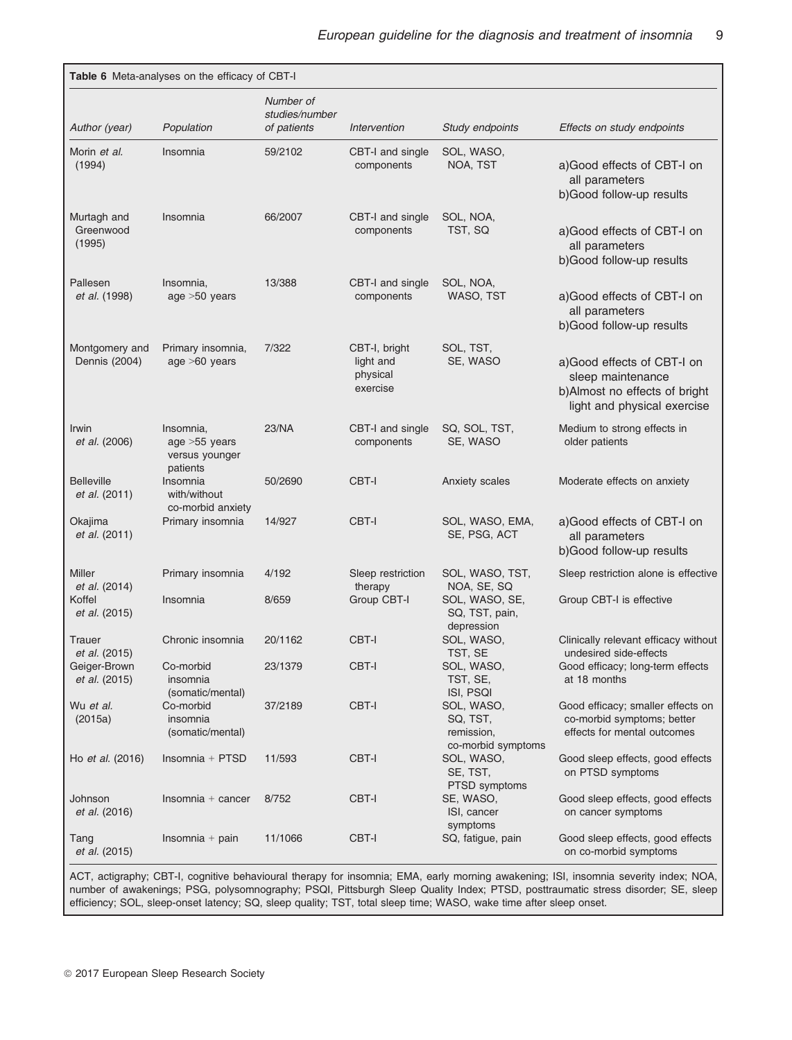**Table 6** Meta-analyses on the efficacy of CBT-I

| Author (year) | Population | Number of studies/number of patients | Intervention | Study endpoints | Effects on study endpoints |
|---|---|---|---|---|---|
| Morin *et al.* (1994) | Insomnia | 59/2102 | CBT-I and single components | SOL, WASO, NOA, TST | a)Good effects of CBT-I on all parameters b)Good follow-up results |
| Murtagh and Greenwood (1995) | Insomnia | 66/2007 | CBT-I and single components | SOL, NOA, TST, SQ | a)Good effects of CBT-I on all parameters b)Good follow-up results |
| Pallesen *et al.* (1998) | Insomnia, age >50 years | 13/388 | CBT-I and single components | SOL, NOA, WASO, TST | a)Good effects of CBT-I on all parameters b)Good follow-up results |
| Montgomery and Dennis (2004) | Primary insomnia, age >60 years | 7/322 | CBT-I, bright light and physical exercise | SOL, TST, SE, WASO | a)Good effects of CBT-I on sleep maintenance b)Almost no effects of bright light and physical exercise |
| Irwin *et al.* (2006) | Insomnia, age >55 years versus younger patients | 23/NA | CBT-I and single components | SQ, SOL, TST, SE, WASO | Medium to strong effects in older patients |
| Belleville *et al.* (2011) | Insomnia with/without co-morbid anxiety | 50/2690 | CBT-I | Anxiety scales | Moderate effects on anxiety |
| Okajima *et al.* (2011) | Primary insomnia | 14/927 | CBT-I | SOL, WASO, EMA, SE, PSG, ACT | a)Good effects of CBT-I on all parameters b)Good follow-up results |
| Miller *et al.* (2014) | Primary insomnia | 4/192 | Sleep restriction therapy | SOL, WASO, TST, NOA, SE, SQ | Sleep restriction alone is effective |
| Koffel *et al.* (2015) | Insomnia | 8/659 | Group CBT-I | SOL, WASO, SE, SQ, TST, pain, depression | Group CBT-I is effective |
| Trauer *et al.* (2015) | Chronic insomnia | 20/1162 | CBT-I | SOL, WASO, TST, SE | Clinically relevant efficacy without undesired side-effects |
| Geiger-Brown *et al.* (2015) | Co-morbid insomnia (somatic/mental) | 23/1379 | CBT-I | SOL, WASO, TST, SE, ISI, PSQI | Good efficacy; long-term effects at 18 months |
| Wu *et al.* (2015a) | Co-morbid insomnia (somatic/mental) | 37/2189 | CBT-I | SOL, WASO, SQ, TST, remission, co-morbid symptoms | Good efficacy; smaller effects on co-morbid symptoms; better effects for mental outcomes |
| Ho *et al.* (2016) | Insomnia + PTSD | 11/593 | CBT-I | SOL, WASO, SE, TST, PTSD symptoms | Good sleep effects, good effects on PTSD symptoms |
| Johnson *et al.* (2016) | Insomnia + cancer | 8/752 | CBT-I | SE, WASO, ISI, cancer symptoms | Good sleep effects, good effects on cancer symptoms |
| Tang *et al.* (2015) | Insomnia + pain | 11/1066 | CBT-I | SQ, fatigue, pain | Good sleep effects, good effects on co-morbid symptoms |

ACT, actigraphy; CBT-I, cognitive behavioural therapy for insomnia; EMA, early morning awakening; ISI, insomnia severity index; NOA, number of awakenings; PSG, polysomnography; PSQI, Pittsburgh Sleep Quality Index; PTSD, posttraumatic stress disorder; SE, sleep efficiency; SOL, sleep-onset latency; SQ, sleep quality; TST, total sleep time; WASO, wake time after sleep onset.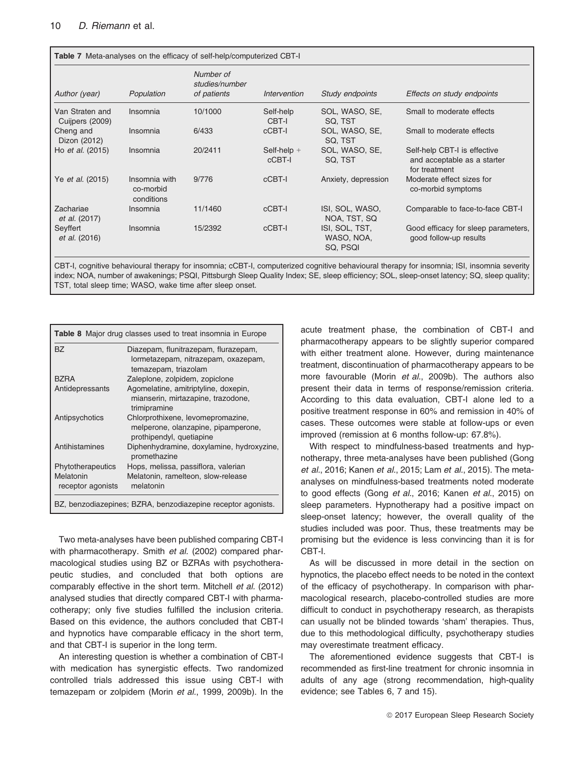**Table 7** Meta-analyses on the efficacy of self-help/computerized CBT-I

| Author (year) | Population | Number of studies/number of patients | Intervention | Study endpoints | Effects on study endpoints |
|---|---|---|---|---|---|
| Van Straten and Cuijpers (2009) | Insomnia | 10/1000 | Self-help CBT-I | SOL, WASO, SE, SQ, TST | Small to moderate effects |
| Cheng and Dizon (2012) | Insomnia | 6/433 | cCBT-I | SOL, WASO, SE, SQ, TST | Small to moderate effects |
| Ho *et al.* (2015) | Insomnia | 20/2411 | Self-help + cCBT-I | SOL, WASO, SE, SQ, TST | Self-help CBT-I is effective and acceptable as a starter for treatment |
| Ye *et al.* (2015) | Insomnia with co-morbid conditions | 9/776 | cCBT-I | Anxiety, depression | Moderate effect sizes for co-morbid symptoms |
| Zachariae *et al.* (2017) | Insomnia | 11/1460 | cCBT-I | ISI, SOL, WASO, NOA, TST, SQ | Comparable to face-to-face CBT-I |
| Seyffert *et al.* (2016) | Insomnia | 15/2392 | cCBT-I | ISI, SOL, TST, WASO, NOA, SQ, PSQI | Good efficacy for sleep parameters, good follow-up results |

CBT-I, cognitive behavioural therapy for insomnia; cCBT-I, computerized cognitive behavioural therapy for insomnia; ISI, insomnia severity index; NOA, number of awakenings; PSQI, Pittsburgh Sleep Quality Index; SE, sleep efficiency; SOL, sleep-onset latency; SQ, sleep quality; TST, total sleep time; WASO, wake time after sleep onset.

**Table 8** Major drug classes used to treat insomnia in Europe

| | |
|---|---|
| BZ | Diazepam, flunitrazepam, flurazepam, lormetazepam, nitrazepam, oxazepam, temazepam, triazolam |
| BZRA | Zaleplone, zolpidem, zopiclone |
| Antidepressants | Agomelatine, amitriptyline, doxepin, mianserin, mirtazapine, trazodone, trimipramine |
| Antipsychotics | Chlorprothixene, levomepromazine, melperone, olanzapine, pipamperone, prothipendyl, quetiapine |
| Antihistamines | Diphenhydramine, doxylamine, hydroxyzine, promethazine |
| Phytotherapeutics | Hops, melissa, passiflora, valerian |
| Melatonin receptor agonists | Melatonin, ramelteon, slow-release melatonin |

BZ, benzodiazepines; BZRA, benzodiazepine receptor agonists.

Two meta-analyses have been published comparing CBT-I with pharmacotherapy. Smith *et al.* (2002) compared pharmacological studies using BZ or BZRAs with psychotherapeutic studies, and concluded that both options are comparably effective in the short term. Mitchell *et al.* (2012) analysed studies that directly compared CBT-I with pharmacotherapy; only five studies fulfilled the inclusion criteria. Based on this evidence, the authors concluded that CBT-I and hypnotics have comparable efficacy in the short term, and that CBT-I is superior in the long term.

An interesting question is whether a combination of CBT-I with medication has synergistic effects. Two randomized controlled trials addressed this issue using CBT-I with temazepam or zolpidem (Morin *et al.*, 1999, 2009b). In the acute treatment phase, the combination of CBT-I and pharmacotherapy appears to be slightly superior compared with either treatment alone. However, during maintenance treatment, discontinuation of pharmacotherapy appears to be more favourable (Morin *et al.*, 2009b). The authors also present their data in terms of response/remission criteria. According to this data evaluation, CBT-I alone led to a positive treatment response in 60% and remission in 40% of cases. These outcomes were stable at follow-ups or even improved (remission at 6 months follow-up: 67.8%).

With respect to mindfulness-based treatments and hypnotherapy, three meta-analyses have been published (Gong *et al.*, 2016; Kanen *et al.*, 2015; Lam *et al.*, 2015). The meta-analyses on mindfulness-based treatments noted moderate to good effects (Gong *et al.*, 2016; Kanen *et al.*, 2015) on sleep parameters. Hypnotherapy had a positive impact on sleep-onset latency; however, the overall quality of the studies included was poor. Thus, these treatments may be promising but the evidence is less convincing than it is for CBT-I.

As will be discussed in more detail in the section on hypnotics, the placebo effect needs to be noted in the context of the efficacy of psychotherapy. In comparison with pharmacological research, placebo-controlled studies are more difficult to conduct in psychotherapy research, as therapists can usually not be blinded towards 'sham' therapies. Thus, due to this methodological difficulty, psychotherapy studies may overestimate treatment efficacy.

The aforementioned evidence suggests that CBT-I is recommended as first-line treatment for chronic insomnia in adults of any age (strong recommendation, high-quality evidence; see Tables 6, 7 and 15).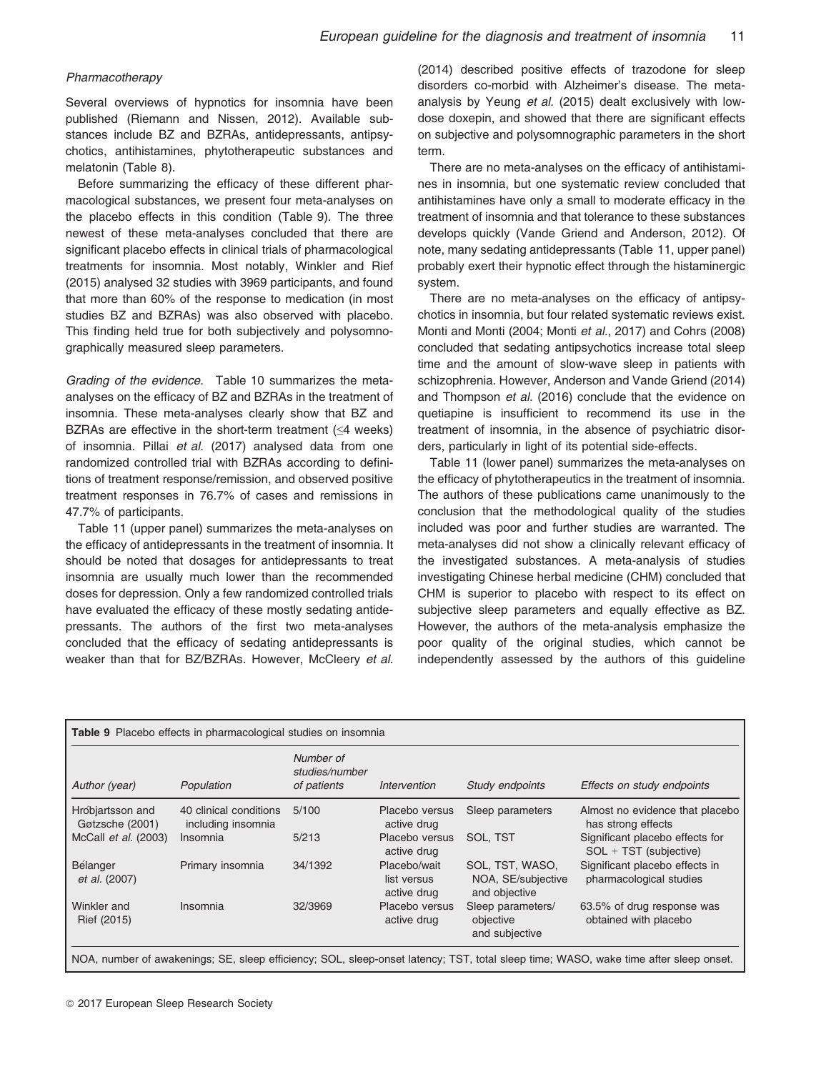### *Pharmacotherapy*

Several overviews of hypnotics for insomnia have been published (Riemann and Nissen, 2012). Available substances include BZ and BZRAs, antidepressants, antipsychotics, antihistamines, phytotherapeutic substances and melatonin (Table 8).

Before summarizing the efficacy of these different pharmacological substances, we present four meta-analyses on the placebo effects in this condition (Table 9). The three newest of these meta-analyses concluded that there are significant placebo effects in clinical trials of pharmacological treatments for insomnia. Most notably, Winkler and Rief (2015) analysed 32 studies with 3969 participants, and found that more than 60% of the response to medication (in most studies BZ and BZRAs) was also observed with placebo. This finding held true for both subjectively and polysomnographically measured sleep parameters.

*Grading of the evidence.* Table 10 summarizes the meta-analyses on the efficacy of BZ and BZRAs in the treatment of insomnia. These meta-analyses clearly show that BZ and BZRAs are effective in the short-term treatment (≤4 weeks) of insomnia. Pillai *et al.* (2017) analysed data from one randomized controlled trial with BZRAs according to definitions of treatment response/remission, and observed positive treatment responses in 76.7% of cases and remissions in 47.7% of participants.

Table 11 (upper panel) summarizes the meta-analyses on the efficacy of antidepressants in the treatment of insomnia. It should be noted that dosages for antidepressants to treat insomnia are usually much lower than the recommended doses for depression. Only a few randomized controlled trials have evaluated the efficacy of these mostly sedating antidepressants. The authors of the first two meta-analyses concluded that the efficacy of sedating antidepressants is weaker than that for BZ/BZRAs. However, McCleery *et al.* (2014) described positive effects of trazodone for sleep disorders co-morbid with Alzheimer's disease. The meta-analysis by Yeung *et al.* (2015) dealt exclusively with low-dose doxepin, and showed that there are significant effects on subjective and polysomnographic parameters in the short term.

There are no meta-analyses on the efficacy of antihistamines in insomnia, but one systematic review concluded that antihistamines have only a small to moderate efficacy in the treatment of insomnia and that tolerance to these substances develops quickly (Vande Griend and Anderson, 2012). Of note, many sedating antidepressants (Table 11, upper panel) probably exert their hypnotic effect through the histaminergic system.

There are no meta-analyses on the efficacy of antipsychotics in insomnia, but four related systematic reviews exist. Monti and Monti (2004; Monti *et al.*, 2017) and Cohrs (2008) concluded that sedating antipsychotics increase total sleep time and the amount of slow-wave sleep in patients with schizophrenia. However, Anderson and Vande Griend (2014) and Thompson *et al.* (2016) conclude that the evidence on quetiapine is insufficient to recommend its use in the treatment of insomnia, in the absence of psychiatric disorders, particularly in light of its potential side-effects.

Table 11 (lower panel) summarizes the meta-analyses on the efficacy of phytotherapeutics in the treatment of insomnia. The authors of these publications came unanimously to the conclusion that the methodological quality of the studies included was poor and further studies are warranted. The meta-analyses did not show a clinically relevant efficacy of the investigated substances. A meta-analysis of studies investigating Chinese herbal medicine (CHM) concluded that CHM is superior to placebo with respect to its effect on subjective sleep parameters and equally effective as BZ. However, the authors of the meta-analysis emphasize the poor quality of the original studies, which cannot be independently assessed by the authors of this guideline

**Table 9** Placebo effects in pharmacological studies on insomnia

| *Author (year)* | *Population* | *Number of studies/number of patients* | *Intervention* | *Study endpoints* | *Effects on study endpoints* |
|---|---|---|---|---|---|
| Hróbjartsson and Gøtzsche (2001) | 40 clinical conditions including insomnia | 5/100 | Placebo versus active drug | Sleep parameters | Almost no evidence that placebo has strong effects |
| McCall *et al.* (2003) | Insomnia | 5/213 | Placebo versus active drug | SOL, TST | Significant placebo effects for SOL + TST (subjective) |
| Bélanger *et al.* (2007) | Primary insomnia | 34/1392 | Placebo/wait list versus active drug | SOL, TST, WASO, NOA, SE/subjective and objective | Significant placebo effects in pharmacological studies |
| Winkler and Rief (2015) | Insomnia | 32/3969 | Placebo versus active drug | Sleep parameters/ objective and subjective | 63.5% of drug response was obtained with placebo |

NOA, number of awakenings; SE, sleep efficiency; SOL, sleep-onset latency; TST, total sleep time; WASO, wake time after sleep onset.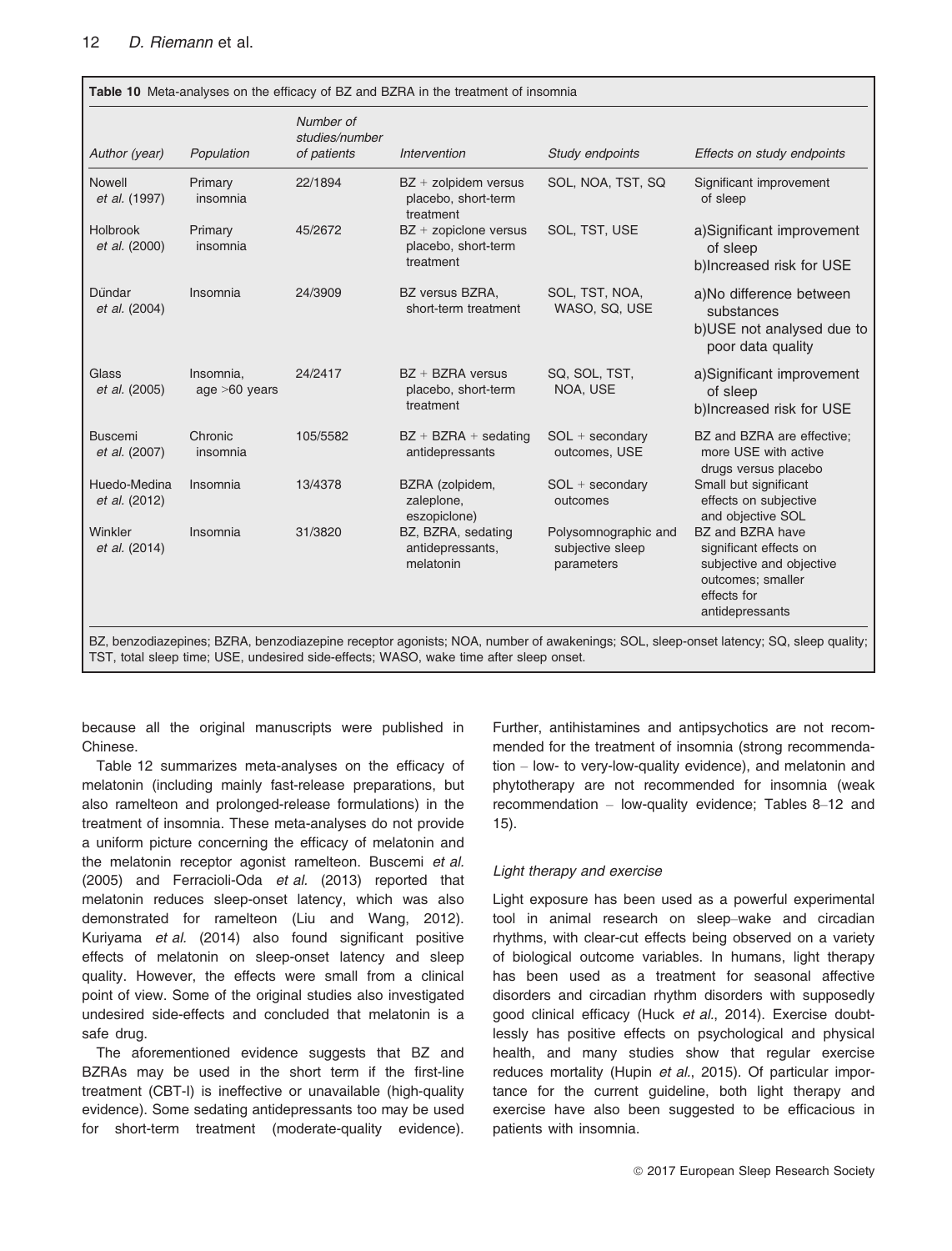**Table 10** Meta-analyses on the efficacy of BZ and BZRA in the treatment of insomnia

| Author (year) | Population | Number of studies/number of patients | Intervention | Study endpoints | Effects on study endpoints |
|---|---|---|---|---|---|
| Nowell *et al.* (1997) | Primary insomnia | 22/1894 | BZ + zolpidem versus placebo, short-term treatment | SOL, NOA, TST, SQ | Significant improvement of sleep |
| Holbrook *et al.* (2000) | Primary insomnia | 45/2672 | BZ + zopiclone versus placebo, short-term treatment | SOL, TST, USE | a)Significant improvement of sleep b)Increased risk for USE |
| Dündar *et al.* (2004) | Insomnia | 24/3909 | BZ versus BZRA, short-term treatment | SOL, TST, NOA, WASO, SQ, USE | a)No difference between substances b)USE not analysed due to poor data quality |
| Glass *et al.* (2005) | Insomnia, age >60 years | 24/2417 | BZ + BZRA versus placebo, short-term treatment | SQ, SOL, TST, NOA, USE | a)Significant improvement of sleep b)Increased risk for USE |
| Buscemi *et al.* (2007) | Chronic insomnia | 105/5582 | BZ + BZRA + sedating antidepressants | SOL + secondary outcomes, USE | BZ and BZRA are effective; more USE with active drugs versus placebo |
| Huedo-Medina *et al.* (2012) | Insomnia | 13/4378 | BZRA (zolpidem, zaleplone, eszopiclone) | SOL + secondary outcomes | Small but significant effects on subjective and objective SOL |
| Winkler *et al.* (2014) | Insomnia | 31/3820 | BZ, BZRA, sedating antidepressants, melatonin | Polysomnographic and subjective sleep parameters | BZ and BZRA have significant effects on subjective and objective outcomes; smaller effects for antidepressants |

BZ, benzodiazepines; BZRA, benzodiazepine receptor agonists; NOA, number of awakenings; SOL, sleep-onset latency; SQ, sleep quality; TST, total sleep time; USE, undesired side-effects; WASO, wake time after sleep onset.

because all the original manuscripts were published in Chinese.

Table 12 summarizes meta-analyses on the efficacy of melatonin (including mainly fast-release preparations, but also ramelteon and prolonged-release formulations) in the treatment of insomnia. These meta-analyses do not provide a uniform picture concerning the efficacy of melatonin and the melatonin receptor agonist ramelteon. Buscemi *et al.* (2005) and Ferracioli-Oda *et al.* (2013) reported that melatonin reduces sleep-onset latency, which was also demonstrated for ramelteon (Liu and Wang, 2012). Kuriyama *et al.* (2014) also found significant positive effects of melatonin on sleep-onset latency and sleep quality. However, the effects were small from a clinical point of view. Some of the original studies also investigated undesired side-effects and concluded that melatonin is a safe drug.

The aforementioned evidence suggests that BZ and BZRAs may be used in the short term if the first-line treatment (CBT-I) is ineffective or unavailable (high-quality evidence). Some sedating antidepressants too may be used for short-term treatment (moderate-quality evidence). Further, antihistamines and antipsychotics are not recommended for the treatment of insomnia (strong recommendation – low- to very-low-quality evidence), and melatonin and phytotherapy are not recommended for insomnia (weak recommendation – low-quality evidence; Tables 8–12 and 15).

### *Light therapy and exercise*

Light exposure has been used as a powerful experimental tool in animal research on sleep–wake and circadian rhythms, with clear-cut effects being observed on a variety of biological outcome variables. In humans, light therapy has been used as a treatment for seasonal affective disorders and circadian rhythm disorders with supposedly good clinical efficacy (Huck *et al.*, 2014). Exercise doubtlessly has positive effects on psychological and physical health, and many studies show that regular exercise reduces mortality (Hupin *et al.*, 2015). Of particular importance for the current guideline, both light therapy and exercise have also been suggested to be efficacious in patients with insomnia.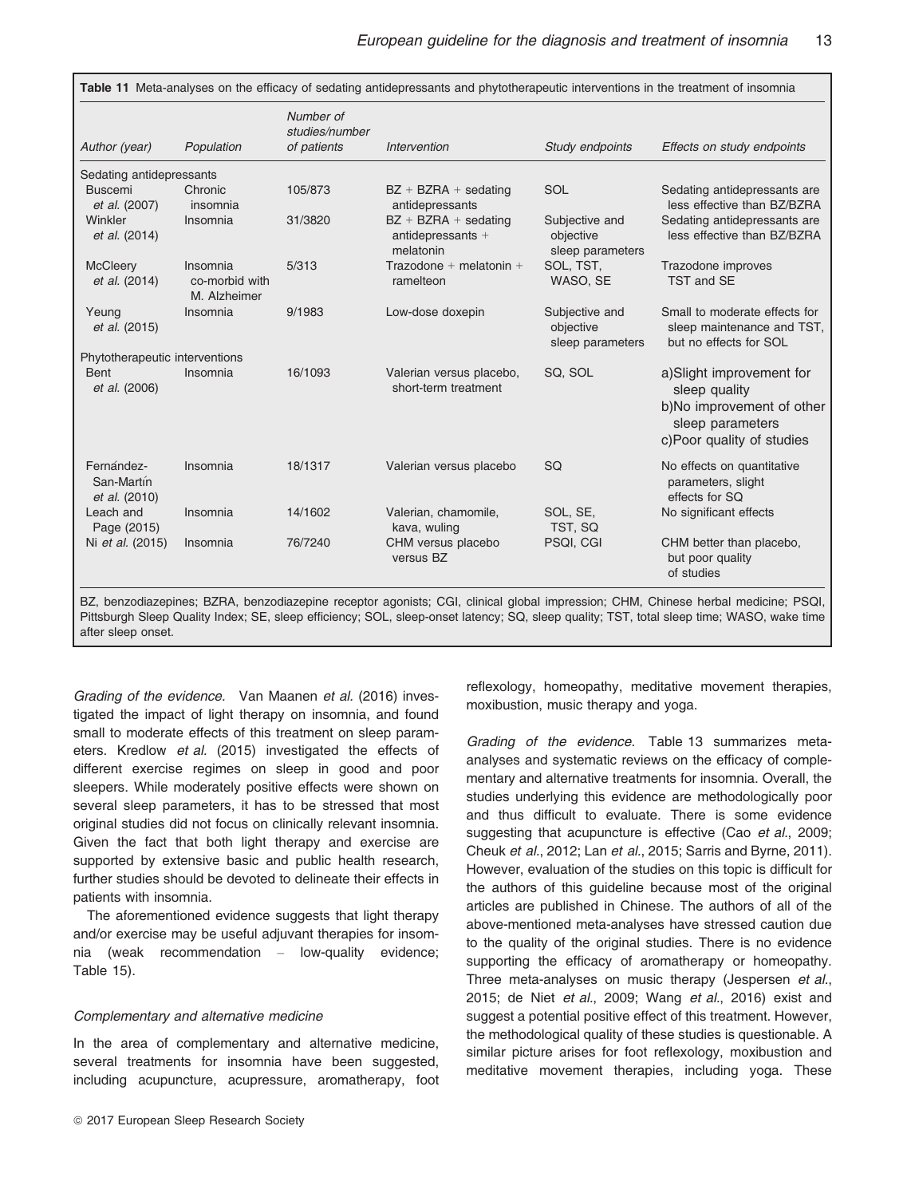**Table 11** Meta-analyses on the efficacy of sedating antidepressants and phytotherapeutic interventions in the treatment of insomnia

| Author (year) | Population | Number of studies/number of patients | Intervention | Study endpoints | Effects on study endpoints |
|---|---|---|---|---|---|
| Sedating antidepressants | | | | | |
| Buscemi *et al.* (2007) | Chronic insomnia | 105/873 | BZ + BZRA + sedating antidepressants | SOL | Sedating antidepressants are less effective than BZ/BZRA |
| Winkler *et al.* (2014) | Insomnia | 31/3820 | BZ + BZRA + sedating antidepressants + melatonin | Subjective and objective sleep parameters | Sedating antidepressants are less effective than BZ/BZRA |
| McCleery *et al.* (2014) | Insomnia co-morbid with M. Alzheimer | 5/313 | Trazodone + melatonin + ramelteon | SOL, TST, WASO, SE | Trazodone improves TST and SE |
| Yeung *et al.* (2015) | Insomnia | 9/1983 | Low-dose doxepin | Subjective and objective sleep parameters | Small to moderate effects for sleep maintenance and TST, but no effects for SOL |
| Phytotherapeutic interventions | | | | | |
| Bent *et al.* (2006) | Insomnia | 16/1093 | Valerian versus placebo, short-term treatment | SQ, SOL | a) Slight improvement for sleep quality<br>b) No improvement of other sleep parameters<br>c) Poor quality of studies |
| Fernández-San-Martín *et al.* (2010) | Insomnia | 18/1317 | Valerian versus placebo | SQ | No effects on quantitative parameters, slight effects for SQ |
| Leach and Page (2015) | Insomnia | 14/1602 | Valerian, chamomile, kava, wuling | SOL, SE, TST, SQ | No significant effects |
| Ni *et al.* (2015) | Insomnia | 76/7240 | CHM versus placebo versus BZ | PSQI, CGI | CHM better than placebo, but poor quality of studies |

BZ, benzodiazepines; BZRA, benzodiazepine receptor agonists; CGI, clinical global impression; CHM, Chinese herbal medicine; PSQI, Pittsburgh Sleep Quality Index; SE, sleep efficiency; SOL, sleep-onset latency; SQ, sleep quality; TST, total sleep time; WASO, wake time after sleep onset.

*Grading of the evidence.* Van Maanen *et al.* (2016) investigated the impact of light therapy on insomnia, and found small to moderate effects of this treatment on sleep parameters. Kredlow *et al.* (2015) investigated the effects of different exercise regimes on sleep in good and poor sleepers. While moderately positive effects were shown on several sleep parameters, it has to be stressed that most original studies did not focus on clinically relevant insomnia. Given the fact that both light therapy and exercise are supported by extensive basic and public health research, further studies should be devoted to delineate their effects in patients with insomnia.

The aforementioned evidence suggests that light therapy and/or exercise may be useful adjuvant therapies for insomnia (weak recommendation – low-quality evidence; Table 15).

*Complementary and alternative medicine*

In the area of complementary and alternative medicine, several treatments for insomnia have been suggested, including acupuncture, acupressure, aromatherapy, foot reflexology, homeopathy, meditative movement therapies, moxibustion, music therapy and yoga.

*Grading of the evidence.* Table 13 summarizes meta-analyses and systematic reviews on the efficacy of complementary and alternative treatments for insomnia. Overall, the studies underlying this evidence are methodologically poor and thus difficult to evaluate. There is some evidence suggesting that acupuncture is effective (Cao *et al.*, 2009; Cheuk *et al.*, 2012; Lan *et al.*, 2015; Sarris and Byrne, 2011). However, evaluation of the studies on this topic is difficult for the authors of this guideline because most of the original articles are published in Chinese. The authors of all of the above-mentioned meta-analyses have stressed caution due to the quality of the original studies. There is no evidence supporting the efficacy of aromatherapy or homeopathy. Three meta-analyses on music therapy (Jespersen *et al.*, 2015; de Niet *et al.*, 2009; Wang *et al.*, 2016) exist and suggest a potential positive effect of this treatment. However, the methodological quality of these studies is questionable. A similar picture arises for foot reflexology, moxibustion and meditative movement therapies, including yoga. These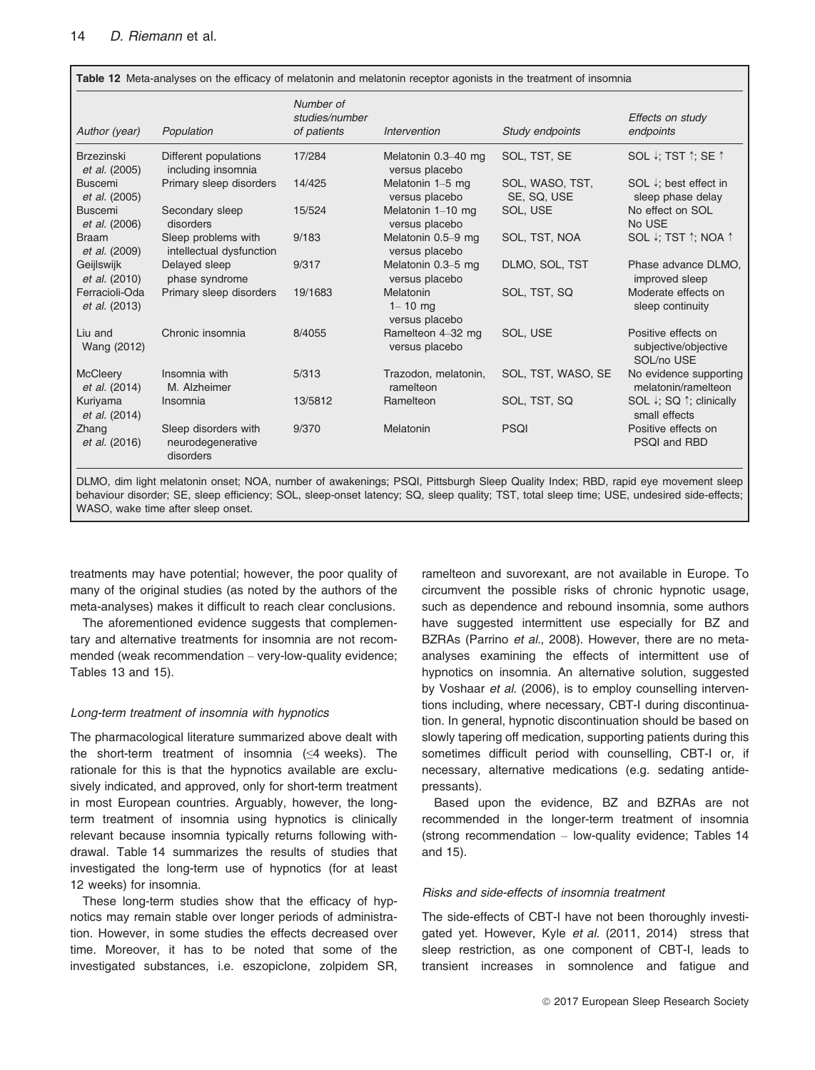**Table 12** Meta-analyses on the efficacy of melatonin and melatonin receptor agonists in the treatment of insomnia

| Author (year) | Population | Number of studies/number of patients | Intervention | Study endpoints | Effects on study endpoints |
|---|---|---|---|---|---|
| Brzezinski *et al.* (2005) | Different populations including insomnia | 17/284 | Melatonin 0.3–40 mg versus placebo | SOL, TST, SE | SOL ↓; TST ↑; SE ↑ |
| Buscemi *et al.* (2005) | Primary sleep disorders | 14/425 | Melatonin 1–5 mg versus placebo | SOL, WASO, TST, SE, SQ, USE | SOL ↓; best effect in sleep phase delay |
| Buscemi *et al.* (2006) | Secondary sleep disorders | 15/524 | Melatonin 1–10 mg versus placebo | SOL, USE | No effect on SOL No USE |
| Braam *et al.* (2009) | Sleep problems with intellectual dysfunction | 9/183 | Melatonin 0.5–9 mg versus placebo | SOL, TST, NOA | SOL ↓; TST ↑; NOA ↑ |
| Geijlswijk *et al.* (2010) | Delayed sleep phase syndrome | 9/317 | Melatonin 0.3–5 mg versus placebo | DLMO, SOL, TST | Phase advance DLMO, improved sleep |
| Ferracioli-Oda *et al.* (2013) | Primary sleep disorders | 19/1683 | Melatonin 1– 10 mg versus placebo | SOL, TST, SQ | Moderate effects on sleep continuity |
| Liu and Wang (2012) | Chronic insomnia | 8/4055 | Ramelteon 4–32 mg versus placebo | SOL, USE | Positive effects on subjective/objective SOL/no USE |
| McCleery *et al.* (2014) | Insomnia with M. Alzheimer | 5/313 | Trazodon, melatonin, ramelteon | SOL, TST, WASO, SE | No evidence supporting melatonin/ramelteon |
| Kuriyama *et al.* (2014) | Insomnia | 13/5812 | Ramelteon | SOL, TST, SQ | SOL ↓; SQ ↑; clinically small effects |
| Zhang *et al.* (2016) | Sleep disorders with neurodegenerative disorders | 9/370 | Melatonin | PSQI | Positive effects on PSQI and RBD |

DLMO, dim light melatonin onset; NOA, number of awakenings; PSQI, Pittsburgh Sleep Quality Index; RBD, rapid eye movement sleep behaviour disorder; SE, sleep efficiency; SOL, sleep-onset latency; SQ, sleep quality; TST, total sleep time; USE, undesired side-effects; WASO, wake time after sleep onset.

treatments may have potential; however, the poor quality of many of the original studies (as noted by the authors of the meta-analyses) makes it difficult to reach clear conclusions.

The aforementioned evidence suggests that complementary and alternative treatments for insomnia are not recommended (weak recommendation – very-low-quality evidence; Tables 13 and 15).

### *Long-term treatment of insomnia with hypnotics*

The pharmacological literature summarized above dealt with the short-term treatment of insomnia (≤4 weeks). The rationale for this is that the hypnotics available are exclusively indicated, and approved, only for short-term treatment in most European countries. Arguably, however, the long-term treatment of insomnia using hypnotics is clinically relevant because insomnia typically returns following withdrawal. Table 14 summarizes the results of studies that investigated the long-term use of hypnotics (for at least 12 weeks) for insomnia.

These long-term studies show that the efficacy of hypnotics may remain stable over longer periods of administration. However, in some studies the effects decreased over time. Moreover, it has to be noted that some of the investigated substances, i.e. eszopiclone, zolpidem SR, ramelteon and suvorexant, are not available in Europe. To circumvent the possible risks of chronic hypnotic usage, such as dependence and rebound insomnia, some authors have suggested intermittent use especially for BZ and BZRAs (Parrino *et al*., 2008). However, there are no meta-analyses examining the effects of intermittent use of hypnotics on insomnia. An alternative solution, suggested by Voshaar *et al.* (2006), is to employ counselling interventions including, where necessary, CBT-I during discontinuation. In general, hypnotic discontinuation should be based on slowly tapering off medication, supporting patients during this sometimes difficult period with counselling, CBT-I or, if necessary, alternative medications (e.g. sedating antidepressants).

Based upon the evidence, BZ and BZRAs are not recommended in the longer-term treatment of insomnia (strong recommendation – low-quality evidence; Tables 14 and 15).

### *Risks and side-effects of insomnia treatment*

The side-effects of CBT-I have not been thoroughly investigated yet. However, Kyle *et al.* (2011, 2014) stress that sleep restriction, as one component of CBT-I, leads to transient increases in somnolence and fatigue and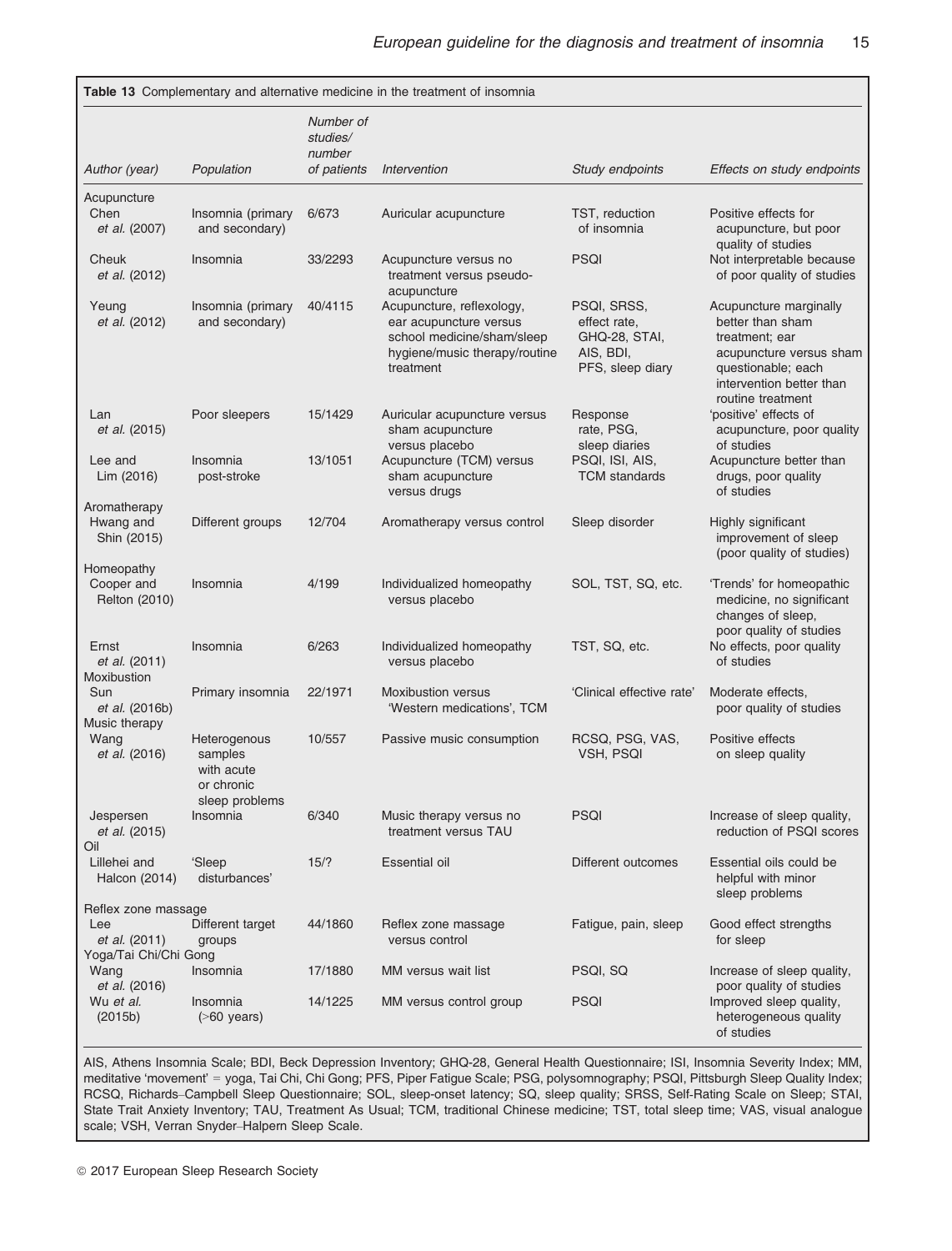**Table 13** Complementary and alternative medicine in the treatment of insomnia

| Author (year) | Population | Number of studies/ number of patients | Intervention | Study endpoints | Effects on study endpoints |
|---|---|---|---|---|---|
| Acupuncture | | | | | |
| Chen *et al.* (2007) | Insomnia (primary and secondary) | 6/673 | Auricular acupuncture | TST, reduction of insomnia | Positive effects for acupuncture, but poor quality of studies |
| Cheuk *et al.* (2012) | Insomnia | 33/2293 | Acupuncture versus no treatment versus pseudo-acupuncture | PSQI | Not interpretable because of poor quality of studies |
| Yeung *et al.* (2012) | Insomnia (primary and secondary) | 40/4115 | Acupuncture, reflexology, ear acupuncture versus school medicine/sham/sleep hygiene/music therapy/routine treatment | PSQI, SRSS, effect rate, GHQ-28, STAI, AIS, BDI, PFS, sleep diary | Acupuncture marginally better than sham treatment; ear acupuncture versus sham questionable; each intervention better than routine treatment |
| Lan *et al.* (2015) | Poor sleepers | 15/1429 | Auricular acupuncture versus sham acupuncture versus placebo | Response rate, PSG, sleep diaries | 'positive' effects of acupuncture, poor quality of studies |
| Lee and Lim (2016) | Insomnia post-stroke | 13/1051 | Acupuncture (TCM) versus sham acupuncture versus drugs | PSQI, ISI, AIS, TCM standards | Acupuncture better than drugs, poor quality of studies |
| Aromatherapy | | | | | |
| Hwang and Shin (2015) | Different groups | 12/704 | Aromatherapy versus control | Sleep disorder | Highly significant improvement of sleep (poor quality of studies) |
| Homeopathy | | | | | |
| Cooper and Relton (2010) | Insomnia | 4/199 | Individualized homeopathy versus placebo | SOL, TST, SQ, etc. | 'Trends' for homeopathic medicine, no significant changes of sleep, poor quality of studies |
| Ernst *et al.* (2011) | Insomnia | 6/263 | Individualized homeopathy versus placebo | TST, SQ, etc. | No effects, poor quality of studies |
| Moxibustion | | | | | |
| Sun *et al.* (2016b) | Primary insomnia | 22/1971 | Moxibustion versus 'Western medications', TCM | 'Clinical effective rate' | Moderate effects, poor quality of studies |
| Music therapy | | | | | |
| Wang *et al.* (2016) | Heterogenous samples with acute or chronic sleep problems | 10/557 | Passive music consumption | RCSQ, PSG, VAS, VSH, PSQI | Positive effects on sleep quality |
| Jespersen *et al.* (2015) | Insomnia | 6/340 | Music therapy versus no treatment versus TAU | PSQI | Increase of sleep quality, reduction of PSQI scores |
| Oil | | | | | |
| Lillehei and Halcon (2014) | 'Sleep disturbances' | 15/? | Essential oil | Different outcomes | Essential oils could be helpful with minor sleep problems |
| Reflex zone massage | | | | | |
| Lee *et al.* (2011) | Different target groups | 44/1860 | Reflex zone massage versus control | Fatigue, pain, sleep | Good effect strengths for sleep |
| Yoga/Tai Chi/Chi Gong | | | | | |
| Wang *et al.* (2016) | Insomnia | 17/1880 | MM versus wait list | PSQI, SQ | Increase of sleep quality, poor quality of studies |
| Wu *et al.* (2015b) | Insomnia (>60 years) | 14/1225 | MM versus control group | PSQI | Improved sleep quality, heterogeneous quality of studies |

AIS, Athens Insomnia Scale; BDI, Beck Depression Inventory; GHQ-28, General Health Questionnaire; ISI, Insomnia Severity Index; MM, meditative 'movement' = yoga, Tai Chi, Chi Gong; PFS, Piper Fatigue Scale; PSG, polysomnography; PSQI, Pittsburgh Sleep Quality Index; RCSQ, Richards–Campbell Sleep Questionnaire; SOL, sleep-onset latency; SQ, sleep quality; SRSS, Self-Rating Scale on Sleep; STAI, State Trait Anxiety Inventory; TAU, Treatment As Usual; TCM, traditional Chinese medicine; TST, total sleep time; VAS, visual analogue scale; VSH, Verran Snyder–Halpern Sleep Scale.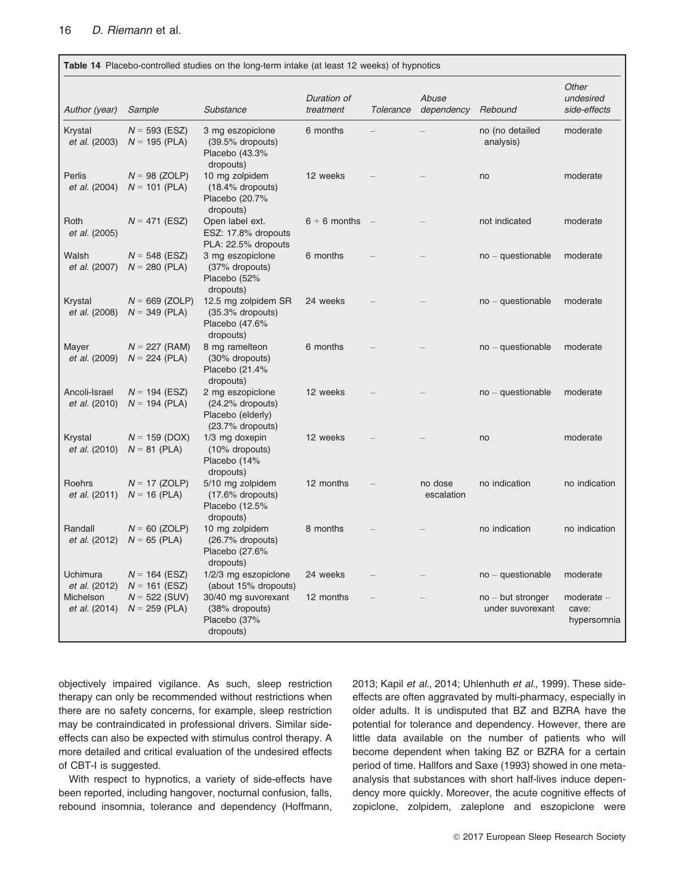**Table 14** Placebo-controlled studies on the long-term intake (at least 12 weeks) of hypnotics

| Author (year) | Sample | Substance | Duration of treatment | Tolerance | Abuse dependency | Rebound | Other undesired side-effects |
|---|---|---|---|---|---|---|---|
| Krystal *et al.* (2003) | *N* = 593 (ESZ) *N* = 195 (PLA) | 3 mg eszopiclone (39.5% dropouts) Placebo (43.3% dropouts) | 6 months | – | – | no (no detailed analysis) | moderate |
| Perlis *et al.* (2004) | *N* = 98 (ZOLP) *N* = 101 (PLA) | 10 mg zolpidem (18.4% dropouts) Placebo (20.7% dropouts) | 12 weeks | – | – | no | moderate |
| Roth *et al.* (2005) | *N* = 471 (ESZ) | Open label ext. ESZ: 17.8% dropouts PLA: 22.5% dropouts | 6 + 6 months | – | – | not indicated | moderate |
| Walsh *et al.* (2007) | *N* = 548 (ESZ) *N* = 280 (PLA) | 3 mg eszopiclone (37% dropouts) Placebo (52% dropouts) | 6 months | – | – | no – questionable | moderate |
| Krystal *et al.* (2008) | *N* = 669 (ZOLP) *N* = 349 (PLA) | 12.5 mg zolpidem SR (35.3% dropouts) Placebo (47.6% dropouts) | 24 weeks | – | – | no – questionable | moderate |
| Mayer *et al.* (2009) | *N* = 227 (RAM) *N* = 224 (PLA) | 8 mg ramelteon (30% dropouts) Placebo (21.4% dropouts) | 6 months | – | – | no – questionable | moderate |
| Ancoli-Israel *et al.* (2010) | *N* = 194 (ESZ) *N* = 194 (PLA) | 2 mg eszopiclone (24.2% dropouts) Placebo (elderly) (23.7% dropouts) | 12 weeks | – | – | no – questionable | moderate |
| Krystal *et al.* (2010) | *N* = 159 (DOX) *N* = 81 (PLA) | 1/3 mg doxepin (10% dropouts) Placebo (14% dropouts) | 12 weeks | – | – | no | moderate |
| Roehrs *et al.* (2011) | *N* = 17 (ZOLP) *N* = 16 (PLA) | 5/10 mg zolpidem (17.6% dropouts) Placebo (12.5% dropouts) | 12 months | – | no dose escalation | no indication | no indication |
| Randall *et al.* (2012) | *N* = 60 (ZOLP) *N* = 65 (PLA) | 10 mg zolpidem (26.7% dropouts) Placebo (27.6% dropouts) | 8 months | – | – | no indication | no indication |
| Uchimura *et al.* (2012) | *N* = 164 (ESZ) *N* = 161 (ESZ) | 1/2/3 mg eszopiclone (about 15% dropouts) | 24 weeks | – | – | no – questionable | moderate |
| Michelson *et al.* (2014) | *N* = 522 (SUV) *N* = 259 (PLA) | 30/40 mg suvorexant (38% dropouts) Placebo (37% dropouts) | 12 months | – | – | no – but stronger under suvorexant | moderate – cave: hypersomnia |

objectively impaired vigilance. As such, sleep restriction therapy can only be recommended without restrictions when there are no safety concerns, for example, sleep restriction may be contraindicated in professional drivers. Similar side-effects can also be expected with stimulus control therapy. A more detailed and critical evaluation of the undesired effects of CBT-I is suggested.

With respect to hypnotics, a variety of side-effects have been reported, including hangover, nocturnal confusion, falls, rebound insomnia, tolerance and dependency (Hoffmann, 2013; Kapil *et al.*, 2014; Uhlenhuth *et al.*, 1999). These side-effects are often aggravated by multi-pharmacy, especially in older adults. It is undisputed that BZ and BZRA have the potential for tolerance and dependency. However, there are little data available on the number of patients who will become dependent when taking BZ or BZRA for a certain period of time. Hallfors and Saxe (1993) showed in one meta-analysis that substances with short half-lives induce dependency more quickly. Moreover, the acute cognitive effects of zopiclone, zolpidem, zaleplone and eszopiclone were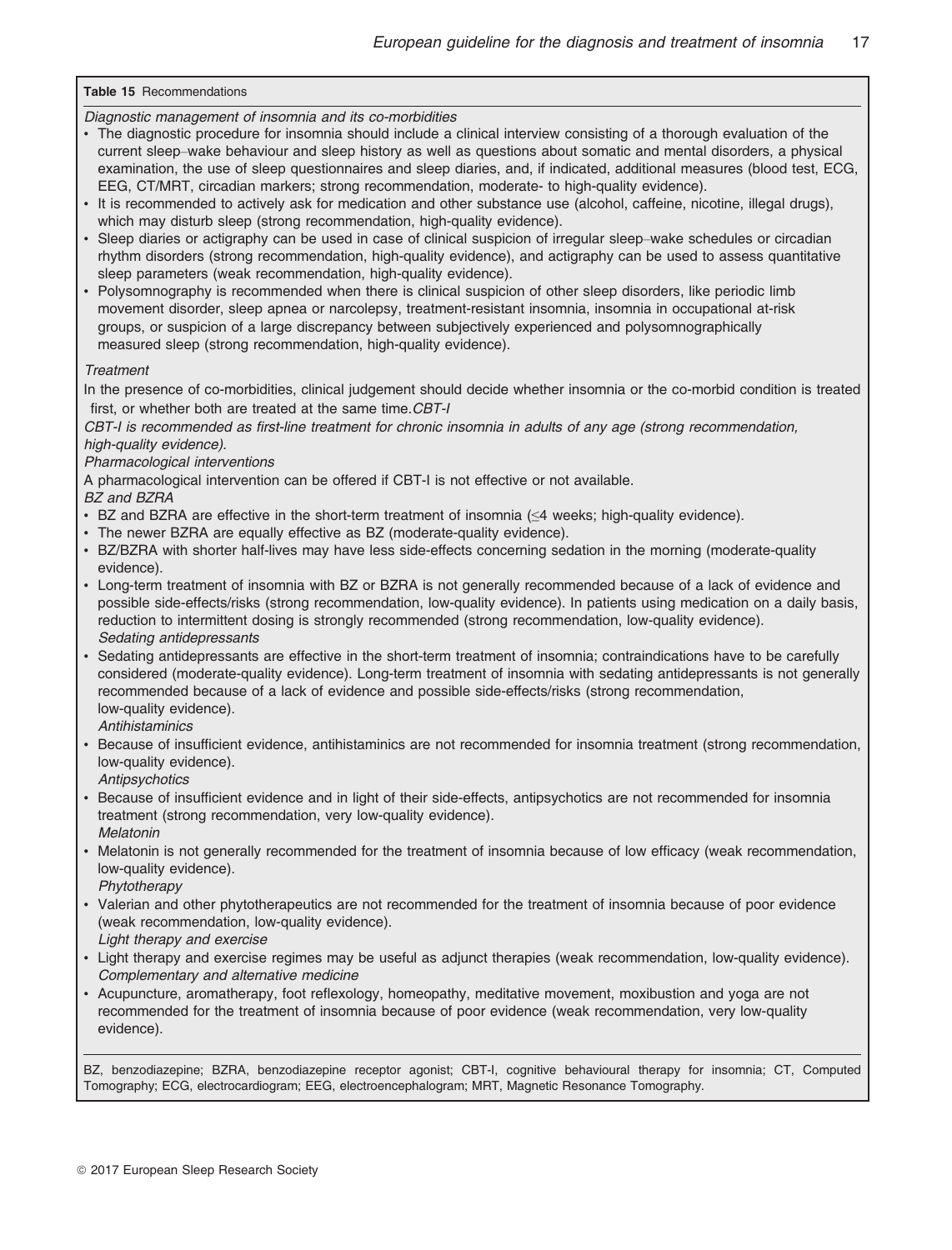**Table 15** Recommendations

*Diagnostic management of insomnia and its co-morbidities*

- The diagnostic procedure for insomnia should include a clinical interview consisting of a thorough evaluation of the current sleep–wake behaviour and sleep history as well as questions about somatic and mental disorders, a physical examination, the use of sleep questionnaires and sleep diaries, and, if indicated, additional measures (blood test, ECG, EEG, CT/MRT, circadian markers; strong recommendation, moderate- to high-quality evidence).
- It is recommended to actively ask for medication and other substance use (alcohol, caffeine, nicotine, illegal drugs), which may disturb sleep (strong recommendation, high-quality evidence).
- Sleep diaries or actigraphy can be used in case of clinical suspicion of irregular sleep–wake schedules or circadian rhythm disorders (strong recommendation, high-quality evidence), and actigraphy can be used to assess quantitative sleep parameters (weak recommendation, high-quality evidence).
- Polysomnography is recommended when there is clinical suspicion of other sleep disorders, like periodic limb movement disorder, sleep apnea or narcolepsy, treatment-resistant insomnia, insomnia in occupational at-risk groups, or suspicion of a large discrepancy between subjectively experienced and polysomnographically measured sleep (strong recommendation, high-quality evidence).

*Treatment*

In the presence of co-morbidities, clinical judgement should decide whether insomnia or the co-morbid condition is treated first, or whether both are treated at the same time.*CBT-I*

*CBT-I is recommended as first-line treatment for chronic insomnia in adults of any age (strong recommendation, high-quality evidence).*

*Pharmacological interventions*

A pharmacological intervention can be offered if CBT-I is not effective or not available.

*BZ and BZRA*

- BZ and BZRA are effective in the short-term treatment of insomnia (≤4 weeks; high-quality evidence).
- The newer BZRA are equally effective as BZ (moderate-quality evidence).
- BZ/BZRA with shorter half-lives may have less side-effects concerning sedation in the morning (moderate-quality evidence).
- Long-term treatment of insomnia with BZ or BZRA is not generally recommended because of a lack of evidence and possible side-effects/risks (strong recommendation, low-quality evidence). In patients using medication on a daily basis, reduction to intermittent dosing is strongly recommended (strong recommendation, low-quality evidence).

*Sedating antidepressants*

- Sedating antidepressants are effective in the short-term treatment of insomnia; contraindications have to be carefully considered (moderate-quality evidence). Long-term treatment of insomnia with sedating antidepressants is not generally recommended because of a lack of evidence and possible side-effects/risks (strong recommendation, low-quality evidence).

*Antihistaminics*

- Because of insufficient evidence, antihistaminics are not recommended for insomnia treatment (strong recommendation, low-quality evidence).

*Antipsychotics*

- Because of insufficient evidence and in light of their side-effects, antipsychotics are not recommended for insomnia treatment (strong recommendation, very low-quality evidence).

*Melatonin*

- Melatonin is not generally recommended for the treatment of insomnia because of low efficacy (weak recommendation, low-quality evidence).

*Phytotherapy*

- Valerian and other phytotherapeutics are not recommended for the treatment of insomnia because of poor evidence (weak recommendation, low-quality evidence).

*Light therapy and exercise*

- Light therapy and exercise regimes may be useful as adjunct therapies (weak recommendation, low-quality evidence).

*Complementary and alternative medicine*

- Acupuncture, aromatherapy, foot reflexology, homeopathy, meditative movement, moxibustion and yoga are not recommended for the treatment of insomnia because of poor evidence (weak recommendation, very low-quality evidence).

BZ, benzodiazepine; BZRA, benzodiazepine receptor agonist; CBT-I, cognitive behavioural therapy for insomnia; CT, Computed Tomography; ECG, electrocardiogram; EEG, electroencephalogram; MRT, Magnetic Resonance Tomography.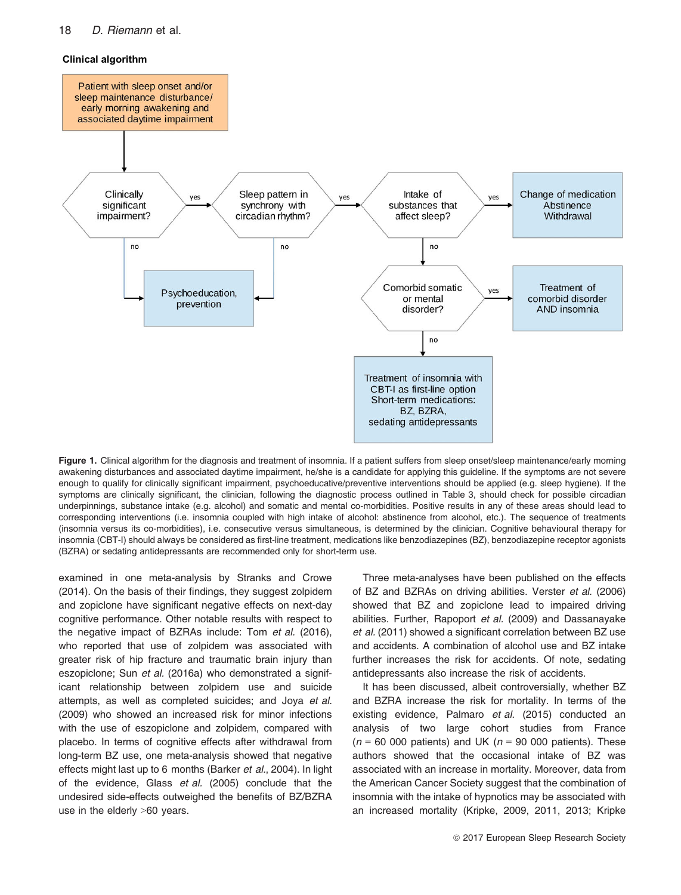**Clinical algorithm**

Figure 1. Clinical algorithm for the diagnosis and treatment of insomnia. If a patient suffers from sleep onset/sleep maintenance/early morning awakening disturbances and associated daytime impairment, he/she is a candidate for applying this guideline. If the symptoms are not severe enough to qualify for clinically significant impairment, psychoeducative/preventive interventions should be applied (e.g. sleep hygiene). If the symptoms are clinically significant, the clinician, following the diagnostic process outlined in Table 3, should check for possible circadian underpinnings, substance intake (e.g. alcohol) and somatic and mental co-morbidities. Positive results in any of these areas should lead to corresponding interventions (i.e. insomnia coupled with high intake of alcohol: abstinence from alcohol, etc.). The sequence of treatments (insomnia versus its co-morbidities), i.e. consecutive versus simultaneous, is determined by the clinician. Cognitive behavioural therapy for insomnia (CBT-I) should always be considered as first-line treatment, medications like benzodiazepines (BZ), benzodiazepine receptor agonists (BZRA) or sedating antidepressants are recommended only for short-term use.

examined in one meta-analysis by Stranks and Crowe (2014). On the basis of their findings, they suggest zolpidem and zopiclone have significant negative effects on next-day cognitive performance. Other notable results with respect to the negative impact of BZRAs include: Tom *et al.* (2016), who reported that use of zolpidem was associated with greater risk of hip fracture and traumatic brain injury than eszopiclone; Sun *et al.* (2016a) who demonstrated a significant relationship between zolpidem use and suicide attempts, as well as completed suicides; and Joya *et al.* (2009) who showed an increased risk for minor infections with the use of eszopiclone and zolpidem, compared with placebo. In terms of cognitive effects after withdrawal from long-term BZ use, one meta-analysis showed that negative effects might last up to 6 months (Barker *et al.*, 2004). In light of the evidence, Glass *et al.* (2005) conclude that the undesired side-effects outweighed the benefits of BZ/BZRA use in the elderly >60 years.

Three meta-analyses have been published on the effects of BZ and BZRAs on driving abilities. Verster *et al.* (2006) showed that BZ and zopiclone lead to impaired driving abilities. Further, Rapoport *et al.* (2009) and Dassanayake *et al.* (2011) showed a significant correlation between BZ use and accidents. A combination of alcohol use and BZ intake further increases the risk for accidents. Of note, sedating antidepressants also increase the risk of accidents.

It has been discussed, albeit controversially, whether BZ and BZRA increase the risk for mortality. In terms of the existing evidence, Palmaro *et al.* (2015) conducted an analysis of two large cohort studies from France ($n$ = 60 000 patients) and UK ($n$ = 90 000 patients). These authors showed that the occasional intake of BZ was associated with an increase in mortality. Moreover, data from the American Cancer Society suggest that the combination of insomnia with the intake of hypnotics may be associated with an increased mortality (Kripke, 2009, 2011, 2013; Kripke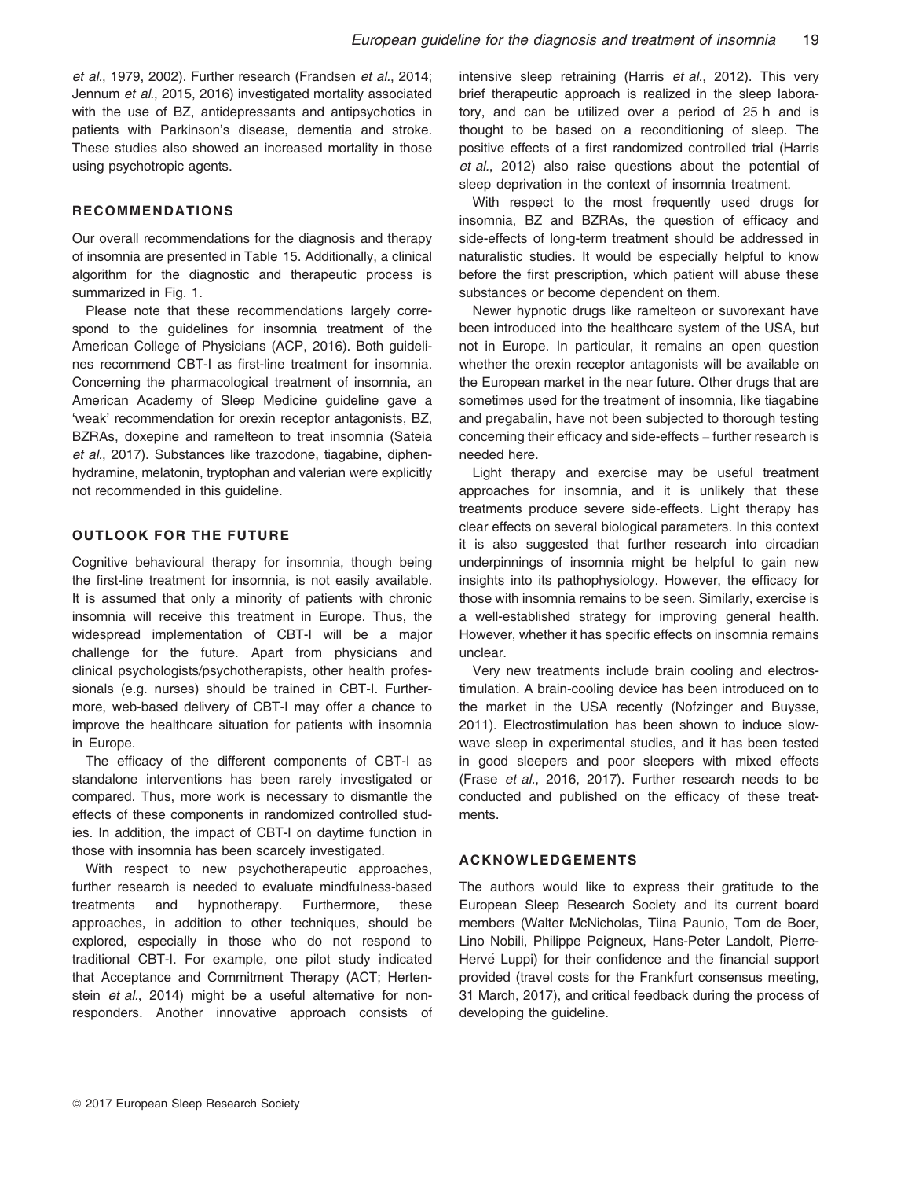*et al*., 1979, 2002). Further research (Frandsen *et al*., 2014; Jennum *et al*., 2015, 2016) investigated mortality associated with the use of BZ, antidepressants and antipsychotics in patients with Parkinson's disease, dementia and stroke. These studies also showed an increased mortality in those using psychotropic agents.

## RECOMMENDATIONS

Our overall recommendations for the diagnosis and therapy of insomnia are presented in Table 15. Additionally, a clinical algorithm for the diagnostic and therapeutic process is summarized in Fig. 1.

Please note that these recommendations largely correspond to the guidelines for insomnia treatment of the American College of Physicians (ACP, 2016). Both guidelines recommend CBT-I as first-line treatment for insomnia. Concerning the pharmacological treatment of insomnia, an American Academy of Sleep Medicine guideline gave a 'weak' recommendation for orexin receptor antagonists, BZ, BZRAs, doxepine and ramelteon to treat insomnia (Sateia *et al*., 2017). Substances like trazodone, tiagabine, diphenhydramine, melatonin, tryptophan and valerian were explicitly not recommended in this guideline.

## OUTLOOK FOR THE FUTURE

Cognitive behavioural therapy for insomnia, though being the first-line treatment for insomnia, is not easily available. It is assumed that only a minority of patients with chronic insomnia will receive this treatment in Europe. Thus, the widespread implementation of CBT-I will be a major challenge for the future. Apart from physicians and clinical psychologists/psychotherapists, other health professionals (e.g. nurses) should be trained in CBT-I. Furthermore, web-based delivery of CBT-I may offer a chance to improve the healthcare situation for patients with insomnia in Europe.

The efficacy of the different components of CBT-I as standalone interventions has been rarely investigated or compared. Thus, more work is necessary to dismantle the effects of these components in randomized controlled studies. In addition, the impact of CBT-I on daytime function in those with insomnia has been scarcely investigated.

With respect to new psychotherapeutic approaches, further research is needed to evaluate mindfulness-based treatments and hypnotherapy. Furthermore, these approaches, in addition to other techniques, should be explored, especially in those who do not respond to traditional CBT-I. For example, one pilot study indicated that Acceptance and Commitment Therapy (ACT; Hertenstein *et al*., 2014) might be a useful alternative for non-responders. Another innovative approach consists of intensive sleep retraining (Harris *et al*., 2012). This very brief therapeutic approach is realized in the sleep laboratory, and can be utilized over a period of 25 h and is thought to be based on a reconditioning of sleep. The positive effects of a first randomized controlled trial (Harris *et al*., 2012) also raise questions about the potential of sleep deprivation in the context of insomnia treatment.

With respect to the most frequently used drugs for insomnia, BZ and BZRAs, the question of efficacy and side-effects of long-term treatment should be addressed in naturalistic studies. It would be especially helpful to know before the first prescription, which patient will abuse these substances or become dependent on them.

Newer hypnotic drugs like ramelteon or suvorexant have been introduced into the healthcare system of the USA, but not in Europe. In particular, it remains an open question whether the orexin receptor antagonists will be available on the European market in the near future. Other drugs that are sometimes used for the treatment of insomnia, like tiagabine and pregabalin, have not been subjected to thorough testing concerning their efficacy and side-effects – further research is needed here.

Light therapy and exercise may be useful treatment approaches for insomnia, and it is unlikely that these treatments produce severe side-effects. Light therapy has clear effects on several biological parameters. In this context it is also suggested that further research into circadian underpinnings of insomnia might be helpful to gain new insights into its pathophysiology. However, the efficacy for those with insomnia remains to be seen. Similarly, exercise is a well-established strategy for improving general health. However, whether it has specific effects on insomnia remains unclear.

Very new treatments include brain cooling and electrostimulation. A brain-cooling device has been introduced on to the market in the USA recently (Nofzinger and Buysse, 2011). Electrostimulation has been shown to induce slow-wave sleep in experimental studies, and it has been tested in good sleepers and poor sleepers with mixed effects (Frase *et al*., 2016, 2017). Further research needs to be conducted and published on the efficacy of these treatments.

## ACKNOWLEDGEMENTS

The authors would like to express their gratitude to the European Sleep Research Society and its current board members (Walter McNicholas, Tiina Paunio, Tom de Boer, Lino Nobili, Philippe Peigneux, Hans-Peter Landolt, Pierre-Hervé Luppi) for their confidence and the financial support provided (travel costs for the Frankfurt consensus meeting, 31 March, 2017), and critical feedback during the process of developing the guideline.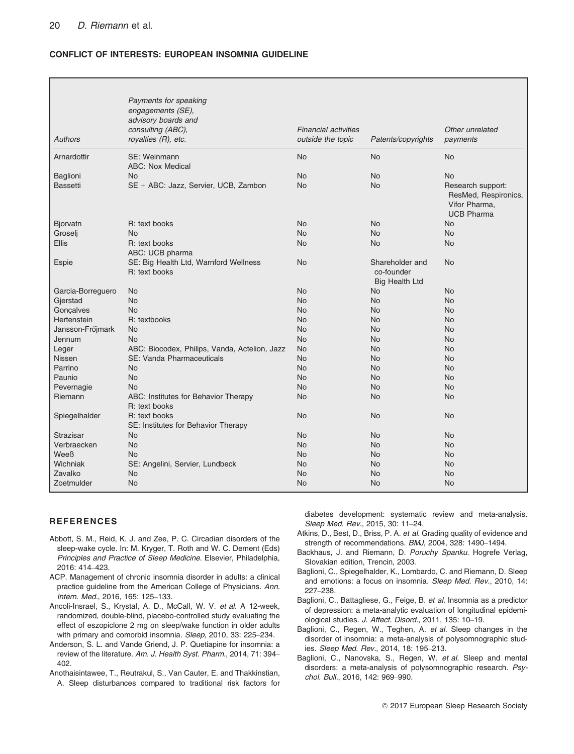## CONFLICT OF INTERESTS: EUROPEAN INSOMNIA GUIDELINE

| *Authors* | *Payments for speaking engagements (SE), advisory boards and consulting (ABC), royalties (R), etc.* | *Financial activities outside the topic* | *Patents/copyrights* | *Other unrelated payments* |
|---|---|---|---|---|
| Arnardottir | SE: Weinmann ABC: Nox Medical | No | No | No |
| Baglioni | No | No | No | No |
| Bassetti | SE + ABC: Jazz, Servier, UCB, Zambon | No | No | Research support: ResMed, Respironics, Vifor Pharma, UCB Pharma |
| Bjorvatn | R: text books | No | No | No |
| Groselj | No | No | No | No |
| Ellis | R: text books ABC: UCB pharma | No | No | No |
| Espie | SE: Big Health Ltd, Warnford Wellness R: text books | No | Shareholder and co-founder Big Health Ltd | No |
| Garcia-Borreguero | No | No | No | No |
| Gjerstad | No | No | No | No |
| Gonçalves | No | No | No | No |
| Hertenstein | R: textbooks | No | No | No |
| Jansson-Fröjmark | No | No | No | No |
| Jennum | No | No | No | No |
| Leger | ABC: Biocodex, Philips, Vanda, Actelion, Jazz | No | No | No |
| Nissen | SE: Vanda Pharmaceuticals | No | No | No |
| Parrino | No | No | No | No |
| Paunio | No | No | No | No |
| Pevernagie | No | No | No | No |
| Riemann | ABC: Institutes for Behavior Therapy R: text books | No | No | No |
| Spiegelhalder | R: text books SE: Institutes for Behavior Therapy | No | No | No |
| Strazisar | No | No | No | No |
| Verbraecken | No | No | No | No |
| Weeß | No | No | No | No |
| Wichniak | SE: Angelini, Servier, Lundbeck | No | No | No |
| Zavalko | No | No | No | No |
| Zoetmulder | No | No | No | No |

## REFERENCES

Abbott, S. M., Reid, K. J. and Zee, P. C. Circadian disorders of the sleep-wake cycle. In: M. Kryger, T. Roth and W. C. Dement (Eds) *Principles and Practice of Sleep Medicine*. Elsevier, Philadelphia, 2016: 414–423.

ACP. Management of chronic insomnia disorder in adults: a clinical practice guideline from the American College of Physicians. *Ann. Intern. Med.*, 2016, 165: 125–133.

Ancoli-Insrael, S., Krystal, A. D., McCall, W. V. *et al.* A 12-week, randomized, double-blind, placebo-controlled study evaluating the effect of eszopiclone 2 mg on sleep/wake function in older adults with primary and comorbid insomnia. *Sleep*, 2010, 33: 225–234.

Anderson, S. L. and Vande Griend, J. P. Quetiapine for insomnia: a review of the literature. *Am. J. Health Syst. Pharm.*, 2014, 71: 394–402.

Anothaisintawee, T., Reutrakul, S., Van Cauter, E. and Thakkinstian, A. Sleep disturbances compared to traditional risk factors for diabetes development: systematic review and meta-analysis. *Sleep Med. Rev.*, 2015, 30: 11–24.

Atkins, D., Best, D., Briss, P. A. *et al.* Grading quality of evidence and strength of recommendations. *BMJ*, 2004, 328: 1490–1494.

Backhaus, J. and Riemann, D. *Poruchy Spanku.* Hogrefe Verlag, Slovakian edition, Trencin, 2003.

Baglioni, C., Spiegelhalder, K., Lombardo, C. and Riemann, D. Sleep and emotions: a focus on insomnia. *Sleep Med. Rev.*, 2010, 14: 227–238.

Baglioni, C., Battagliese, G., Feige, B. *et al.* Insomnia as a predictor of depression: a meta-analytic evaluation of longitudinal epidemiological studies. *J. Affect. Disord.*, 2011, 135: 10–19.

Baglioni, C., Regen, W., Teghen, A. *et al.* Sleep changes in the disorder of insomnia: a meta-analysis of polysomnographic studies. *Sleep Med. Rev.*, 2014, 18: 195–213.

Baglioni, C., Nanovska, S., Regen, W. *et al.* Sleep and mental disorders: a meta-analysis of polysomnographic research. *Psychol. Bull.*, 2016, 142: 969–990.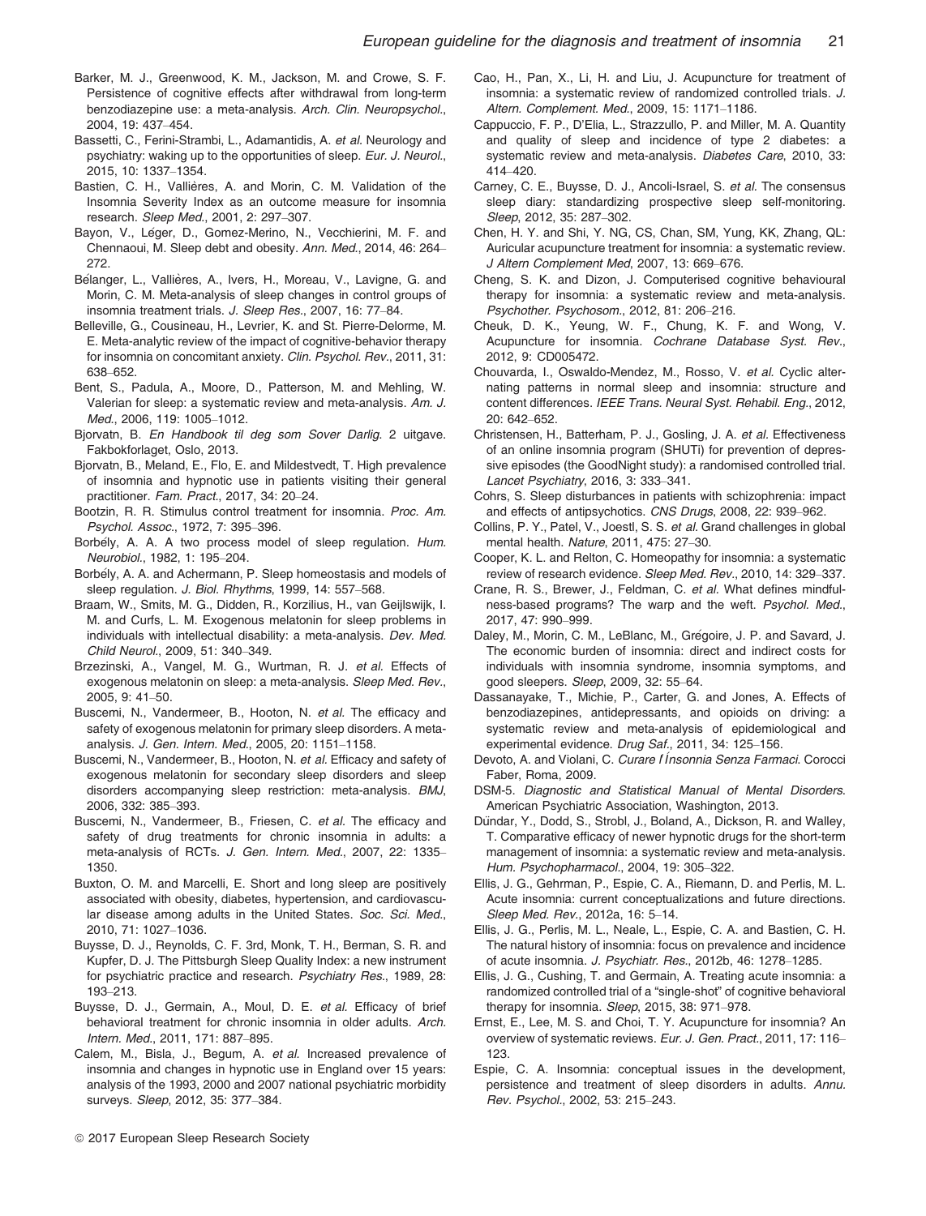Barker, M. J., Greenwood, K. M., Jackson, M. and Crowe, S. F. Persistence of cognitive effects after withdrawal from long-term benzodiazepine use: a meta-analysis. *Arch. Clin. Neuropsychol.*, 2004, 19: 437–454.

Bassetti, C., Ferini-Strambi, L., Adamantidis, A. *et al.* Neurology and psychiatry: waking up to the opportunities of sleep. *Eur. J. Neurol.*, 2015, 10: 1337–1354.

Bastien, C. H., Vallières, A. and Morin, C. M. Validation of the Insomnia Severity Index as an outcome measure for insomnia research. *Sleep Med.*, 2001, 2: 297–307.

Bayon, V., Léger, D., Gomez-Merino, N., Vecchierini, M. F. and Chennaoui, M. Sleep debt and obesity. *Ann. Med.*, 2014, 46: 264–272.

Bélanger, L., Vallières, A., Ivers, H., Moreau, V., Lavigne, G. and Morin, C. M. Meta-analysis of sleep changes in control groups of insomnia treatment trials. *J. Sleep Res.*, 2007, 16: 77–84.

Belleville, G., Cousineau, H., Levrier, K. and St. Pierre-Delorme, M. E. Meta-analytic review of the impact of cognitive-behavior therapy for insomnia on concomitant anxiety. *Clin. Psychol. Rev.*, 2011, 31: 638–652.

Bent, S., Padula, A., Moore, D., Patterson, M. and Mehling, W. Valerian for sleep: a systematic review and meta-analysis. *Am. J. Med.*, 2006, 119: 1005–1012.

Bjorvatn, B. *En Handbook til deg som Sover Darlig.* 2 uitgave. Fakbokforlaget, Oslo, 2013.

Bjorvatn, B., Meland, E., Flo, E. and Mildestvedt, T. High prevalence of insomnia and hypnotic use in patients visiting their general practitioner. *Fam. Pract.*, 2017, 34: 20–24.

Bootzin, R. R. Stimulus control treatment for insomnia. *Proc. Am. Psychol. Assoc.*, 1972, 7: 395–396.

Borbély, A. A. A two process model of sleep regulation. *Hum. Neurobiol.*, 1982, 1: 195–204.

Borbély, A. A. and Achermann, P. Sleep homeostasis and models of sleep regulation. *J. Biol. Rhythms*, 1999, 14: 557–568.

Braam, W., Smits, M. G., Didden, R., Korzilius, H., van Geijlswijk, I. M. and Curfs, L. M. Exogenous melatonin for sleep problems in individuals with intellectual disability: a meta-analysis. *Dev. Med. Child Neurol.*, 2009, 51: 340–349.

Brzezinski, A., Vangel, M. G., Wurtman, R. J. *et al.* Effects of exogenous melatonin on sleep: a meta-analysis. *Sleep Med. Rev.*, 2005, 9: 41–50.

Buscemi, N., Vandermeer, B., Hooton, N. *et al.* The efficacy and safety of exogenous melatonin for primary sleep disorders. A meta-analysis. *J. Gen. Intern. Med.*, 2005, 20: 1151–1158.

Buscemi, N., Vandermeer, B., Hooton, N. *et al.* Efficacy and safety of exogenous melatonin for secondary sleep disorders and sleep disorders accompanying sleep restriction: meta-analysis. *BMJ*, 2006, 332: 385–393.

Buscemi, N., Vandermeer, B., Friesen, C. *et al.* The efficacy and safety of drug treatments for chronic insomnia in adults: a meta-analysis of RCTs. *J. Gen. Intern. Med.*, 2007, 22: 1335–1350.

Buxton, O. M. and Marcelli, E. Short and long sleep are positively associated with obesity, diabetes, hypertension, and cardiovascular disease among adults in the United States. *Soc. Sci. Med.*, 2010, 71: 1027–1036.

Buysse, D. J., Reynolds, C. F. 3rd, Monk, T. H., Berman, S. R. and Kupfer, D. J. The Pittsburgh Sleep Quality Index: a new instrument for psychiatric practice and research. *Psychiatry Res.*, 1989, 28: 193–213.

Buysse, D. J., Germain, A., Moul, D. E. *et al.* Efficacy of brief behavioral treatment for chronic insomnia in older adults. *Arch. Intern. Med.*, 2011, 171: 887–895.

Calem, M., Bisla, J., Begum, A. *et al.* Increased prevalence of insomnia and changes in hypnotic use in England over 15 years: analysis of the 1993, 2000 and 2007 national psychiatric morbidity surveys. *Sleep*, 2012, 35: 377–384.

Cao, H., Pan, X., Li, H. and Liu, J. Acupuncture for treatment of insomnia: a systematic review of randomized controlled trials. *J. Altern. Complement. Med.*, 2009, 15: 1171–1186.

Cappuccio, F. P., D'Elia, L., Strazzullo, P. and Miller, M. A. Quantity and quality of sleep and incidence of type 2 diabetes: a systematic review and meta-analysis. *Diabetes Care*, 2010, 33: 414–420.

Carney, C. E., Buysse, D. J., Ancoli-Israel, S. *et al.* The consensus sleep diary: standardizing prospective sleep self-monitoring. *Sleep*, 2012, 35: 287–302.

Chen, H. Y. and Shi, Y. NG, CS, Chan, SM, Yung, KK, Zhang, QL: Auricular acupuncture treatment for insomnia: a systematic review. *J Altern Complement Med*, 2007, 13: 669–676.

Cheng, S. K. and Dizon, J. Computerised cognitive behavioural therapy for insomnia: a systematic review and meta-analysis. *Psychother. Psychosom.*, 2012, 81: 206–216.

Cheuk, D. K., Yeung, W. F., Chung, K. F. and Wong, V. Acupuncture for insomnia. *Cochrane Database Syst. Rev.*, 2012, 9: CD005472.

Chouvarda, I., Oswaldo-Mendez, M., Rosso, V. *et al.* Cyclic alternating patterns in normal sleep and insomnia: structure and content differences. *IEEE Trans. Neural Syst. Rehabil. Eng.*, 2012, 20: 642–652.

Christensen, H., Batterham, P. J., Gosling, J. A. *et al.* Effectiveness of an online insomnia program (SHUTi) for prevention of depressive episodes (the GoodNight study): a randomised controlled trial. *Lancet Psychiatry*, 2016, 3: 333–341.

Cohrs, S. Sleep disturbances in patients with schizophrenia: impact and effects of antipsychotics. *CNS Drugs*, 2008, 22: 939–962.

Collins, P. Y., Patel, V., Joestl, S. S. *et al.* Grand challenges in global mental health. *Nature*, 2011, 475: 27–30.

Cooper, K. L. and Relton, C. Homeopathy for insomnia: a systematic review of research evidence. *Sleep Med. Rev.*, 2010, 14: 329–337.

Crane, R. S., Brewer, J., Feldman, C. *et al.* What defines mindfulness-based programs? The warp and the weft. *Psychol. Med.*, 2017, 47: 990–999.

Daley, M., Morin, C. M., LeBlanc, M., Grégoire, J. P. and Savard, J. The economic burden of insomnia: direct and indirect costs for individuals with insomnia syndrome, insomnia symptoms, and good sleepers. *Sleep*, 2009, 32: 55–64.

Dassanayake, T., Michie, P., Carter, G. and Jones, A. Effects of benzodiazepines, antidepressants, and opioids on driving: a systematic review and meta-analysis of epidemiological and experimental evidence. *Drug Saf.*, 2011, 34: 125–156.

Devoto, A. and Violani, C. *Curare l'Insonnia Senza Farmaci.* Corocci Faber, Roma, 2009.

DSM-5. *Diagnostic and Statistical Manual of Mental Disorders.* American Psychiatric Association, Washington, 2013.

Dündar, Y., Dodd, S., Strobl, J., Boland, A., Dickson, R. and Walley, T. Comparative efficacy of newer hypnotic drugs for the short-term management of insomnia: a systematic review and meta-analysis. *Hum. Psychopharmacol.*, 2004, 19: 305–322.

Ellis, J. G., Gehrman, P., Espie, C. A., Riemann, D. and Perlis, M. L. Acute insomnia: current conceptualizations and future directions. *Sleep Med. Rev.*, 2012a, 16: 5–14.

Ellis, J. G., Perlis, M. L., Neale, L., Espie, C. A. and Bastien, C. H. The natural history of insomnia: focus on prevalence and incidence of acute insomnia. *J. Psychiatr. Res.*, 2012b, 46: 1278–1285.

Ellis, J. G., Cushing, T. and Germain, A. Treating acute insomnia: a randomized controlled trial of a "single-shot" of cognitive behavioral therapy for insomnia. *Sleep*, 2015, 38: 971–978.

Ernst, E., Lee, M. S. and Choi, T. Y. Acupuncture for insomnia? An overview of systematic reviews. *Eur. J. Gen. Pract.*, 2011, 17: 116–123.

Espie, C. A. Insomnia: conceptual issues in the development, persistence and treatment of sleep disorders in adults. *Annu. Rev. Psychol.*, 2002, 53: 215–243.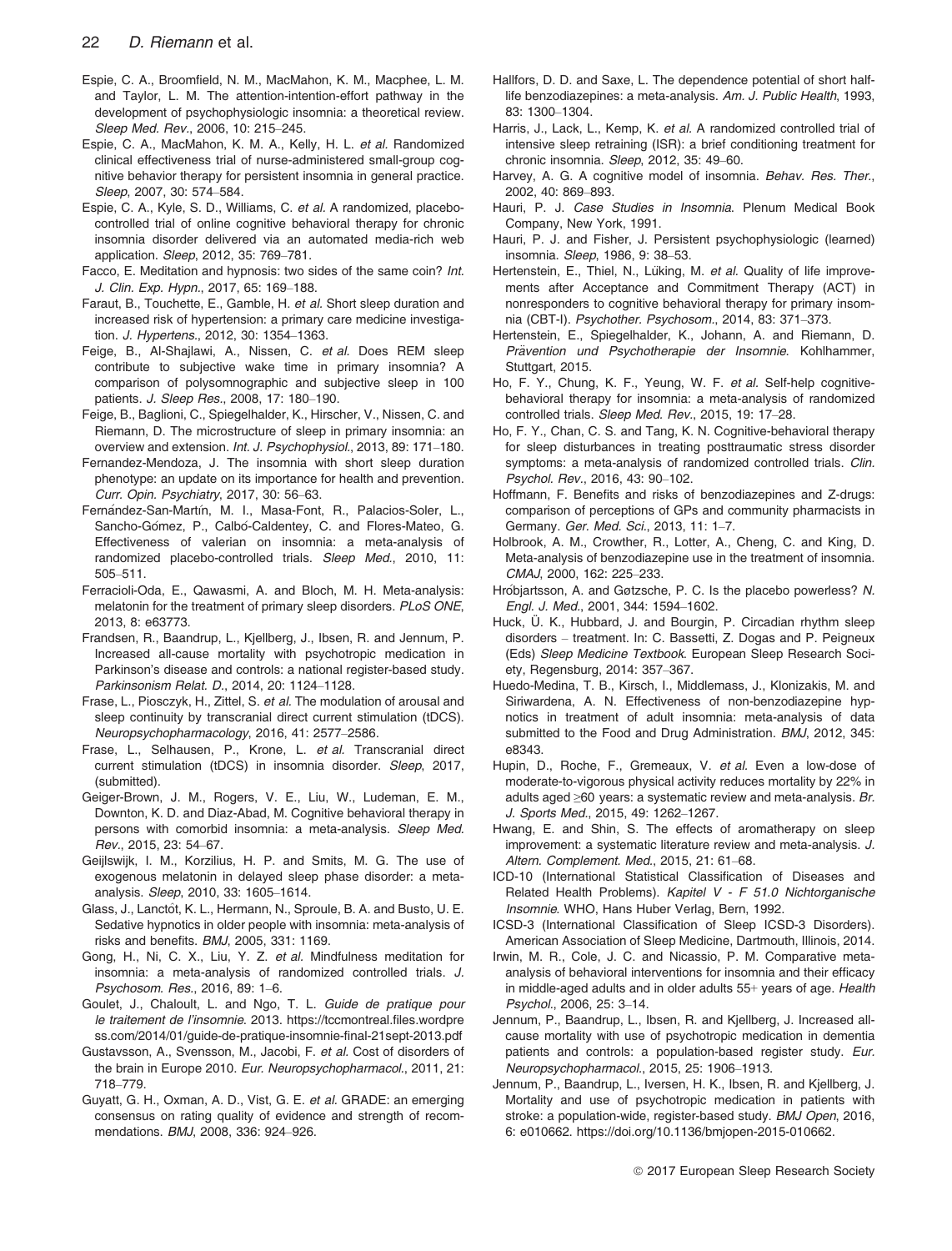Espie, C. A., Broomfield, N. M., MacMahon, K. M., Macphee, L. M. and Taylor, L. M. The attention-intention-effort pathway in the development of psychophysiologic insomnia: a theoretical review. *Sleep Med. Rev.*, 2006, 10: 215–245.

Espie, C. A., MacMahon, K. M. A., Kelly, H. L. *et al.* Randomized clinical effectiveness trial of nurse-administered small-group cognitive behavior therapy for persistent insomnia in general practice. *Sleep*, 2007, 30: 574–584.

Espie, C. A., Kyle, S. D., Williams, C. *et al.* A randomized, placebo-controlled trial of online cognitive behavioral therapy for chronic insomnia disorder delivered via an automated media-rich web application. *Sleep*, 2012, 35: 769–781.

Facco, E. Meditation and hypnosis: two sides of the same coin? *Int. J. Clin. Exp. Hypn.*, 2017, 65: 169–188.

Faraut, B., Touchette, E., Gamble, H. *et al.* Short sleep duration and increased risk of hypertension: a primary care medicine investigation. *J. Hypertens.*, 2012, 30: 1354–1363.

Feige, B., Al-Shajlawi, A., Nissen, C. *et al.* Does REM sleep contribute to subjective wake time in primary insomnia? A comparison of polysomnographic and subjective sleep in 100 patients. *J. Sleep Res.*, 2008, 17: 180–190.

Feige, B., Baglioni, C., Spiegelhalder, K., Hirscher, V., Nissen, C. and Riemann, D. The microstructure of sleep in primary insomnia: an overview and extension. *Int. J. Psychophysiol.*, 2013, 89: 171–180.

Fernandez-Mendoza, J. The insomnia with short sleep duration phenotype: an update on its importance for health and prevention. *Curr. Opin. Psychiatry*, 2017, 30: 56–63.

Fernández-San-Martín, M. I., Masa-Font, R., Palacios-Soler, L., Sancho-Gómez, P., Calbó-Caldentey, C. and Flores-Mateo, G. Effectiveness of valerian on insomnia: a meta-analysis of randomized placebo-controlled trials. *Sleep Med.*, 2010, 11: 505–511.

Ferracioli-Oda, E., Qawasmi, A. and Bloch, M. H. Meta-analysis: melatonin for the treatment of primary sleep disorders. *PLoS ONE*, 2013, 8: e63773.

Frandsen, R., Baandrup, L., Kjellberg, J., Ibsen, R. and Jennum, P. Increased all-cause mortality with psychotropic medication in Parkinson's disease and controls: a national register-based study. *Parkinsonism Relat. D.*, 2014, 20: 1124–1128.

Frase, L., Piosczyk, H., Zittel, S. *et al.* The modulation of arousal and sleep continuity by transcranial direct current stimulation (tDCS). *Neuropsychopharmacology*, 2016, 41: 2577–2586.

Frase, L., Selhausen, P., Krone, L. *et al.* Transcranial direct current stimulation (tDCS) in insomnia disorder. *Sleep*, 2017, (submitted).

Geiger-Brown, J. M., Rogers, V. E., Liu, W., Ludeman, E. M., Downton, K. D. and Diaz-Abad, M. Cognitive behavioral therapy in persons with comorbid insomnia: a meta-analysis. *Sleep Med. Rev.*, 2015, 23: 54–67.

Geijlswijk, I. M., Korzilius, H. P. and Smits, M. G. The use of exogenous melatonin in delayed sleep phase disorder: a meta-analysis. *Sleep*, 2010, 33: 1605–1614.

Glass, J., Lanctôt, K. L., Hermann, N., Sproule, B. A. and Busto, U. E. Sedative hypnotics in older people with insomnia: meta-analysis of risks and benefits. *BMJ*, 2005, 331: 1169.

Gong, H., Ni, C. X., Liu, Y. Z. *et al.* Mindfulness meditation for insomnia: a meta-analysis of randomized controlled trials. *J. Psychosom. Res.*, 2016, 89: 1–6.

Goulet, J., Chaloult, L. and Ngo, T. L. *Guide de pratique pour le traitement de l'insomnie*. 2013. https://tccmontreal.files.wordpress.com/2014/01/guide-de-pratique-insomnie-final-21sept-2013.pdf

Gustavsson, A., Svensson, M., Jacobi, F. *et al.* Cost of disorders of the brain in Europe 2010. *Eur. Neuropsychopharmacol.*, 2011, 21: 718–779.

Guyatt, G. H., Oxman, A. D., Vist, G. E. *et al.* GRADE: an emerging consensus on rating quality of evidence and strength of recommendations. *BMJ*, 2008, 336: 924–926.

Hallfors, D. D. and Saxe, L. The dependence potential of short half-life benzodiazepines: a meta-analysis. *Am. J. Public Health*, 1993, 83: 1300–1304.

Harris, J., Lack, L., Kemp, K. *et al.* A randomized controlled trial of intensive sleep retraining (ISR): a brief conditioning treatment for chronic insomnia. *Sleep*, 2012, 35: 49–60.

Harvey, A. G. A cognitive model of insomnia. *Behav. Res. Ther.*, 2002, 40: 869–893.

Hauri, P. J. *Case Studies in Insomnia*. Plenum Medical Book Company, New York, 1991.

Hauri, P. J. and Fisher, J. Persistent psychophysiologic (learned) insomnia. *Sleep*, 1986, 9: 38–53.

Hertenstein, E., Thiel, N., Lüking, M. *et al.* Quality of life improvements after Acceptance and Commitment Therapy (ACT) in nonresponders to cognitive behavioral therapy for primary insomnia (CBT-I). *Psychother. Psychosom.*, 2014, 83: 371–373.

Hertenstein, E., Spiegelhalder, K., Johann, A. and Riemann, D. *Prävention und Psychotherapie der Insomnie*. Kohlhammer, Stuttgart, 2015.

Ho, F. Y., Chung, K. F., Yeung, W. F. *et al.* Self-help cognitive-behavioral therapy for insomnia: a meta-analysis of randomized controlled trials. *Sleep Med. Rev.*, 2015, 19: 17–28.

Ho, F. Y., Chan, C. S. and Tang, K. N. Cognitive-behavioral therapy for sleep disturbances in treating posttraumatic stress disorder symptoms: a meta-analysis of randomized controlled trials. *Clin. Psychol. Rev.*, 2016, 43: 90–102.

Hoffmann, F. Benefits and risks of benzodiazepines and Z-drugs: comparison of perceptions of GPs and community pharmacists in Germany. *Ger. Med. Sci.*, 2013, 11: 1–7.

Holbrook, A. M., Crowther, R., Lotter, A., Cheng, C. and King, D. Meta-analysis of benzodiazepine use in the treatment of insomnia. *CMAJ*, 2000, 162: 225–233.

Hróbjartsson, A. and Gøtzsche, P. C. Is the placebo powerless? *N. Engl. J. Med.*, 2001, 344: 1594–1602.

Huck, Ü. K., Hubbard, J. and Bourgin, P. Circadian rhythm sleep disorders – treatment. In: C. Bassetti, Z. Dogas and P. Peigneux (Eds) *Sleep Medicine Textbook*. European Sleep Research Society, Regensburg, 2014: 357–367.

Huedo-Medina, T. B., Kirsch, I., Middlemass, J., Klonizakis, M. and Siriwardena, A. N. Effectiveness of non-benzodiazepine hypnotics in treatment of adult insomnia: meta-analysis of data submitted to the Food and Drug Administration. *BMJ*, 2012, 345: e8343.

Hupin, D., Roche, F., Gremeaux, V. *et al.* Even a low-dose of moderate-to-vigorous physical activity reduces mortality by 22% in adults aged ≥60 years: a systematic review and meta-analysis. *Br. J. Sports Med.*, 2015, 49: 1262–1267.

Hwang, E. and Shin, S. The effects of aromatherapy on sleep improvement: a systematic literature review and meta-analysis. *J. Altern. Complement. Med.*, 2015, 21: 61–68.

ICD-10 (International Statistical Classification of Diseases and Related Health Problems). *Kapitel V - F 51.0 Nichtorganische Insomnie*. WHO, Hans Huber Verlag, Bern, 1992.

ICSD-3 (International Classification of Sleep ICSD-3 Disorders). American Association of Sleep Medicine, Dartmouth, Illinois, 2014.

Irwin, M. R., Cole, J. C. and Nicassio, P. M. Comparative meta-analysis of behavioral interventions for insomnia and their efficacy in middle-aged adults and in older adults 55+ years of age. *Health Psychol.*, 2006, 25: 3–14.

Jennum, P., Baandrup, L., Ibsen, R. and Kjellberg, J. Increased all-cause mortality with use of psychotropic medication in dementia patients and controls: a population-based register study. *Eur. Neuropsychopharmacol.*, 2015, 25: 1906–1913.

Jennum, P., Baandrup, L., Iversen, H. K., Ibsen, R. and Kjellberg, J. Mortality and use of psychotropic medication in patients with stroke: a population-wide, register-based study. *BMJ Open*, 2016, 6: e010662. https://doi.org/10.1136/bmjopen-2015-010662.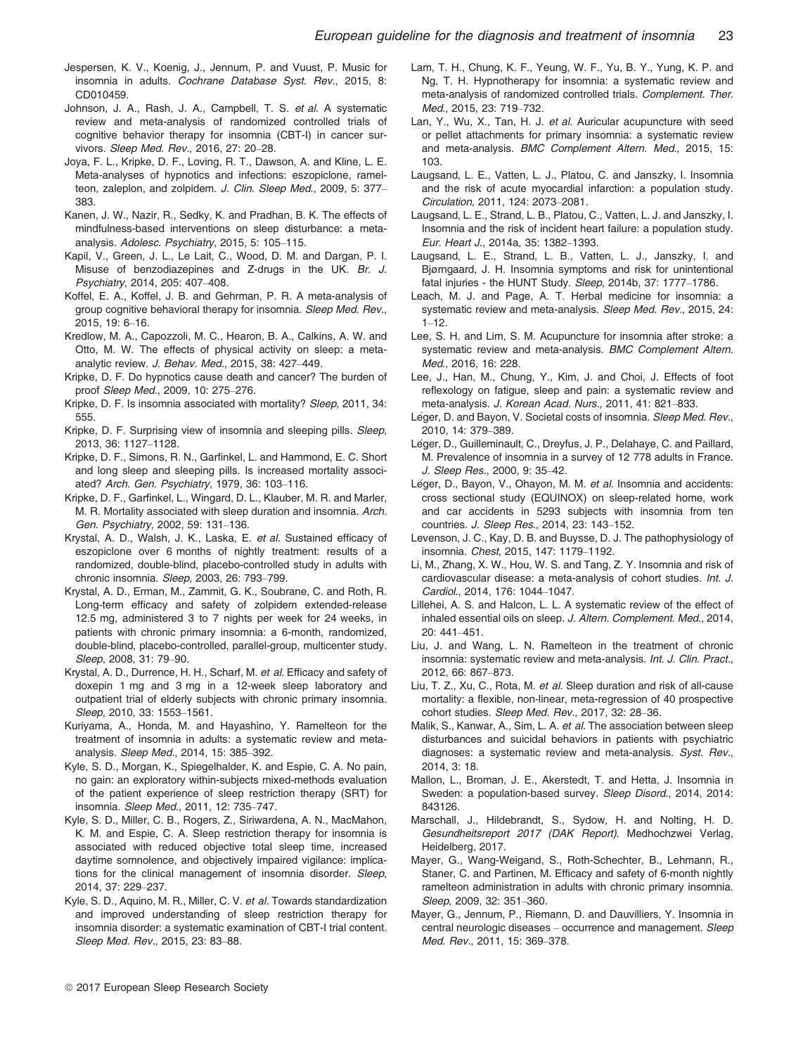Jespersen, K. V., Koenig, J., Jennum, P. and Vuust, P. Music for insomnia in adults. *Cochrane Database Syst. Rev.*, 2015, 8: CD010459.

Johnson, J. A., Rash, J. A., Campbell, T. S. *et al.* A systematic review and meta-analysis of randomized controlled trials of cognitive behavior therapy for insomnia (CBT-I) in cancer survivors. *Sleep Med. Rev.*, 2016, 27: 20–28.

Joya, F. L., Kripke, D. F., Loving, R. T., Dawson, A. and Kline, L. E. Meta-analyses of hypnotics and infections: eszopiclone, ramelteon, zaleplon, and zolpidem. *J. Clin. Sleep Med.*, 2009, 5: 377–383.

Kanen, J. W., Nazir, R., Sedky, K. and Pradhan, B. K. The effects of mindfulness-based interventions on sleep disturbance: a meta-analysis. *Adolesc. Psychiatry*, 2015, 5: 105–115.

Kapil, V., Green, J. L., Le Lait, C., Wood, D. M. and Dargan, P. I. Misuse of benzodiazepines and Z-drugs in the UK. *Br. J. Psychiatry*, 2014, 205: 407–408.

Koffel, E. A., Koffel, J. B. and Gehrman, P. R. A meta-analysis of group cognitive behavioral therapy for insomnia. *Sleep Med. Rev.*, 2015, 19: 6–16.

Kredlow, M. A., Capozzoli, M. C., Hearon, B. A., Calkins, A. W. and Otto, M. W. The effects of physical activity on sleep: a meta-analytic review. *J. Behav. Med.*, 2015, 38: 427–449.

Kripke, D. F. Do hypnotics cause death and cancer? The burden of proof *Sleep Med.*, 2009, 10: 275–276.

Kripke, D. F. Is insomnia associated with mortality? *Sleep*, 2011, 34: 555.

Kripke, D. F. Surprising view of insomnia and sleeping pills. *Sleep*, 2013, 36: 1127–1128.

Kripke, D. F., Simons, R. N., Garfinkel, L. and Hammond, E. C. Short and long sleep and sleeping pills. Is increased mortality associated? *Arch. Gen. Psychiatry*, 1979, 36: 103–116.

Kripke, D. F., Garfinkel, L., Wingard, D. L., Klauber, M. R. and Marler, M. R. Mortality associated with sleep duration and insomnia. *Arch. Gen. Psychiatry*, 2002, 59: 131–136.

Krystal, A. D., Walsh, J. K., Laska, E. *et al.* Sustained efficacy of eszopiclone over 6 months of nightly treatment: results of a randomized, double-blind, placebo-controlled study in adults with chronic insomnia. *Sleep*, 2003, 26: 793–799.

Krystal, A. D., Erman, M., Zammit, G. K., Soubrane, C. and Roth, R. Long-term efficacy and safety of zolpidem extended-release 12.5 mg, administered 3 to 7 nights per week for 24 weeks, in patients with chronic primary insomnia: a 6-month, randomized, double-blind, placebo-controlled, parallel-group, multicenter study. *Sleep*, 2008, 31: 79–90.

Krystal, A. D., Durrence, H. H., Scharf, M. *et al.* Efficacy and safety of doxepin 1 mg and 3 mg in a 12-week sleep laboratory and outpatient trial of elderly subjects with chronic primary insomnia. *Sleep*, 2010, 33: 1553–1561.

Kuriyama, A., Honda, M. and Hayashino, Y. Ramelteon for the treatment of insomnia in adults: a systematic review and meta-analysis. *Sleep Med.*, 2014, 15: 385–392.

Kyle, S. D., Morgan, K., Spiegelhalder, K. and Espie, C. A. No pain, no gain: an exploratory within-subjects mixed-methods evaluation of the patient experience of sleep restriction therapy (SRT) for insomnia. *Sleep Med.*, 2011, 12: 735–747.

Kyle, S. D., Miller, C. B., Rogers, Z., Siriwardena, A. N., MacMahon, K. M. and Espie, C. A. Sleep restriction therapy for insomnia is associated with reduced objective total sleep time, increased daytime somnolence, and objectively impaired vigilance: implications for the clinical management of insomnia disorder. *Sleep*, 2014, 37: 229–237.

Kyle, S. D., Aquino, M. R., Miller, C. V. *et al.* Towards standardization and improved understanding of sleep restriction therapy for insomnia disorder: a systematic examination of CBT-I trial content. *Sleep Med. Rev.*, 2015, 23: 83–88.

Lam, T. H., Chung, K. F., Yeung, W. F., Yu, B. Y., Yung, K. P. and Ng, T. H. Hypnotherapy for insomnia: a systematic review and meta-analysis of randomized controlled trials. *Complement. Ther. Med.*, 2015, 23: 719–732.

Lan, Y., Wu, X., Tan, H. J. *et al.* Auricular acupuncture with seed or pellet attachments for primary insomnia: a systematic review and meta-analysis. *BMC Complement Altern. Med.*, 2015, 15: 103.

Laugsand, L. E., Vatten, L. J., Platou, C. and Janszky, I. Insomnia and the risk of acute myocardial infarction: a population study. *Circulation*, 2011, 124: 2073–2081.

Laugsand, L. E., Strand, L. B., Platou, C., Vatten, L. J. and Janszky, I. Insomnia and the risk of incident heart failure: a population study. *Eur. Heart J.*, 2014a, 35: 1382–1393.

Laugsand, L. E., Strand, L. B., Vatten, L. J., Janszky, I. and Bjørngaard, J. H. Insomnia symptoms and risk for unintentional fatal injuries - the HUNT Study. *Sleep*, 2014b, 37: 1777–1786.

Leach, M. J. and Page, A. T. Herbal medicine for insomnia: a systematic review and meta-analysis. *Sleep Med. Rev.*, 2015, 24: 1–12.

Lee, S. H. and Lim, S. M. Acupuncture for insomnia after stroke: a systematic review and meta-analysis. *BMC Complement Altern. Med.*, 2016, 16: 228.

Lee, J., Han, M., Chung, Y., Kim, J. and Choi, J. Effects of foot reflexology on fatigue, sleep and pain: a systematic review and meta-analysis. *J. Korean Acad. Nurs.*, 2011, 41: 821–833.

Léger, D. and Bayon, V. Societal costs of insomnia. *Sleep Med. Rev.*, 2010, 14: 379–389.

Léger, D., Guilleminault, C., Dreyfus, J. P., Delahaye, C. and Paillard, M. Prevalence of insomnia in a survey of 12 778 adults in France. *J. Sleep Res.*, 2000, 9: 35–42.

Léger, D., Bayon, V., Ohayon, M. M. *et al.* Insomnia and accidents: cross sectional study (EQUINOX) on sleep-related home, work and car accidents in 5293 subjects with insomnia from ten countries. *J. Sleep Res.*, 2014, 23: 143–152.

Levenson, J. C., Kay, D. B. and Buysse, D. J. The pathophysiology of insomnia. *Chest*, 2015, 147: 1179–1192.

Li, M., Zhang, X. W., Hou, W. S. and Tang, Z. Y. Insomnia and risk of cardiovascular disease: a meta-analysis of cohort studies. *Int. J. Cardiol.*, 2014, 176: 1044–1047.

Lillehei, A. S. and Halcon, L. L. A systematic review of the effect of inhaled essential oils on sleep. *J. Altern. Complement. Med.*, 2014, 20: 441–451.

Liu, J. and Wang, L. N. Ramelteon in the treatment of chronic insomnia: systematic review and meta-analysis. *Int. J. Clin. Pract.*, 2012, 66: 867–873.

Liu, T. Z., Xu, C., Rota, M. *et al.* Sleep duration and risk of all-cause mortality: a flexible, non-linear, meta-regression of 40 prospective cohort studies. *Sleep Med. Rev.*, 2017, 32: 28–36.

Malik, S., Kanwar, A., Sim, L. A. *et al.* The association between sleep disturbances and suicidal behaviors in patients with psychiatric diagnoses: a systematic review and meta-analysis. *Syst. Rev.*, 2014, 3: 18.

Mallon, L., Broman, J. E., Akerstedt, T. and Hetta, J. Insomnia in Sweden: a population-based survey. *Sleep Disord.*, 2014, 2014: 843126.

Marschall, J., Hildebrandt, S., Sydow, H. and Nolting, H. D. *Gesundheitsreport 2017 (DAK Report).* Medhochzwei Verlag, Heidelberg, 2017.

Mayer, G., Wang-Weigand, S., Roth-Schechter, B., Lehmann, R., Staner, C. and Partinen, M. Efficacy and safety of 6-month nightly ramelteon administration in adults with chronic primary insomnia. *Sleep*, 2009, 32: 351–360.

Mayer, G., Jennum, P., Riemann, D. and Dauvilliers, Y. Insomnia in central neurologic diseases – occurrence and management. *Sleep Med. Rev.*, 2011, 15: 369–378.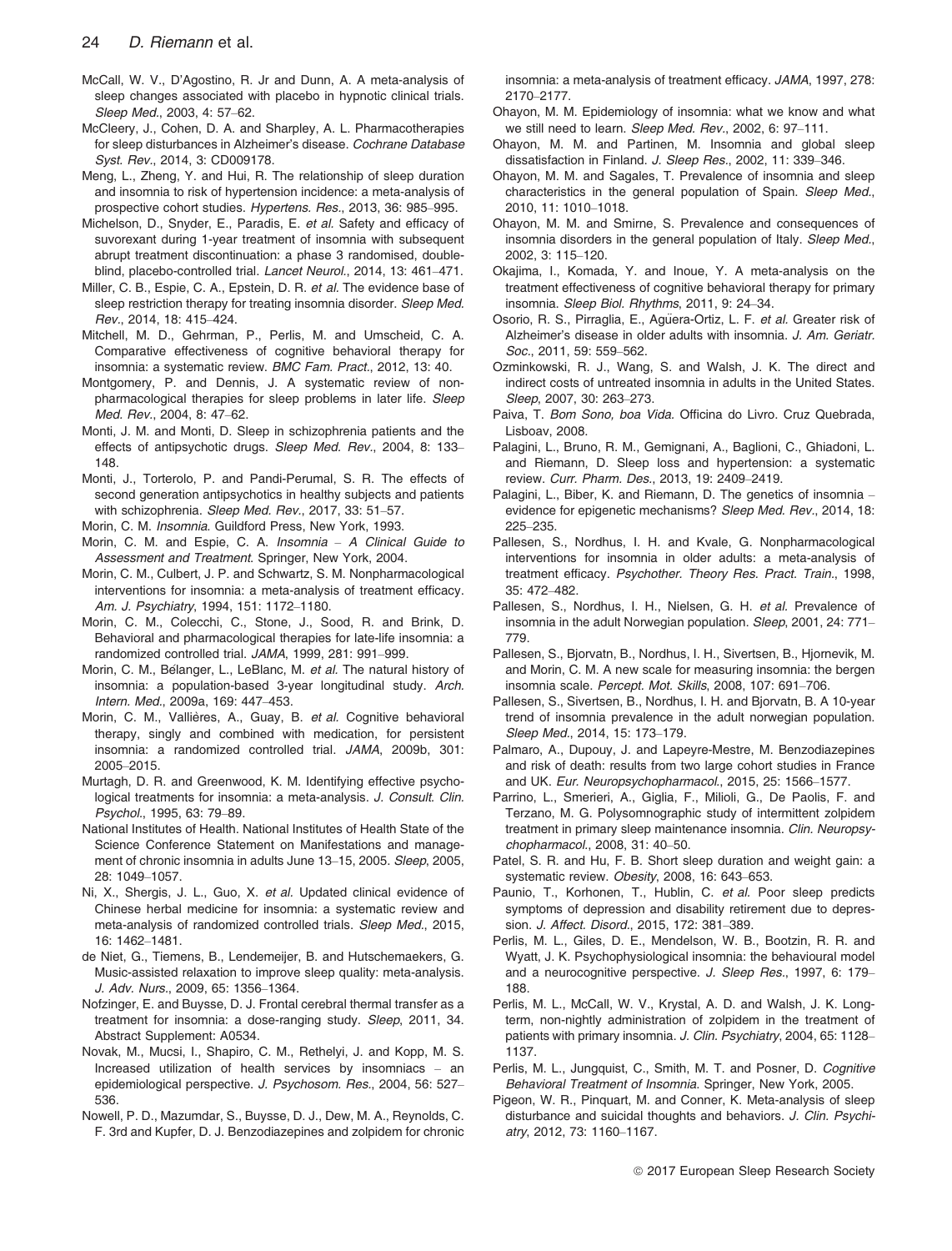McCall, W. V., D'Agostino, R. Jr and Dunn, A. A meta-analysis of sleep changes associated with placebo in hypnotic clinical trials. *Sleep Med.*, 2003, 4: 57–62.

McCleery, J., Cohen, D. A. and Sharpley, A. L. Pharmacotherapies for sleep disturbances in Alzheimer's disease. *Cochrane Database Syst. Rev.*, 2014, 3: CD009178.

Meng, L., Zheng, Y. and Hui, R. The relationship of sleep duration and insomnia to risk of hypertension incidence: a meta-analysis of prospective cohort studies. *Hypertens. Res.*, 2013, 36: 985–995.

Michelson, D., Snyder, E., Paradis, E. *et al.* Safety and efficacy of suvorexant during 1-year treatment of insomnia with subsequent abrupt treatment discontinuation: a phase 3 randomised, double-blind, placebo-controlled trial. *Lancet Neurol.*, 2014, 13: 461–471.

Miller, C. B., Espie, C. A., Epstein, D. R. *et al.* The evidence base of sleep restriction therapy for treating insomnia disorder. *Sleep Med. Rev.*, 2014, 18: 415–424.

Mitchell, M. D., Gehrman, P., Perlis, M. and Umscheid, C. A. Comparative effectiveness of cognitive behavioral therapy for insomnia: a systematic review. *BMC Fam. Pract.*, 2012, 13: 40.

Montgomery, P. and Dennis, J. A systematic review of non-pharmacological therapies for sleep problems in later life. *Sleep Med. Rev.*, 2004, 8: 47–62.

Monti, J. M. and Monti, D. Sleep in schizophrenia patients and the effects of antipsychotic drugs. *Sleep Med. Rev.*, 2004, 8: 133–148.

Monti, J., Torterolo, P. and Pandi-Perumal, S. R. The effects of second generation antipsychotics in healthy subjects and patients with schizophrenia. *Sleep Med. Rev.*, 2017, 33: 51–57.

Morin, C. M. *Insomnia*. Guildford Press, New York, 1993.

Morin, C. M. and Espie, C. A. *Insomnia – A Clinical Guide to Assessment and Treatment*. Springer, New York, 2004.

Morin, C. M., Culbert, J. P. and Schwartz, S. M. Nonpharmacological interventions for insomnia: a meta-analysis of treatment efficacy. *Am. J. Psychiatry*, 1994, 151: 1172–1180.

Morin, C. M., Colecchi, C., Stone, J., Sood, R. and Brink, D. Behavioral and pharmacological therapies for late-life insomnia: a randomized controlled trial. *JAMA*, 1999, 281: 991–999.

Morin, C. M., Bélanger, L., LeBlanc, M. *et al.* The natural history of insomnia: a population-based 3-year longitudinal study. *Arch. Intern. Med.*, 2009a, 169: 447–453.

Morin, C. M., Vallières, A., Guay, B. *et al.* Cognitive behavioral therapy, singly and combined with medication, for persistent insomnia: a randomized controlled trial. *JAMA*, 2009b, 301: 2005–2015.

Murtagh, D. R. and Greenwood, K. M. Identifying effective psychological treatments for insomnia: a meta-analysis. *J. Consult. Clin. Psychol.*, 1995, 63: 79–89.

National Institutes of Health. National Institutes of Health State of the Science Conference Statement on Manifestations and management of chronic insomnia in adults June 13–15, 2005. *Sleep*, 2005, 28: 1049–1057.

Ni, X., Shergis, J. L., Guo, X. *et al.* Updated clinical evidence of Chinese herbal medicine for insomnia: a systematic review and meta-analysis of randomized controlled trials. *Sleep Med.*, 2015, 16: 1462–1481.

de Niet, G., Tiemens, B., Lendemeijer, B. and Hutschemaekers, G. Music-assisted relaxation to improve sleep quality: meta-analysis. *J. Adv. Nurs.*, 2009, 65: 1356–1364.

Nofzinger, E. and Buysse, D. J. Frontal cerebral thermal transfer as a treatment for insomnia: a dose-ranging study. *Sleep*, 2011, 34. Abstract Supplement: A0534.

Novak, M., Mucsi, I., Shapiro, C. M., Rethelyi, J. and Kopp, M. S. Increased utilization of health services by insomniacs – an epidemiological perspective. *J. Psychosom. Res.*, 2004, 56: 527–536.

Nowell, P. D., Mazumdar, S., Buysse, D. J., Dew, M. A., Reynolds, C. F. 3rd and Kupfer, D. J. Benzodiazepines and zolpidem for chronic insomnia: a meta-analysis of treatment efficacy. *JAMA*, 1997, 278: 2170–2177.

Ohayon, M. M. Epidemiology of insomnia: what we know and what we still need to learn. *Sleep Med. Rev.*, 2002, 6: 97–111.

Ohayon, M. M. and Partinen, M. Insomnia and global sleep dissatisfaction in Finland. *J. Sleep Res.*, 2002, 11: 339–346.

Ohayon, M. M. and Sagales, T. Prevalence of insomnia and sleep characteristics in the general population of Spain. *Sleep Med.*, 2010, 11: 1010–1018.

Ohayon, M. M. and Smirne, S. Prevalence and consequences of insomnia disorders in the general population of Italy. *Sleep Med.*, 2002, 3: 115–120.

Okajima, I., Komada, Y. and Inoue, Y. A meta-analysis on the treatment effectiveness of cognitive behavioral therapy for primary insomnia. *Sleep Biol. Rhythms*, 2011, 9: 24–34.

Osorio, R. S., Pirraglia, E., Agüera-Ortiz, L. F. *et al.* Greater risk of Alzheimer's disease in older adults with insomnia. *J. Am. Geriatr. Soc.*, 2011, 59: 559–562.

Ozminkowski, R. J., Wang, S. and Walsh, J. K. The direct and indirect costs of untreated insomnia in adults in the United States. *Sleep*, 2007, 30: 263–273.

Paiva, T. *Bom Sono, boa Vida*. Officina do Livro. Cruz Quebrada, Lisboav, 2008.

Palagini, L., Bruno, R. M., Gemignani, A., Baglioni, C., Ghiadoni, L. and Riemann, D. Sleep loss and hypertension: a systematic review. *Curr. Pharm. Des.*, 2013, 19: 2409–2419.

Palagini, L., Biber, K. and Riemann, D. The genetics of insomnia – evidence for epigenetic mechanisms? *Sleep Med. Rev.*, 2014, 18: 225–235.

Pallesen, S., Nordhus, I. H. and Kvale, G. Nonpharmacological interventions for insomnia in older adults: a meta-analysis of treatment efficacy. *Psychother. Theory Res. Pract. Train.*, 1998, 35: 472–482.

Pallesen, S., Nordhus, I. H., Nielsen, G. H. *et al.* Prevalence of insomnia in the adult Norwegian population. *Sleep*, 2001, 24: 771–779.

Pallesen, S., Bjorvatn, B., Nordhus, I. H., Sivertsen, B., Hjornevik, M. and Morin, C. M. A new scale for measuring insomnia: the bergen insomnia scale. *Percept. Mot. Skills*, 2008, 107: 691–706.

Pallesen, S., Sivertsen, B., Nordhus, I. H. and Bjorvatn, B. A 10-year trend of insomnia prevalence in the adult norwegian population. *Sleep Med.*, 2014, 15: 173–179.

Palmaro, A., Dupouy, J. and Lapeyre-Mestre, M. Benzodiazepines and risk of death: results from two large cohort studies in France and UK. *Eur. Neuropsychopharmacol.*, 2015, 25: 1566–1577.

Parrino, L., Smerieri, A., Giglia, F., Milioli, G., De Paolis, F. and Terzano, M. G. Polysomnographic study of intermittent zolpidem treatment in primary sleep maintenance insomnia. *Clin. Neuropsychopharmacol.*, 2008, 31: 40–50.

Patel, S. R. and Hu, F. B. Short sleep duration and weight gain: a systematic review. *Obesity*, 2008, 16: 643–653.

Paunio, T., Korhonen, T., Hublin, C. *et al.* Poor sleep predicts symptoms of depression and disability retirement due to depression. *J. Affect. Disord.*, 2015, 172: 381–389.

Perlis, M. L., Giles, D. E., Mendelson, W. B., Bootzin, R. R. and Wyatt, J. K. Psychophysiological insomnia: the behavioural model and a neurocognitive perspective. *J. Sleep Res.*, 1997, 6: 179–188.

Perlis, M. L., McCall, W. V., Krystal, A. D. and Walsh, J. K. Long-term, non-nightly administration of zolpidem in the treatment of patients with primary insomnia. *J. Clin. Psychiatry*, 2004, 65: 1128–1137.

Perlis, M. L., Jungquist, C., Smith, M. T. and Posner, D. *Cognitive Behavioral Treatment of Insomnia*. Springer, New York, 2005.

Pigeon, W. R., Pinquart, M. and Conner, K. Meta-analysis of sleep disturbance and suicidal thoughts and behaviors. *J. Clin. Psychiatry*, 2012, 73: 1160–1167.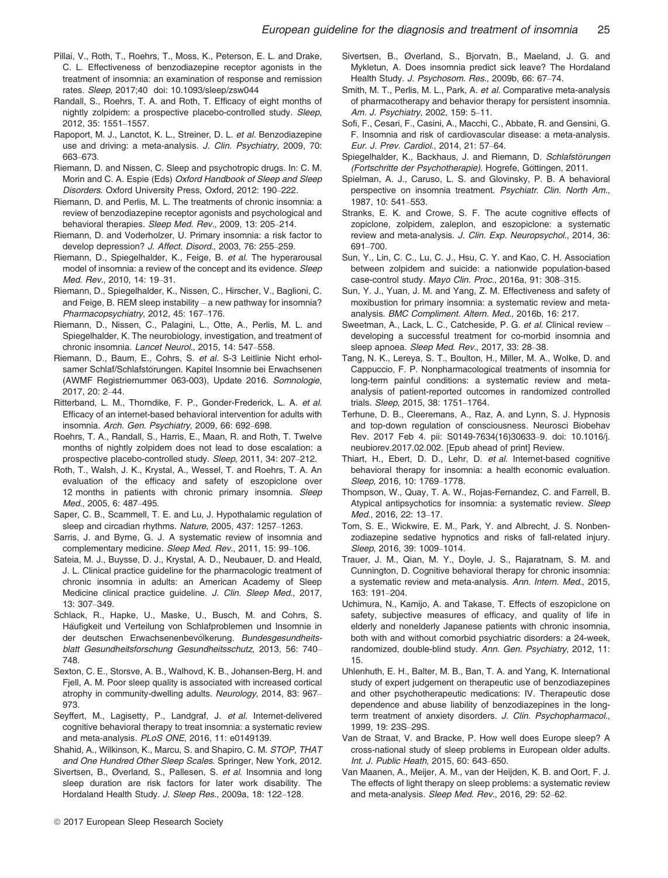Pillai, V., Roth, T., Roehrs, T., Moss, K., Peterson, E. L. and Drake, C. L. Effectiveness of benzodiazepine receptor agonists in the treatment of insomnia: an examination of response and remission rates. Sleep, 2017;40 doi: 10.1093/sleep/zsw044

Randall, S., Roehrs, T. A. and Roth, T. Efficacy of eight months of nightly zolpidem: a prospective placebo-controlled study. *Sleep*, 2012, 35: 1551–1557.

Rapoport, M. J., Lanctot, K. L., Streiner, D. L. *et al.* Benzodiazepine use and driving: a meta-analysis. *J. Clin. Psychiatry*, 2009, 70: 663–673.

Riemann, D. and Nissen, C. Sleep and psychotropic drugs. In: C. M. Morin and C. A. Espie (Eds) *Oxford Handbook of Sleep and Sleep Disorders*. Oxford University Press, Oxford, 2012: 190–222.

Riemann, D. and Perlis, M. L. The treatments of chronic insomnia: a review of benzodiazepine receptor agonists and psychological and behavioral therapies. *Sleep Med. Rev.*, 2009, 13: 205–214.

Riemann, D. and Voderholzer, U. Primary insomnia: a risk factor to develop depression? *J. Affect. Disord.*, 2003, 76: 255–259.

Riemann, D., Spiegelhalder, K., Feige, B. *et al.* The hyperarousal model of insomnia: a review of the concept and its evidence. *Sleep Med. Rev.*, 2010, 14: 19–31.

Riemann, D., Spiegelhalder, K., Nissen, C., Hirscher, V., Baglioni, C. and Feige, B. REM sleep instability – a new pathway for insomnia? *Pharmacopsychiatry*, 2012, 45: 167–176.

Riemann, D., Nissen, C., Palagini, L., Otte, A., Perlis, M. L. and Spiegelhalder, K. The neurobiology, investigation, and treatment of chronic insomnia. *Lancet Neurol.*, 2015, 14: 547–558.

Riemann, D., Baum, E., Cohrs, S. *et al.* S-3 Leitlinie Nicht erholsamer Schlaf/Schlafstörungen. Kapitel Insomnie bei Erwachsenen (AWMF Registriernummer 063-003), Update 2016. *Somnologie*, 2017, 20: 2–44.

Ritterband, L. M., Thorndike, F. P., Gonder-Frederick, L. A. *et al.* Efficacy of an internet-based behavioral intervention for adults with insomnia. *Arch. Gen. Psychiatry*, 2009, 66: 692–698.

Roehrs, T. A., Randall, S., Harris, E., Maan, R. and Roth, T. Twelve months of nightly zolpidem does not lead to dose escalation: a prospective placebo-controlled study. *Sleep*, 2011, 34: 207–212.

Roth, T., Walsh, J. K., Krystal, A., Wessel, T. and Roehrs, T. A. An evaluation of the efficacy and safety of eszopiclone over 12 months in patients with chronic primary insomnia. *Sleep Med.*, 2005, 6: 487–495.

Saper, C. B., Scammell, T. E. and Lu, J. Hypothalamic regulation of sleep and circadian rhythms. *Nature*, 2005, 437: 1257–1263.

Sarris, J. and Byrne, G. J. A systematic review of insomnia and complementary medicine. *Sleep Med. Rev.*, 2011, 15: 99–106.

Sateia, M. J., Buysse, D. J., Krystal, A. D., Neubauer, D. and Heald, J. L. Clinical practice guideline for the pharmacologic treatment of chronic insomnia in adults: an American Academy of Sleep Medicine clinical practice guideline. *J. Clin. Sleep Med.*, 2017, 13: 307–349.

Schlack, R., Hapke, U., Maske, U., Busch, M. and Cohrs, S. Häufigkeit und Verteilung von Schlafproblemen und Insomnie in der deutschen Erwachsenenbevölkerung. *Bundesgesundheitsblatt Gesundheitsforschung Gesundheitsschutz*, 2013, 56: 740–748.

Sexton, C. E., Storsve, A. B., Walhovd, K. B., Johansen-Berg, H. and Fjell, A. M. Poor sleep quality is associated with increased cortical atrophy in community-dwelling adults. *Neurology*, 2014, 83: 967–973.

Seyffert, M., Lagisetty, P., Landgraf, J. *et al.* Internet-delivered cognitive behavioral therapy to treat insomnia: a systematic review and meta-analysis. *PLoS ONE*, 2016, 11: e0149139.

Shahid, A., Wilkinson, K., Marcu, S. and Shapiro, C. M. *STOP, THAT and One Hundred Other Sleep Scales*. Springer, New York, 2012.

Sivertsen, B., Øverland, S., Pallesen, S. *et al.* Insomnia and long sleep duration are risk factors for later work disability. The Hordaland Health Study. *J. Sleep Res.*, 2009a, 18: 122–128.

Sivertsen, B., Øverland, S., Bjorvatn, B., Maeland, J. G. and Mykletun, A. Does insomnia predict sick leave? The Hordaland Health Study. *J. Psychosom. Res.*, 2009b, 66: 67–74.

Smith, M. T., Perlis, M. L., Park, A. *et al.* Comparative meta-analysis of pharmacotherapy and behavior therapy for persistent insomnia. *Am. J. Psychiatry*, 2002, 159: 5–11.

Sofi, F., Cesari, F., Casini, A., Macchi, C., Abbate, R. and Gensini, G. F. Insomnia and risk of cardiovascular disease: a meta-analysis. *Eur. J. Prev. Cardiol.*, 2014, 21: 57–64.

Spiegelhalder, K., Backhaus, J. and Riemann, D. *Schlafstörungen (Fortschritte der Psychotherapie)*. Hogrefe, Göttingen, 2011.

Spielman, A. J., Caruso, L. S. and Glovinsky, P. B. A behavioral perspective on insomnia treatment. *Psychiatr. Clin. North Am.*, 1987, 10: 541–553.

Stranks, E. K. and Crowe, S. F. The acute cognitive effects of zopiclone, zolpidem, zaleplon, and eszopiclone: a systematic review and meta-analysis. *J. Clin. Exp. Neuropsychol.*, 2014, 36: 691–700.

Sun, Y., Lin, C. C., Lu, C. J., Hsu, C. Y. and Kao, C. H. Association between zolpidem and suicide: a nationwide population-based case-control study. *Mayo Clin. Proc.*, 2016a, 91: 308–315.

Sun, Y. J., Yuan, J. M. and Yang, Z. M. Effectiveness and safety of moxibustion for primary insomnia: a systematic review and meta-analysis. *BMC Compliment. Altern. Med.*, 2016b, 16: 217.

Sweetman, A., Lack, L. C., Catcheside, P. G. *et al.* Clinical review – developing a successful treatment for co-morbid insomnia and sleep apnoea. *Sleep Med. Rev.*, 2017, 33: 28–38.

Tang, N. K., Lereya, S. T., Boulton, H., Miller, M. A., Wolke, D. and Cappuccio, F. P. Nonpharmacological treatments of insomnia for long-term painful conditions: a systematic review and meta-analysis of patient-reported outcomes in randomized controlled trials. *Sleep*, 2015, 38: 1751–1764.

Terhune, D. B., Cleeremans, A., Raz, A. and Lynn, S. J. Hypnosis and top-down regulation of consciousness. Neurosci Biobehav Rev. 2017 Feb 4. pii: S0149-7634(16)30633–9. doi: 10.1016/j.neubiorev.2017.02.002. [Epub ahead of print] Review.

Thiart, H., Ebert, D. D., Lehr, D. *et al.* Internet-based cognitive behavioral therapy for insomnia: a health economic evaluation. *Sleep*, 2016, 10: 1769–1778.

Thompson, W., Quay, T. A. W., Rojas-Fernandez, C. and Farrell, B. Atypical antipsychotics for insomnia: a systematic review. *Sleep Med.*, 2016, 22: 13–17.

Tom, S. E., Wickwire, E. M., Park, Y. and Albrecht, J. S. Nonbenzodiazepine sedative hypnotics and risks of fall-related injury. *Sleep*, 2016, 39: 1009–1014.

Trauer, J. M., Qian, M. Y., Doyle, J. S., Rajaratnam, S. M. and Cunnington, D. Cognitive behavioral therapy for chronic insomnia: a systematic review and meta-analysis. *Ann. Intern. Med.*, 2015, 163: 191–204.

Uchimura, N., Kamijo, A. and Takase, T. Effects of eszopiclone on safety, subjective measures of efficacy, and quality of life in elderly and nonelderly Japanese patients with chronic insomnia, both with and without comorbid psychiatric disorders: a 24-week, randomized, double-blind study. *Ann. Gen. Psychiatry*, 2012, 11: 15.

Uhlenhuth, E. H., Balter, M. B., Ban, T. A. and Yang, K. International study of expert judgement on therapeutic use of benzodiazepines and other psychotherapeutic medications: IV. Therapeutic dose dependence and abuse liability of benzodiazepines in the long-term treatment of anxiety disorders. *J. Clin. Psychopharmacol.*, 1999, 19: 23S–29S.

Van de Straat, V. and Bracke, P. How well does Europe sleep? A cross-national study of sleep problems in European older adults. *Int. J. Public Heath*, 2015, 60: 643–650.

Van Maanen, A., Meijer, A. M., van der Heijden, K. B. and Oort, F. J. The effects of light therapy on sleep problems: a systematic review and meta-analysis. *Sleep Med. Rev.*, 2016, 29: 52–62.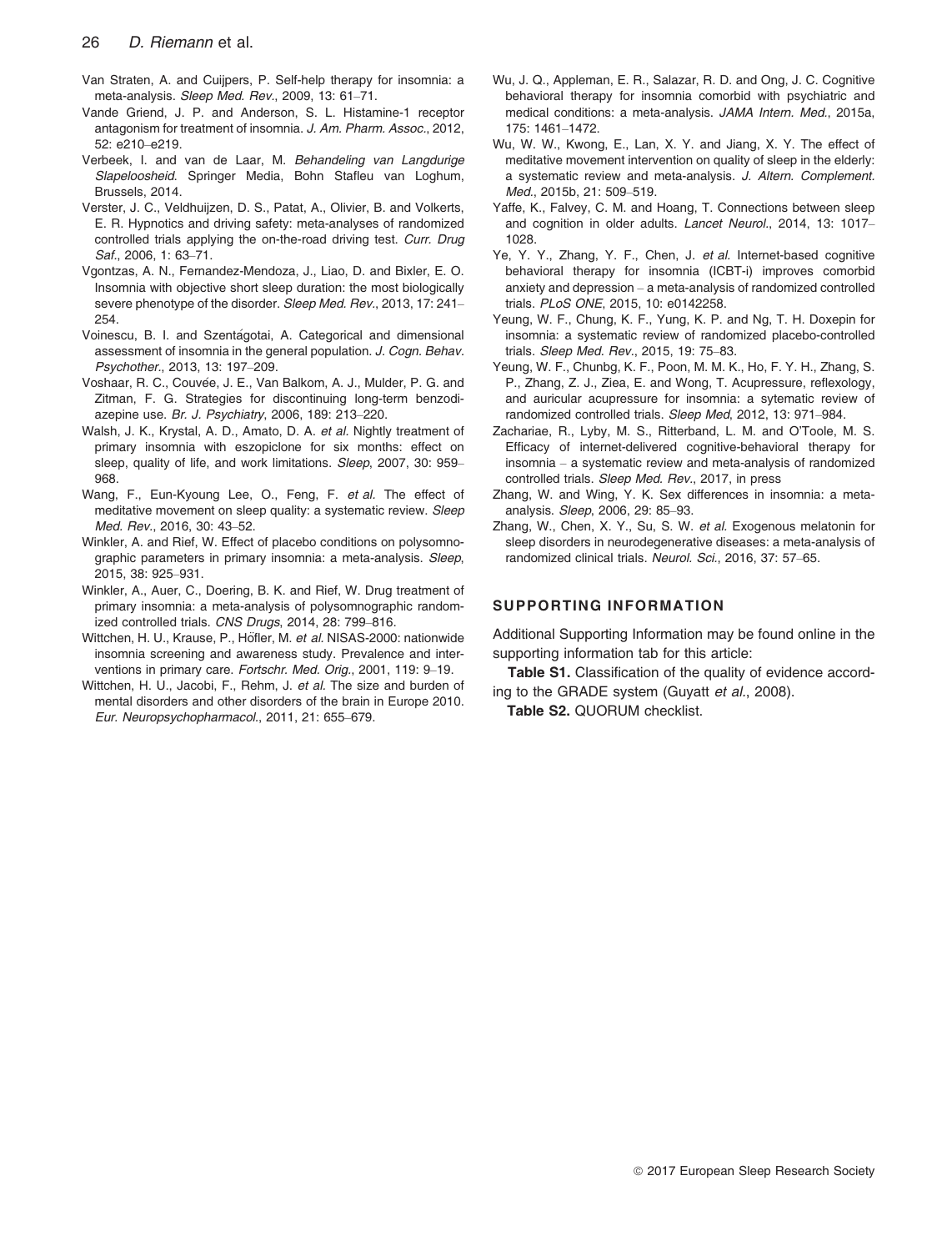Van Straten, A. and Cuijpers, P. Self-help therapy for insomnia: a meta-analysis. *Sleep Med. Rev.*, 2009, 13: 61–71.

Vande Griend, J. P. and Anderson, S. L. Histamine-1 receptor antagonism for treatment of insomnia. *J. Am. Pharm. Assoc.*, 2012, 52: e210–e219.

Verbeek, I. and van de Laar, M. *Behandeling van Langdurige Slapeloosheid*. Springer Media, Bohn Stafleu van Loghum, Brussels, 2014.

Verster, J. C., Veldhuijzen, D. S., Patat, A., Olivier, B. and Volkerts, E. R. Hypnotics and driving safety: meta-analyses of randomized controlled trials applying the on-the-road driving test. *Curr. Drug Saf.*, 2006, 1: 63–71.

Vgontzas, A. N., Fernandez-Mendoza, J., Liao, D. and Bixler, E. O. Insomnia with objective short sleep duration: the most biologically severe phenotype of the disorder. *Sleep Med. Rev.*, 2013, 17: 241–254.

Voinescu, B. I. and Szentágotai, A. Categorical and dimensional assessment of insomnia in the general population. *J. Cogn. Behav. Psychother.*, 2013, 13: 197–209.

Voshaar, R. C., Couvée, J. E., Van Balkom, A. J., Mulder, P. G. and Zitman, F. G. Strategies for discontinuing long-term benzodiazepine use. *Br. J. Psychiatry*, 2006, 189: 213–220.

Walsh, J. K., Krystal, A. D., Amato, D. A. *et al.* Nightly treatment of primary insomnia with eszopiclone for six months: effect on sleep, quality of life, and work limitations. *Sleep*, 2007, 30: 959–968.

Wang, F., Eun-Kyoung Lee, O., Feng, F. *et al.* The effect of meditative movement on sleep quality: a systematic review. *Sleep Med. Rev.*, 2016, 30: 43–52.

Winkler, A. and Rief, W. Effect of placebo conditions on polysomnographic parameters in primary insomnia: a meta-analysis. *Sleep*, 2015, 38: 925–931.

Winkler, A., Auer, C., Doering, B. K. and Rief, W. Drug treatment of primary insomnia: a meta-analysis of polysomnographic randomized controlled trials. *CNS Drugs*, 2014, 28: 799–816.

Wittchen, H. U., Krause, P., Höfler, M. *et al.* NISAS-2000: nationwide insomnia screening and awareness study. Prevalence and interventions in primary care. *Fortschr. Med. Orig.*, 2001, 119: 9–19.

Wittchen, H. U., Jacobi, F., Rehm, J. *et al.* The size and burden of mental disorders and other disorders of the brain in Europe 2010. *Eur. Neuropsychopharmacol.*, 2011, 21: 655–679.

Wu, J. Q., Appleman, E. R., Salazar, R. D. and Ong, J. C. Cognitive behavioral therapy for insomnia comorbid with psychiatric and medical conditions: a meta-analysis. *JAMA Intern. Med.*, 2015a, 175: 1461–1472.

Wu, W. W., Kwong, E., Lan, X. Y. and Jiang, X. Y. The effect of meditative movement intervention on quality of sleep in the elderly: a systematic review and meta-analysis. *J. Altern. Complement. Med.*, 2015b, 21: 509–519.

Yaffe, K., Falvey, C. M. and Hoang, T. Connections between sleep and cognition in older adults. *Lancet Neurol.*, 2014, 13: 1017–1028.

Ye, Y. Y., Zhang, Y. F., Chen, J. *et al.* Internet-based cognitive behavioral therapy for insomnia (ICBT-i) improves comorbid anxiety and depression – a meta-analysis of randomized controlled trials. *PLoS ONE*, 2015, 10: e0142258.

Yeung, W. F., Chung, K. F., Yung, K. P. and Ng, T. H. Doxepin for insomnia: a systematic review of randomized placebo-controlled trials. *Sleep Med. Rev.*, 2015, 19: 75–83.

Yeung, W. F., Chunbg, K. F., Poon, M. M. K., Ho, F. Y. H., Zhang, S. P., Zhang, Z. J., Ziea, E. and Wong, T. Acupressure, reflexology, and auricular acupressure for insomnia: a sytematic review of randomized controlled trials. *Sleep Med*, 2012, 13: 971–984.

Zachariae, R., Lyby, M. S., Ritterband, L. M. and O'Toole, M. S. Efficacy of internet-delivered cognitive-behavioral therapy for insomnia – a systematic review and meta-analysis of randomized controlled trials. *Sleep Med. Rev.*, 2017, in press

Zhang, W. and Wing, Y. K. Sex differences in insomnia: a meta-analysis. *Sleep*, 2006, 29: 85–93.

Zhang, W., Chen, X. Y., Su, S. W. *et al.* Exogenous melatonin for sleep disorders in neurodegenerative diseases: a meta-analysis of randomized clinical trials. *Neurol. Sci.*, 2016, 37: 57–65.

## SUPPORTING INFORMATION

Additional Supporting Information may be found online in the supporting information tab for this article:

**Table S1.** Classification of the quality of evidence according to the GRADE system (Guyatt *et al.*, 2008).

**Table S2.** QUORUM checklist.